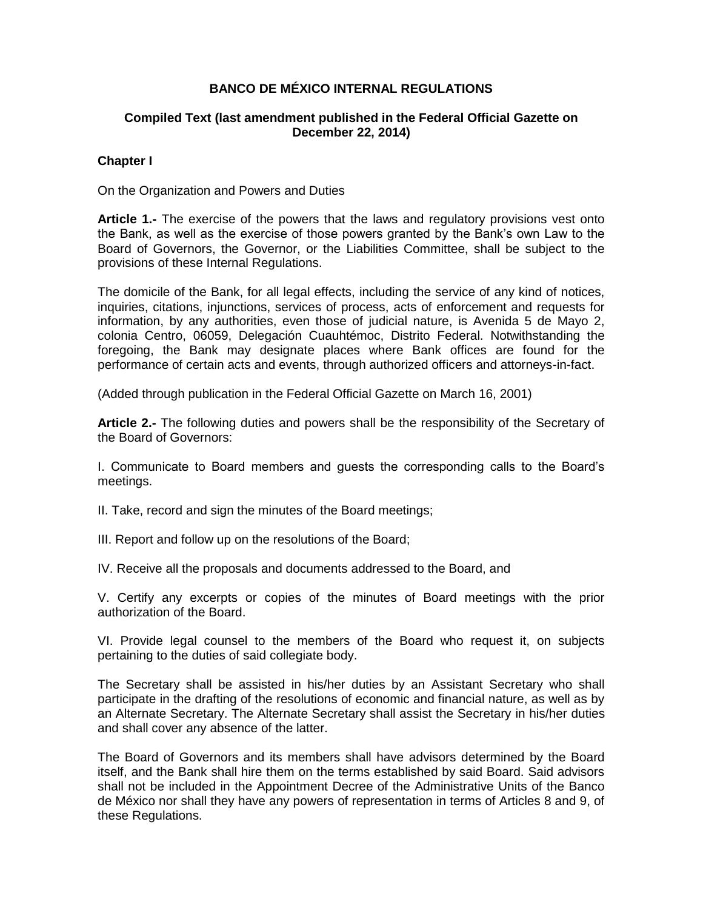# BANCO DE MÉXICO INTERNAL REGULATIONS

## Compiled Text (last amendment published in the Federal Official Gazette on December 22, 2014)

### Chapter I

On the Organization and Powers and Duties

**Article 1.-** The exercise of the powers that the laws and regulatory provisions vest onto the Bank, as well as the exercise of those powers granted by the Bank's own Law to the Board of Governors, the Governor, or the Liabilities Committee, shall be subject to the provisions of these Internal Regulations.

The domicile of the Bank, for all legal effects, including the service of any kind of notices, inquiries, citations, injunctions, services of process, acts of enforcement and requests for information, by any authorities, even those of judicial nature, is Avenida 5 de Mayo 2, colonia Centro, 06059, Delegación Cuauhtémoc, Distrito Federal. Notwithstanding the foregoing, the Bank may designate places where Bank offices are found for the performance of certain acts and events, through authorized officers and attorneys-in-fact.

(Added through publication in the Federal Official Gazette on March 16, 2001)

**Article 2.-** The following duties and powers shall be the responsibility of the Secretary of the Board of Governors:

I. Communicate to Board members and guests the corresponding calls to the Board's meetings.

II. Take, record and sign the minutes of the Board meetings;

III. Report and follow up on the resolutions of the Board;

IV. Receive all the proposals and documents addressed to the Board, and

V. Certify any excerpts or copies of the minutes of Board meetings with the prior authorization of the Board.

VI. Provide legal counsel to the members of the Board who request it, on subjects pertaining to the duties of said collegiate body.

The Secretary shall be assisted in his/her duties by an Assistant Secretary who shall participate in the drafting of the resolutions of economic and financial nature, as well as by an Alternate Secretary. The Alternate Secretary shall assist the Secretary in his/her duties and shall cover any absence of the latter.

The Board of Governors and its members shall have advisors determined by the Board itself, and the Bank shall hire them on the terms established by said Board. Said advisors shall not be included in the Appointment Decree of the Administrative Units of the Banco de México nor shall they have any powers of representation in terms of Articles 8 and 9, of these Regulations.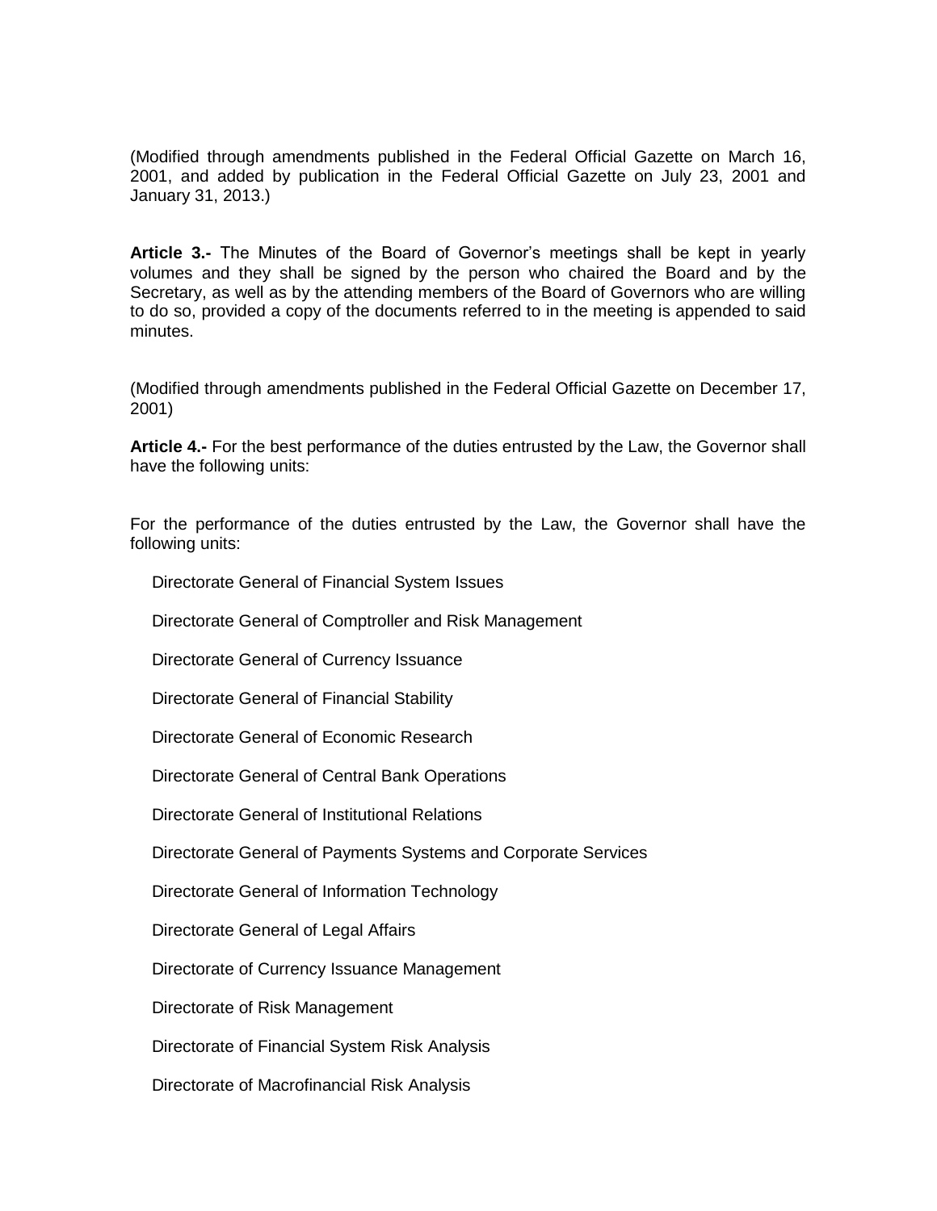(Modified through amendments published in the Federal Official Gazette on March 16, 2001, and added by publication in the Federal Official Gazette on July 23, 2001 and January 31, 2013.)

**Article 3.-** The Minutes of the Board of Governor's meetings shall be kept in yearly volumes and they shall be signed by the person who chaired the Board and by the Secretary, as well as by the attending members of the Board of Governors who are willing to do so, provided a copy of the documents referred to in the meeting is appended to said minutes.

(Modified through amendments published in the Federal Official Gazette on December 17, 2001)

**Article 4.-** For the best performance of the duties entrusted by the Law, the Governor shall have the following units:

For the performance of the duties entrusted by the Law, the Governor shall have the following units:

Directorate General of Financial System Issues

Directorate General of Comptroller and Risk Management

Directorate General of Currency Issuance

Directorate General of Financial Stability

Directorate General of Economic Research

Directorate General of Central Bank Operations

Directorate General of Institutional Relations

Directorate General of Payments Systems and Corporate Services

Directorate General of Information Technology

Directorate General of Legal Affairs

Directorate of Currency Issuance Management

Directorate of Risk Management

Directorate of Financial System Risk Analysis

Directorate of Macrofinancial Risk Analysis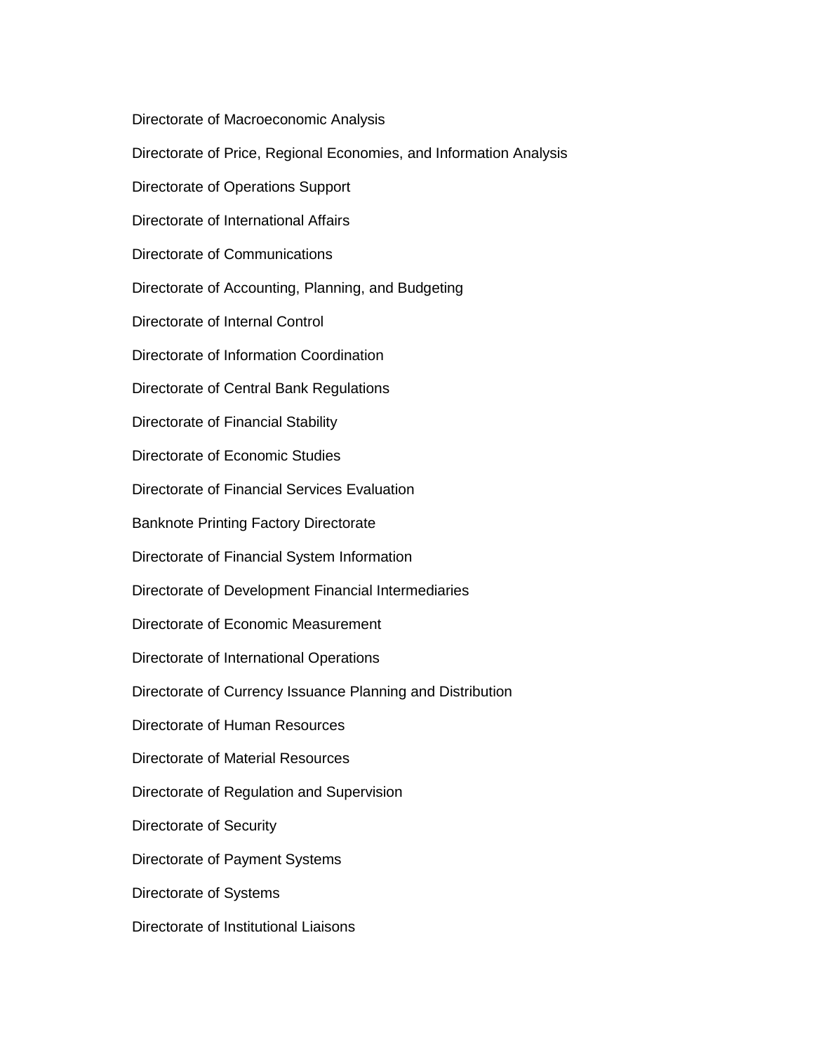Directorate of Macroeconomic Analysis

Directorate of Price, Regional Economies, and Information Analysis

Directorate of Operations Support

Directorate of International Affairs

Directorate of Communications

Directorate of Accounting, Planning, and Budgeting

Directorate of Internal Control

Directorate of Information Coordination

Directorate of Central Bank Regulations

Directorate of Financial Stability

Directorate of Economic Studies

Directorate of Financial Services Evaluation

Banknote Printing Factory Directorate

Directorate of Financial System Information

Directorate of Development Financial Intermediaries

Directorate of Economic Measurement

Directorate of International Operations

Directorate of Currency Issuance Planning and Distribution

Directorate of Human Resources

Directorate of Material Resources

Directorate of Regulation and Supervision

Directorate of Security

Directorate of Payment Systems

Directorate of Systems

Directorate of Institutional Liaisons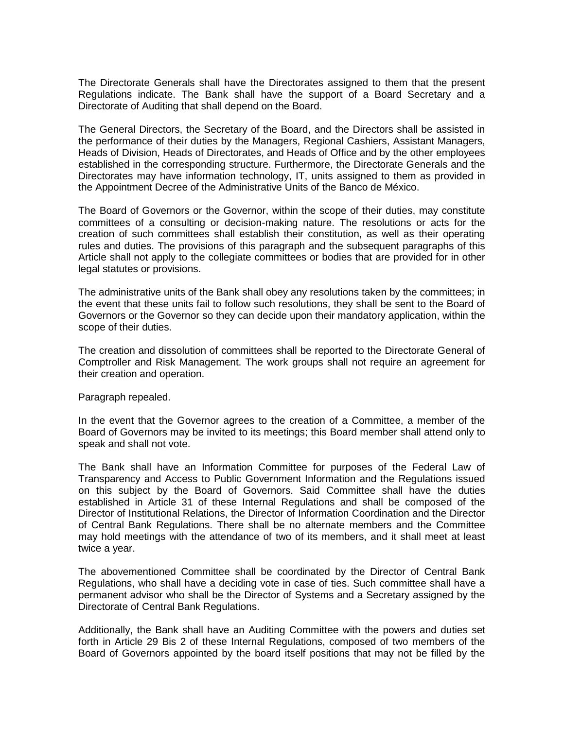The Directorate Generals shall have the Directorates assigned to them that the present Regulations indicate. The Bank shall have the support of a Board Secretary and a Directorate of Auditing that shall depend on the Board.

The General Directors, the Secretary of the Board, and the Directors shall be assisted in the performance of their duties by the Managers, Regional Cashiers, Assistant Managers, Heads of Division, Heads of Directorates, and Heads of Office and by the other employees established in the corresponding structure. Furthermore, the Directorate Generals and the Directorates may have information technology, IT, units assigned to them as provided in the Appointment Decree of the Administrative Units of the Banco de México.

The Board of Governors or the Governor, within the scope of their duties, may constitute committees of a consulting or decision-making nature. The resolutions or acts for the creation of such committees shall establish their constitution, as well as their operating rules and duties. The provisions of this paragraph and the subsequent paragraphs of this Article shall not apply to the collegiate committees or bodies that are provided for in other legal statutes or provisions.

The administrative units of the Bank shall obey any resolutions taken by the committees; in the event that these units fail to follow such resolutions, they shall be sent to the Board of Governors or the Governor so they can decide upon their mandatory application, within the scope of their duties.

The creation and dissolution of committees shall be reported to the Directorate General of Comptroller and Risk Management. The work groups shall not require an agreement for their creation and operation.

Paragraph repealed.

In the event that the Governor agrees to the creation of a Committee, a member of the Board of Governors may be invited to its meetings; this Board member shall attend only to speak and shall not vote.

The Bank shall have an Information Committee for purposes of the Federal Law of Transparency and Access to Public Government Information and the Regulations issued on this subject by the Board of Governors. Said Committee shall have the duties established in Article 31 of these Internal Regulations and shall be composed of the Director of Institutional Relations, the Director of Information Coordination and the Director of Central Bank Regulations. There shall be no alternate members and the Committee may hold meetings with the attendance of two of its members, and it shall meet at least twice a year.

The abovementioned Committee shall be coordinated by the Director of Central Bank Regulations, who shall have a deciding vote in case of ties. Such committee shall have a permanent advisor who shall be the Director of Systems and a Secretary assigned by the Directorate of Central Bank Regulations.

Additionally, the Bank shall have an Auditing Committee with the powers and duties set forth in Article 29 Bis 2 of these Internal Regulations, composed of two members of the Board of Governors appointed by the board itself positions that may not be filled by the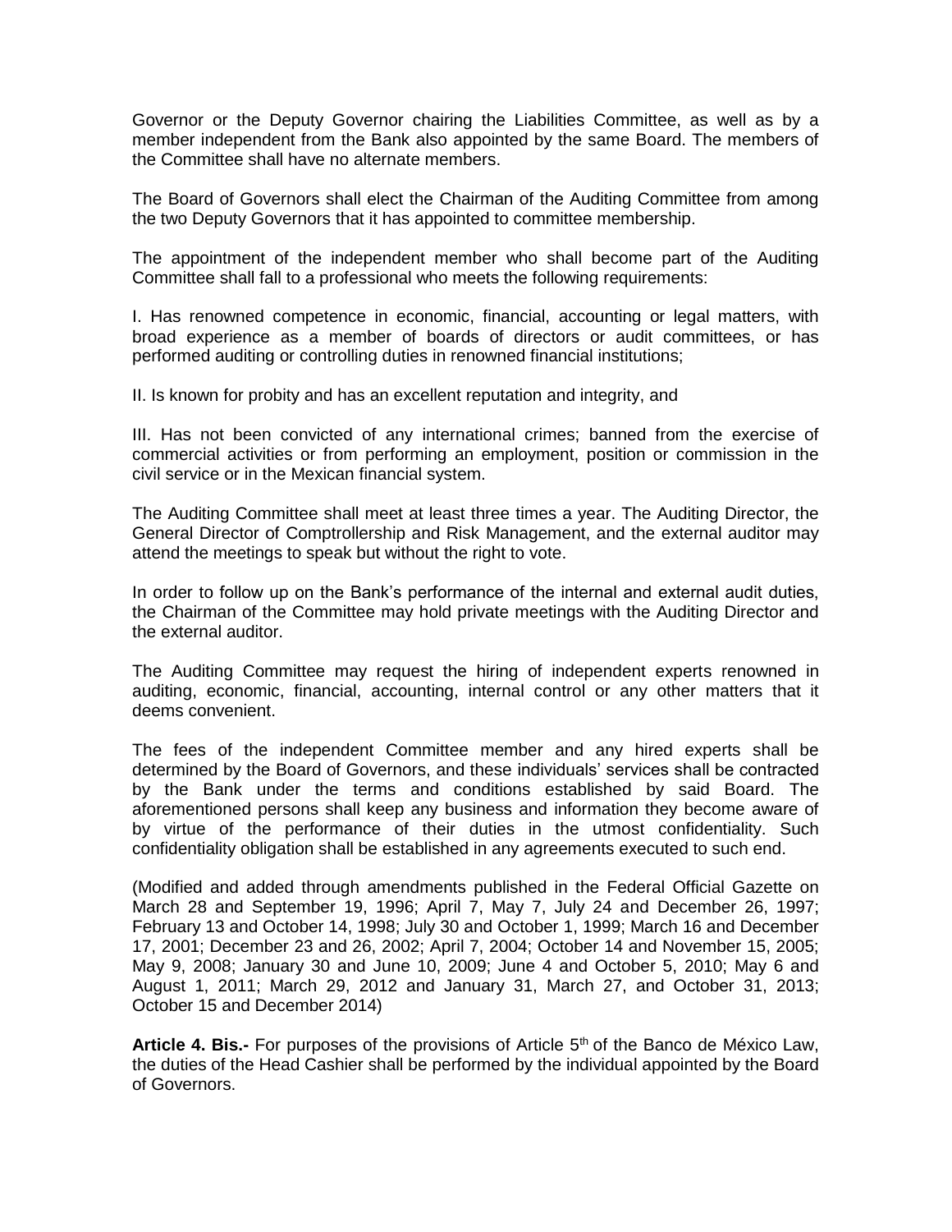Governor or the Deputy Governor chairing the Liabilities Committee, as well as by a member independent from the Bank also appointed by the same Board. The members of the Committee shall have no alternate members.

The Board of Governors shall elect the Chairman of the Auditing Committee from among the two Deputy Governors that it has appointed to committee membership.

The appointment of the independent member who shall become part of the Auditing Committee shall fall to a professional who meets the following requirements:

I. Has renowned competence in economic, financial, accounting or legal matters, with broad experience as a member of boards of directors or audit committees, or has performed auditing or controlling duties in renowned financial institutions;

II. Is known for probity and has an excellent reputation and integrity, and

III. Has not been convicted of any international crimes; banned from the exercise of commercial activities or from performing an employment, position or commission in the civil service or in the Mexican financial system.

The Auditing Committee shall meet at least three times a year. The Auditing Director, the General Director of Comptrollership and Risk Management, and the external auditor may attend the meetings to speak but without the right to vote.

In order to follow up on the Bank's performance of the internal and external audit duties, the Chairman of the Committee may hold private meetings with the Auditing Director and the external auditor.

The Auditing Committee may request the hiring of independent experts renowned in auditing, economic, financial, accounting, internal control or any other matters that it deems convenient.

The fees of the independent Committee member and any hired experts shall be determined by the Board of Governors, and these individuals' services shall be contracted by the Bank under the terms and conditions established by said Board. The aforementioned persons shall keep any business and information they become aware of by virtue of the performance of their duties in the utmost confidentiality. Such confidentiality obligation shall be established in any agreements executed to such end.

(Modified and added through amendments published in the Federal Official Gazette on March 28 and September 19, 1996; April 7, May 7, July 24 and December 26, 1997; February 13 and October 14, 1998; July 30 and October 1, 1999; March 16 and December 17, 2001; December 23 and 26, 2002; April 7, 2004; October 14 and November 15, 2005; May 9, 2008; January 30 and June 10, 2009; June 4 and October 5, 2010; May 6 and August 1, 2011; March 29, 2012 and January 31, March 27, and October 31, 2013; October 15 and December 2014)

**Article 4. Bis.-** For purposes of the provisions of Article 5th of the Banco de México Law, the duties of the Head Cashier shall be performed by the individual appointed by the Board of Governors.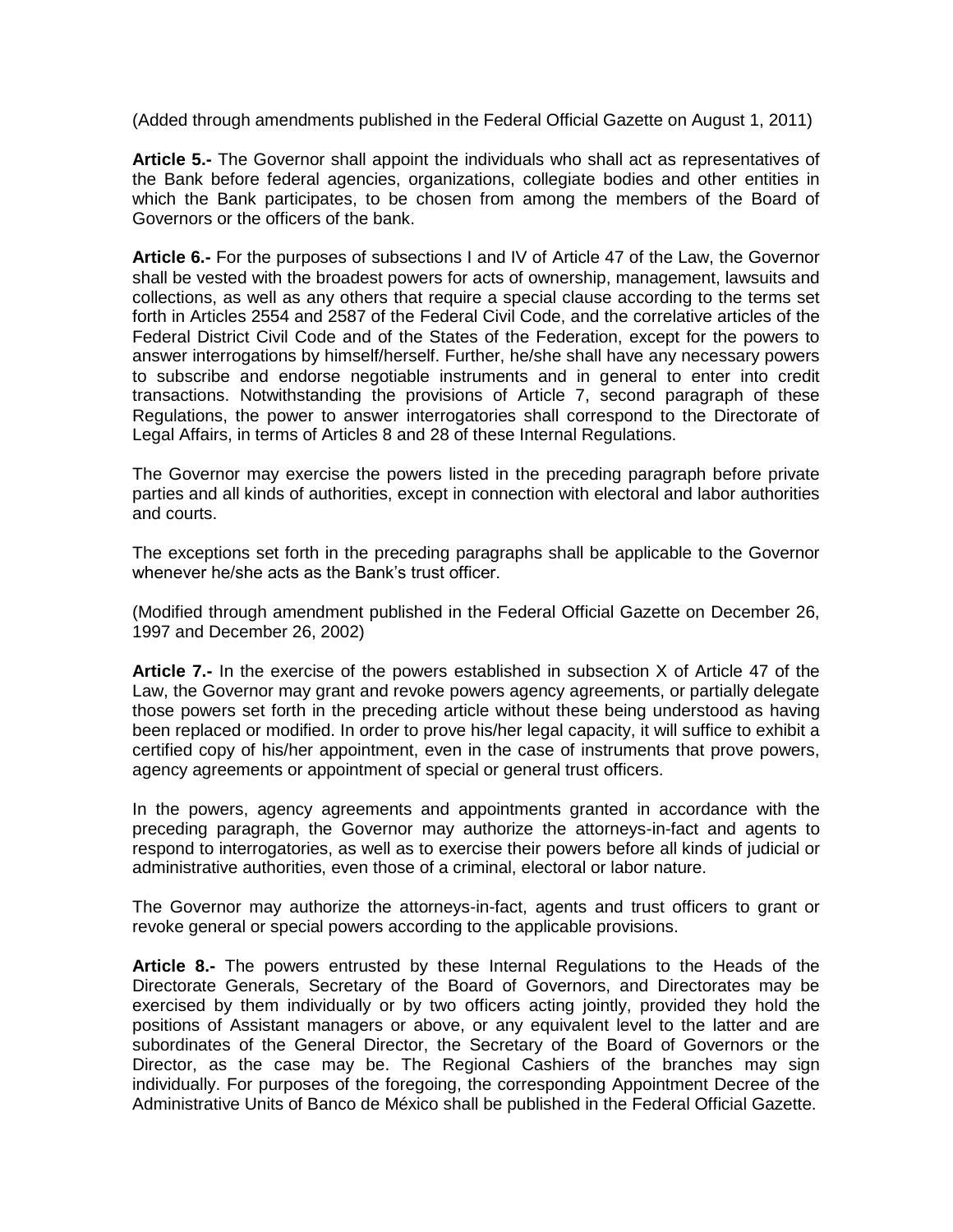(Added through amendments published in the Federal Official Gazette on August 1, 2011)

**Article 5.-** The Governor shall appoint the individuals who shall act as representatives of the Bank before federal agencies, organizations, collegiate bodies and other entities in which the Bank participates, to be chosen from among the members of the Board of Governors or the officers of the bank.

**Article 6.-** For the purposes of subsections I and IV of Article 47 of the Law, the Governor shall be vested with the broadest powers for acts of ownership, management, lawsuits and collections, as well as any others that require a special clause according to the terms set forth in Articles 2554 and 2587 of the Federal Civil Code, and the correlative articles of the Federal District Civil Code and of the States of the Federation, except for the powers to answer interrogations by himself/herself. Further, he/she shall have any necessary powers to subscribe and endorse negotiable instruments and in general to enter into credit transactions. Notwithstanding the provisions of Article 7, second paragraph of these Regulations, the power to answer interrogatories shall correspond to the Directorate of Legal Affairs, in terms of Articles 8 and 28 of these Internal Regulations.

The Governor may exercise the powers listed in the preceding paragraph before private parties and all kinds of authorities, except in connection with electoral and labor authorities and courts.

The exceptions set forth in the preceding paragraphs shall be applicable to the Governor whenever he/she acts as the Bank's trust officer.

(Modified through amendment published in the Federal Official Gazette on December 26, 1997 and December 26, 2002)

**Article 7.-** In the exercise of the powers established in subsection X of Article 47 of the Law, the Governor may grant and revoke powers agency agreements, or partially delegate those powers set forth in the preceding article without these being understood as having been replaced or modified. In order to prove his/her legal capacity, it will suffice to exhibit a certified copy of his/her appointment, even in the case of instruments that prove powers, agency agreements or appointment of special or general trust officers.

In the powers, agency agreements and appointments granted in accordance with the preceding paragraph, the Governor may authorize the attorneys-in-fact and agents to respond to interrogatories, as well as to exercise their powers before all kinds of judicial or administrative authorities, even those of a criminal, electoral or labor nature.

The Governor may authorize the attorneys-in-fact, agents and trust officers to grant or revoke general or special powers according to the applicable provisions.

**Article 8.-** The powers entrusted by these Internal Regulations to the Heads of the Directorate Generals, Secretary of the Board of Governors, and Directorates may be exercised by them individually or by two officers acting jointly, provided they hold the positions of Assistant managers or above, or any equivalent level to the latter and are subordinates of the General Director, the Secretary of the Board of Governors or the Director, as the case may be. The Regional Cashiers of the branches may sign individually. For purposes of the foregoing, the corresponding Appointment Decree of the Administrative Units of Banco de México shall be published in the Federal Official Gazette.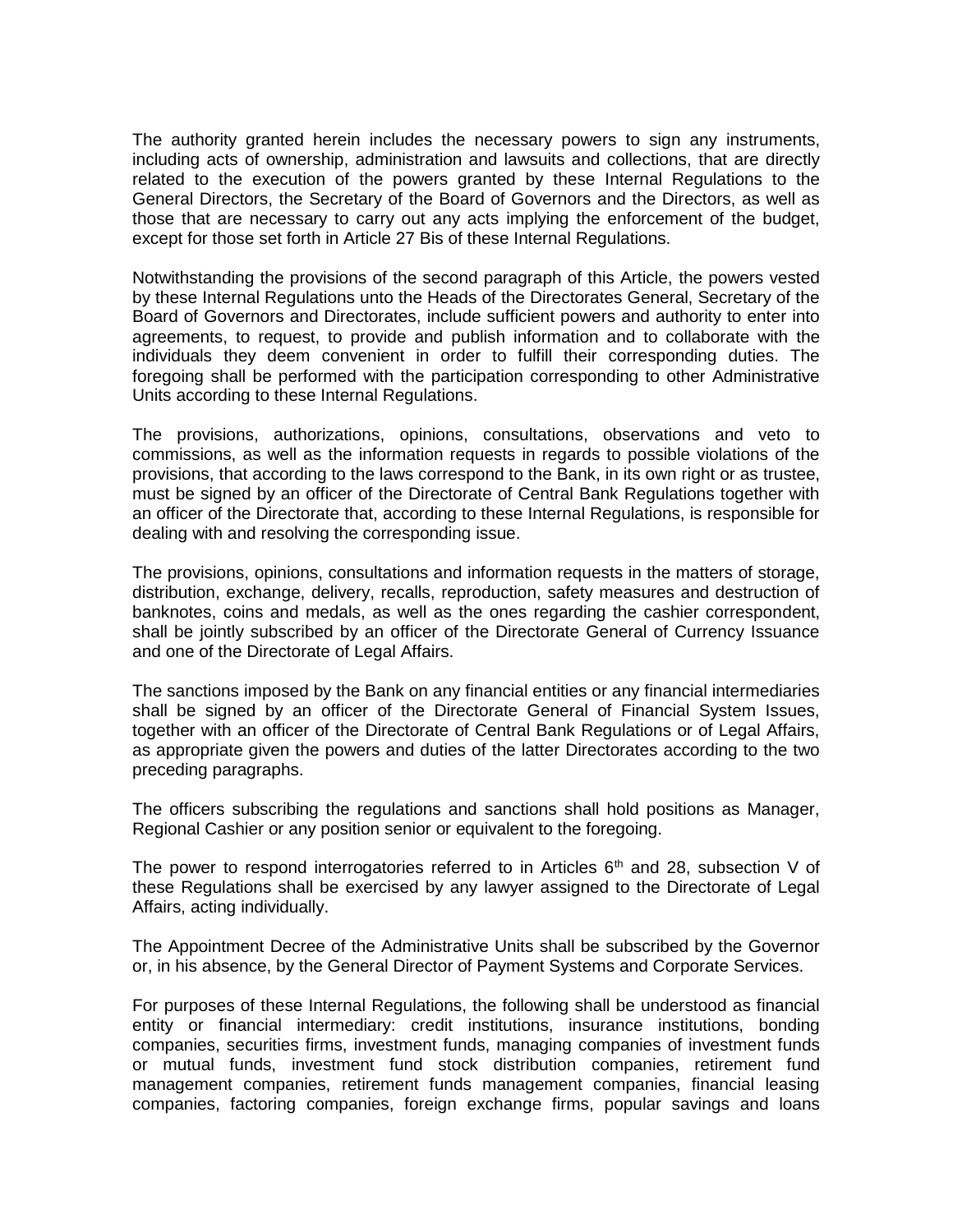The authority granted herein includes the necessary powers to sign any instruments, including acts of ownership, administration and lawsuits and collections, that are directly related to the execution of the powers granted by these Internal Regulations to the General Directors, the Secretary of the Board of Governors and the Directors, as well as those that are necessary to carry out any acts implying the enforcement of the budget, except for those set forth in Article 27 Bis of these Internal Regulations.

Notwithstanding the provisions of the second paragraph of this Article, the powers vested by these Internal Regulations unto the Heads of the Directorates General, Secretary of the Board of Governors and Directorates, include sufficient powers and authority to enter into agreements, to request, to provide and publish information and to collaborate with the individuals they deem convenient in order to fulfill their corresponding duties. The foregoing shall be performed with the participation corresponding to other Administrative Units according to these Internal Regulations.

The provisions, authorizations, opinions, consultations, observations and veto to commissions, as well as the information requests in regards to possible violations of the provisions, that according to the laws correspond to the Bank, in its own right or as trustee, must be signed by an officer of the Directorate of Central Bank Regulations together with an officer of the Directorate that, according to these Internal Regulations, is responsible for dealing with and resolving the corresponding issue.

The provisions, opinions, consultations and information requests in the matters of storage, distribution, exchange, delivery, recalls, reproduction, safety measures and destruction of banknotes, coins and medals, as well as the ones regarding the cashier correspondent, shall be jointly subscribed by an officer of the Directorate General of Currency Issuance and one of the Directorate of Legal Affairs.

The sanctions imposed by the Bank on any financial entities or any financial intermediaries shall be signed by an officer of the Directorate General of Financial System Issues, together with an officer of the Directorate of Central Bank Regulations or of Legal Affairs, as appropriate given the powers and duties of the latter Directorates according to the two preceding paragraphs.

The officers subscribing the regulations and sanctions shall hold positions as Manager, Regional Cashier or any position senior or equivalent to the foregoing.

The power to respond interrogatories referred to in Articles 6th and 28, subsection V of these Regulations shall be exercised by any lawyer assigned to the Directorate of Legal Affairs, acting individually.

The Appointment Decree of the Administrative Units shall be subscribed by the Governor or, in his absence, by the General Director of Payment Systems and Corporate Services.

For purposes of these Internal Regulations, the following shall be understood as financial entity or financial intermediary: credit institutions, insurance institutions, bonding companies, securities firms, investment funds, managing companies of investment funds or mutual funds, investment fund stock distribution companies, retirement fund management companies, retirement funds management companies, financial leasing companies, factoring companies, foreign exchange firms, popular savings and loans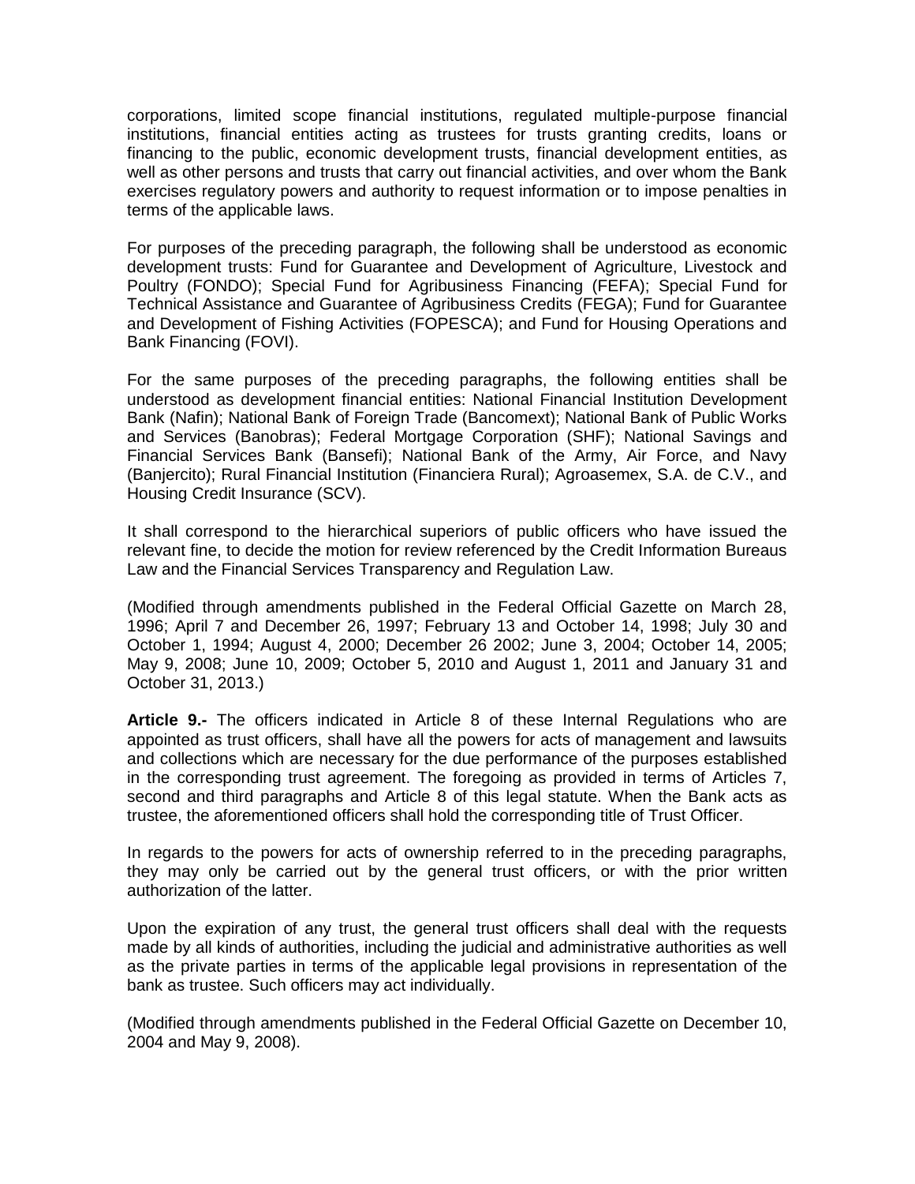corporations, limited scope financial institutions, regulated multiple-purpose financial institutions, financial entities acting as trustees for trusts granting credits, loans or financing to the public, economic development trusts, financial development entities, as well as other persons and trusts that carry out financial activities, and over whom the Bank exercises regulatory powers and authority to request information or to impose penalties in terms of the applicable laws.

For purposes of the preceding paragraph, the following shall be understood as economic development trusts: Fund for Guarantee and Development of Agriculture, Livestock and Poultry (FONDO); Special Fund for Agribusiness Financing (FEFA); Special Fund for Technical Assistance and Guarantee of Agribusiness Credits (FEGA); Fund for Guarantee and Development of Fishing Activities (FOPESCA); and Fund for Housing Operations and Bank Financing (FOVI).

For the same purposes of the preceding paragraphs, the following entities shall be understood as development financial entities: National Financial Institution Development Bank (Nafin); National Bank of Foreign Trade (Bancomext); National Bank of Public Works and Services (Banobras); Federal Mortgage Corporation (SHF); National Savings and Financial Services Bank (Bansefi); National Bank of the Army, Air Force, and Navy (Banjercito); Rural Financial Institution (Financiera Rural); Agroasemex, S.A. de C.V., and Housing Credit Insurance (SCV).

It shall correspond to the hierarchical superiors of public officers who have issued the relevant fine, to decide the motion for review referenced by the Credit Information Bureaus Law and the Financial Services Transparency and Regulation Law.

(Modified through amendments published in the Federal Official Gazette on March 28, 1996; April 7 and December 26, 1997; February 13 and October 14, 1998; July 30 and October 1, 1994; August 4, 2000; December 26 2002; June 3, 2004; October 14, 2005; May 9, 2008; June 10, 2009; October 5, 2010 and August 1, 2011 and January 31 and October 31, 2013.)

**Article 9.-** The officers indicated in Article 8 of these Internal Regulations who are appointed as trust officers, shall have all the powers for acts of management and lawsuits and collections which are necessary for the due performance of the purposes established in the corresponding trust agreement. The foregoing as provided in terms of Articles 7, second and third paragraphs and Article 8 of this legal statute. When the Bank acts as trustee, the aforementioned officers shall hold the corresponding title of Trust Officer.

In regards to the powers for acts of ownership referred to in the preceding paragraphs, they may only be carried out by the general trust officers, or with the prior written authorization of the latter.

Upon the expiration of any trust, the general trust officers shall deal with the requests made by all kinds of authorities, including the judicial and administrative authorities as well as the private parties in terms of the applicable legal provisions in representation of the bank as trustee. Such officers may act individually.

(Modified through amendments published in the Federal Official Gazette on December 10, 2004 and May 9, 2008).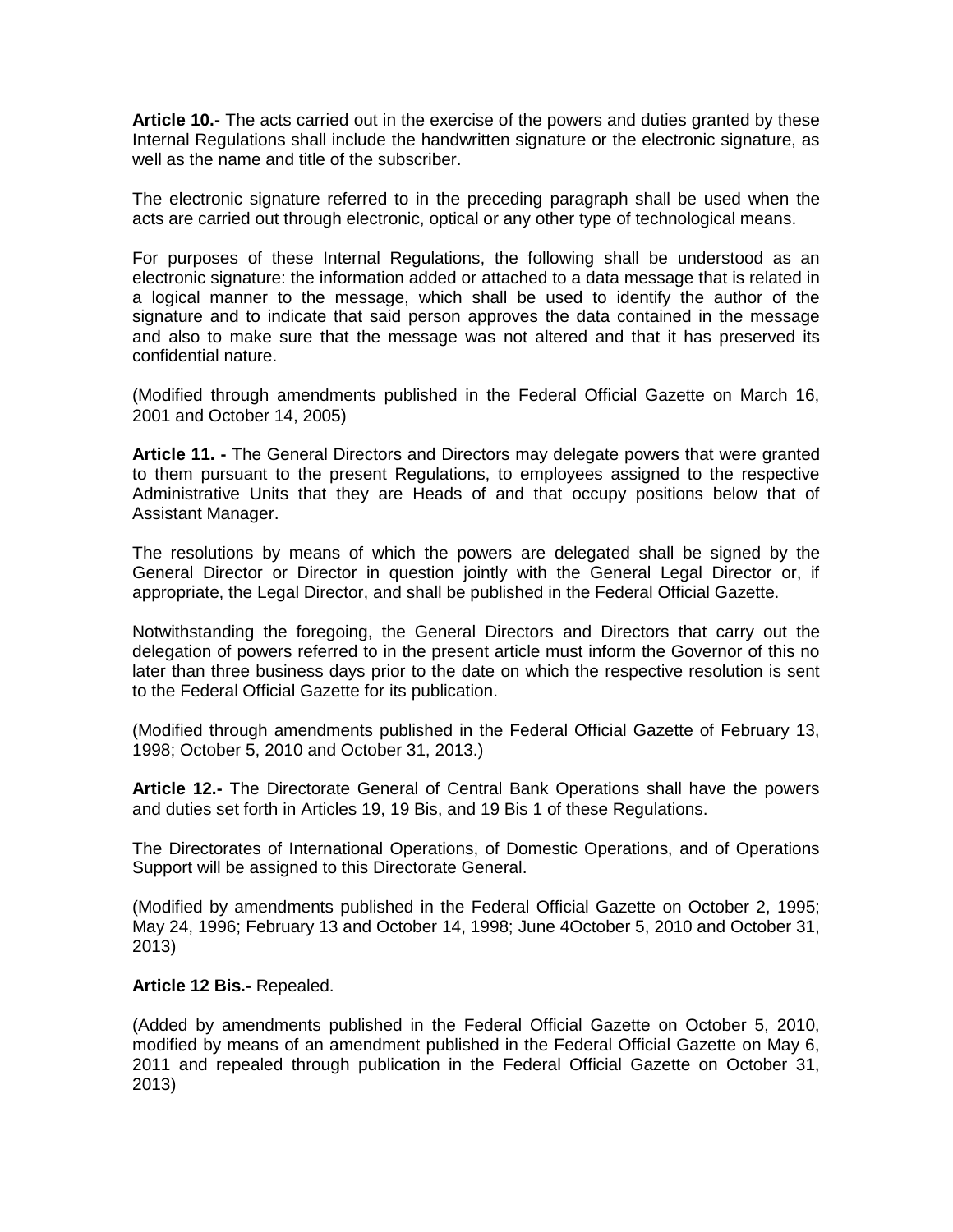**Article 10.-** The acts carried out in the exercise of the powers and duties granted by these Internal Regulations shall include the handwritten signature or the electronic signature, as well as the name and title of the subscriber.

The electronic signature referred to in the preceding paragraph shall be used when the acts are carried out through electronic, optical or any other type of technological means.

For purposes of these Internal Regulations, the following shall be understood as an electronic signature: the information added or attached to a data message that is related in a logical manner to the message, which shall be used to identify the author of the signature and to indicate that said person approves the data contained in the message and also to make sure that the message was not altered and that it has preserved its confidential nature.

(Modified through amendments published in the Federal Official Gazette on March 16, 2001 and October 14, 2005)

**Article 11. -** The General Directors and Directors may delegate powers that were granted to them pursuant to the present Regulations, to employees assigned to the respective Administrative Units that they are Heads of and that occupy positions below that of Assistant Manager.

The resolutions by means of which the powers are delegated shall be signed by the General Director or Director in question jointly with the General Legal Director or, if appropriate, the Legal Director, and shall be published in the Federal Official Gazette.

Notwithstanding the foregoing, the General Directors and Directors that carry out the delegation of powers referred to in the present article must inform the Governor of this no later than three business days prior to the date on which the respective resolution is sent to the Federal Official Gazette for its publication.

(Modified through amendments published in the Federal Official Gazette of February 13, 1998; October 5, 2010 and October 31, 2013.)

**Article 12.-** The Directorate General of Central Bank Operations shall have the powers and duties set forth in Articles 19, 19 Bis, and 19 Bis 1 of these Regulations.

The Directorates of International Operations, of Domestic Operations, and of Operations Support will be assigned to this Directorate General.

(Modified by amendments published in the Federal Official Gazette on October 2, 1995; May 24, 1996; February 13 and October 14, 1998; June 4October 5, 2010 and October 31, 2013)

**Article 12 Bis.-** Repealed.

(Added by amendments published in the Federal Official Gazette on October 5, 2010, modified by means of an amendment published in the Federal Official Gazette on May 6, 2011 and repealed through publication in the Federal Official Gazette on October 31, 2013)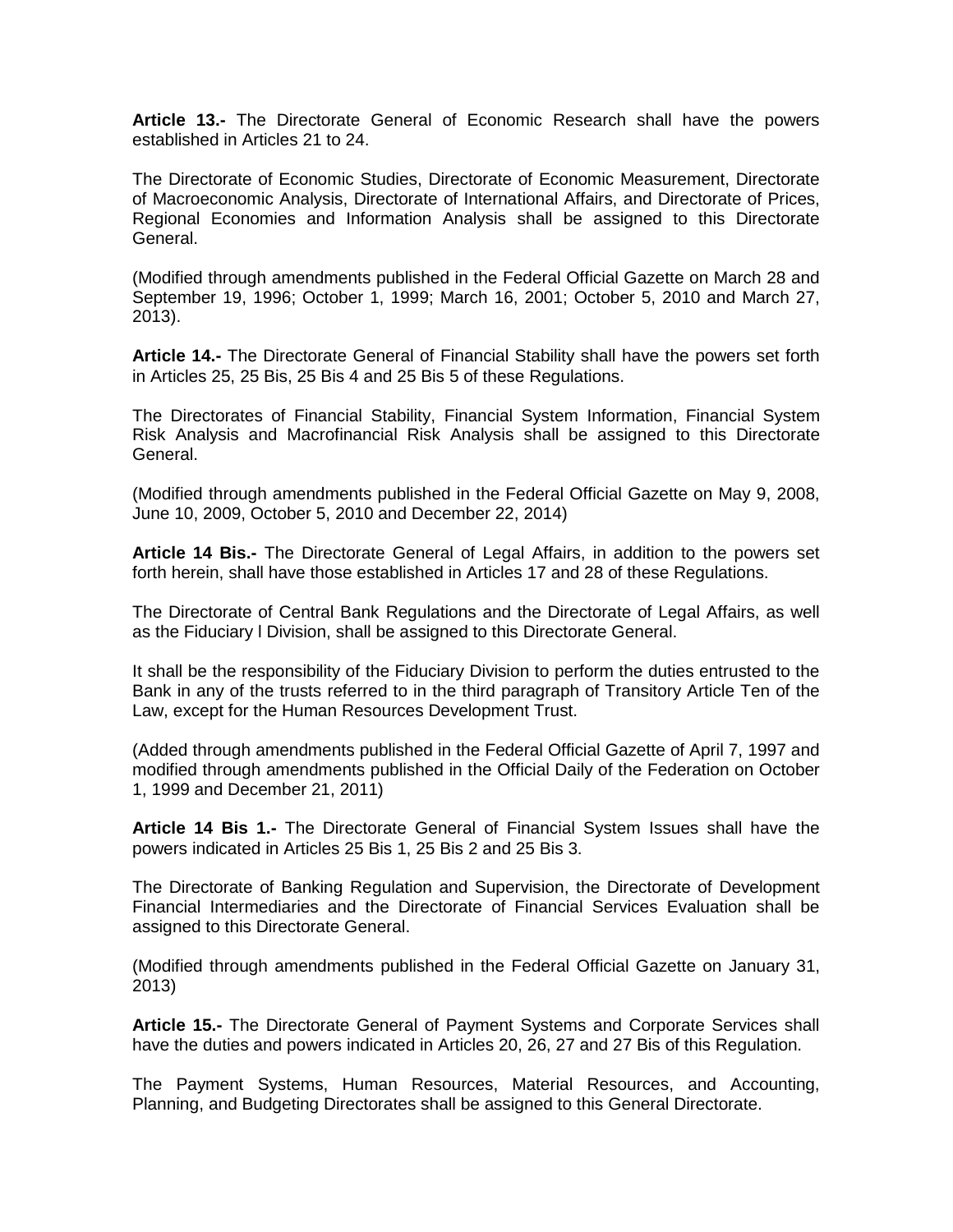**Article 13.-** The Directorate General of Economic Research shall have the powers established in Articles 21 to 24.

The Directorate of Economic Studies, Directorate of Economic Measurement, Directorate of Macroeconomic Analysis, Directorate of International Affairs, and Directorate of Prices, Regional Economies and Information Analysis shall be assigned to this Directorate General.

(Modified through amendments published in the Federal Official Gazette on March 28 and September 19, 1996; October 1, 1999; March 16, 2001; October 5, 2010 and March 27, 2013).

**Article 14.-** The Directorate General of Financial Stability shall have the powers set forth in Articles 25, 25 Bis, 25 Bis 4 and 25 Bis 5 of these Regulations.

The Directorates of Financial Stability, Financial System Information, Financial System Risk Analysis and Macrofinancial Risk Analysis shall be assigned to this Directorate General.

(Modified through amendments published in the Federal Official Gazette on May 9, 2008, June 10, 2009, October 5, 2010 and December 22, 2014)

**Article 14 Bis.-** The Directorate General of Legal Affairs, in addition to the powers set forth herein, shall have those established in Articles 17 and 28 of these Regulations.

The Directorate of Central Bank Regulations and the Directorate of Legal Affairs, as well as the Fiduciary l Division, shall be assigned to this Directorate General.

It shall be the responsibility of the Fiduciary Division to perform the duties entrusted to the Bank in any of the trusts referred to in the third paragraph of Transitory Article Ten of the Law, except for the Human Resources Development Trust.

(Added through amendments published in the Federal Official Gazette of April 7, 1997 and modified through amendments published in the Official Daily of the Federation on October 1, 1999 and December 21, 2011)

**Article 14 Bis 1.-** The Directorate General of Financial System Issues shall have the powers indicated in Articles 25 Bis 1, 25 Bis 2 and 25 Bis 3.

The Directorate of Banking Regulation and Supervision, the Directorate of Development Financial Intermediaries and the Directorate of Financial Services Evaluation shall be assigned to this Directorate General.

(Modified through amendments published in the Federal Official Gazette on January 31, 2013)

**Article 15.-** The Directorate General of Payment Systems and Corporate Services shall have the duties and powers indicated in Articles 20, 26, 27 and 27 Bis of this Regulation.

The Payment Systems, Human Resources, Material Resources, and Accounting, Planning, and Budgeting Directorates shall be assigned to this General Directorate.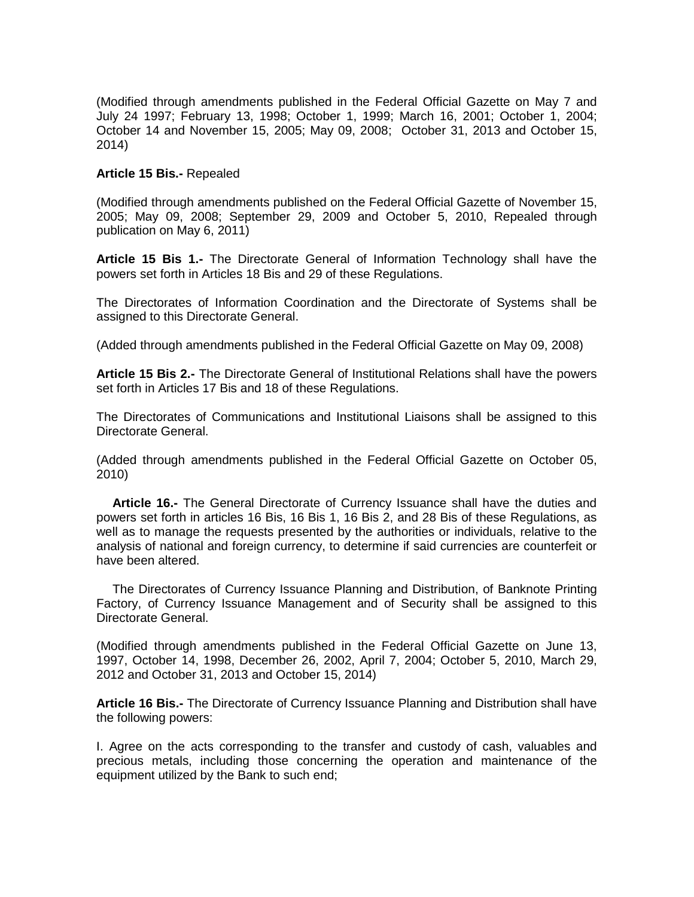(Modified through amendments published in the Federal Official Gazette on May 7 and July 24 1997; February 13, 1998; October 1, 1999; March 16, 2001; October 1, 2004; October 14 and November 15, 2005; May 09, 2008; October 31, 2013 and October 15, 2014)

**Article 15 Bis.-** Repealed

(Modified through amendments published on the Federal Official Gazette of November 15, 2005; May 09, 2008; September 29, 2009 and October 5, 2010, Repealed through publication on May 6, 2011)

**Article 15 Bis 1.-** The Directorate General of Information Technology shall have the powers set forth in Articles 18 Bis and 29 of these Regulations.

The Directorates of Information Coordination and the Directorate of Systems shall be assigned to this Directorate General.

(Added through amendments published in the Federal Official Gazette on May 09, 2008)

**Article 15 Bis 2.-** The Directorate General of Institutional Relations shall have the powers set forth in Articles 17 Bis and 18 of these Regulations.

The Directorates of Communications and Institutional Liaisons shall be assigned to this Directorate General.

(Added through amendments published in the Federal Official Gazette on October 05, 2010)

**Article 16.-** The General Directorate of Currency Issuance shall have the duties and powers set forth in articles 16 Bis, 16 Bis 1, 16 Bis 2, and 28 Bis of these Regulations, as well as to manage the requests presented by the authorities or individuals, relative to the analysis of national and foreign currency, to determine if said currencies are counterfeit or have been altered.

The Directorates of Currency Issuance Planning and Distribution, of Banknote Printing Factory, of Currency Issuance Management and of Security shall be assigned to this Directorate General.

(Modified through amendments published in the Federal Official Gazette on June 13, 1997, October 14, 1998, December 26, 2002, April 7, 2004; October 5, 2010, March 29, 2012 and October 31, 2013 and October 15, 2014)

**Article 16 Bis.-** The Directorate of Currency Issuance Planning and Distribution shall have the following powers:

I. Agree on the acts corresponding to the transfer and custody of cash, valuables and precious metals, including those concerning the operation and maintenance of the equipment utilized by the Bank to such end;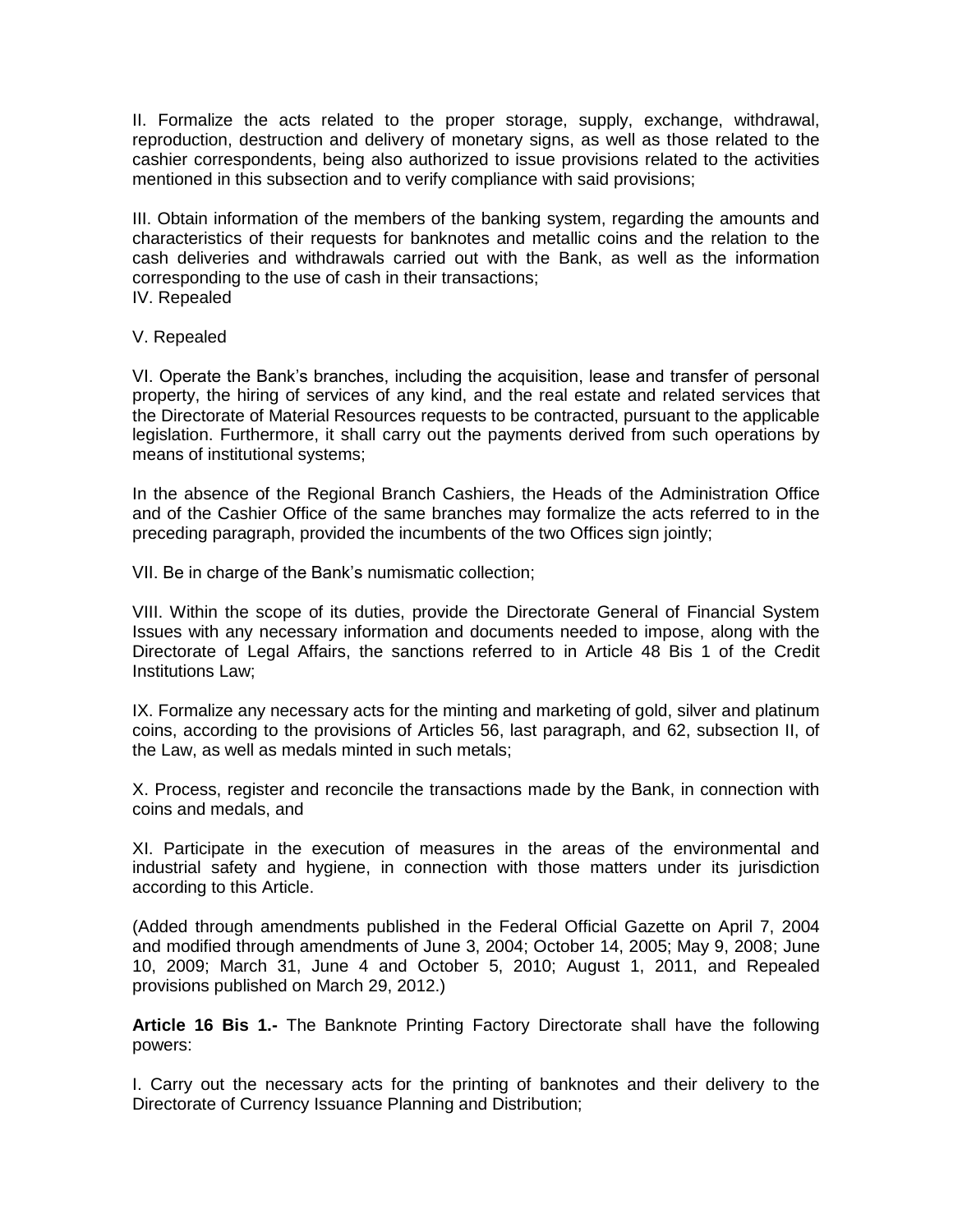II. Formalize the acts related to the proper storage, supply, exchange, withdrawal, reproduction, destruction and delivery of monetary signs, as well as those related to the cashier correspondents, being also authorized to issue provisions related to the activities mentioned in this subsection and to verify compliance with said provisions;

III. Obtain information of the members of the banking system, regarding the amounts and characteristics of their requests for banknotes and metallic coins and the relation to the cash deliveries and withdrawals carried out with the Bank, as well as the information corresponding to the use of cash in their transactions;
IV. Repealed

V. Repealed

VI. Operate the Bank's branches, including the acquisition, lease and transfer of personal property, the hiring of services of any kind, and the real estate and related services that the Directorate of Material Resources requests to be contracted, pursuant to the applicable legislation. Furthermore, it shall carry out the payments derived from such operations by means of institutional systems;

In the absence of the Regional Branch Cashiers, the Heads of the Administration Office and of the Cashier Office of the same branches may formalize the acts referred to in the preceding paragraph, provided the incumbents of the two Offices sign jointly;

VII. Be in charge of the Bank's numismatic collection;

VIII. Within the scope of its duties, provide the Directorate General of Financial System Issues with any necessary information and documents needed to impose, along with the Directorate of Legal Affairs, the sanctions referred to in Article 48 Bis 1 of the Credit Institutions Law;

IX. Formalize any necessary acts for the minting and marketing of gold, silver and platinum coins, according to the provisions of Articles 56, last paragraph, and 62, subsection II, of the Law, as well as medals minted in such metals;

X. Process, register and reconcile the transactions made by the Bank, in connection with coins and medals, and

XI. Participate in the execution of measures in the areas of the environmental and industrial safety and hygiene, in connection with those matters under its jurisdiction according to this Article.

(Added through amendments published in the Federal Official Gazette on April 7, 2004 and modified through amendments of June 3, 2004; October 14, 2005; May 9, 2008; June 10, 2009; March 31, June 4 and October 5, 2010; August 1, 2011, and Repealed provisions published on March 29, 2012.)

**Article 16 Bis 1.-** The Banknote Printing Factory Directorate shall have the following powers:

I. Carry out the necessary acts for the printing of banknotes and their delivery to the Directorate of Currency Issuance Planning and Distribution;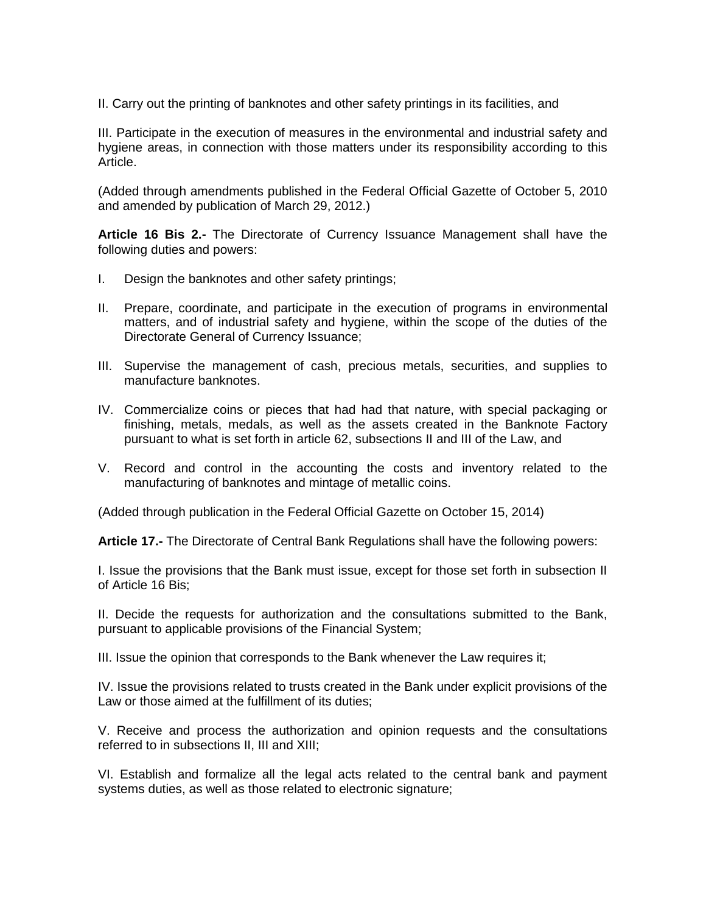II. Carry out the printing of banknotes and other safety printings in its facilities, and

III. Participate in the execution of measures in the environmental and industrial safety and hygiene areas, in connection with those matters under its responsibility according to this Article.

(Added through amendments published in the Federal Official Gazette of October 5, 2010 and amended by publication of March 29, 2012.)

**Article 16 Bis 2.-** The Directorate of Currency Issuance Management shall have the following duties and powers:

I. Design the banknotes and other safety printings;

II. Prepare, coordinate, and participate in the execution of programs in environmental matters, and of industrial safety and hygiene, within the scope of the duties of the Directorate General of Currency Issuance;

III. Supervise the management of cash, precious metals, securities, and supplies to manufacture banknotes.

IV. Commercialize coins or pieces that had had that nature, with special packaging or finishing, metals, medals, as well as the assets created in the Banknote Factory pursuant to what is set forth in article 62, subsections II and III of the Law, and

V. Record and control in the accounting the costs and inventory related to the manufacturing of banknotes and mintage of metallic coins.

(Added through publication in the Federal Official Gazette on October 15, 2014)

**Article 17.-** The Directorate of Central Bank Regulations shall have the following powers:

I. Issue the provisions that the Bank must issue, except for those set forth in subsection II of Article 16 Bis;

II. Decide the requests for authorization and the consultations submitted to the Bank, pursuant to applicable provisions of the Financial System;

III. Issue the opinion that corresponds to the Bank whenever the Law requires it;

IV. Issue the provisions related to trusts created in the Bank under explicit provisions of the Law or those aimed at the fulfillment of its duties;

V. Receive and process the authorization and opinion requests and the consultations referred to in subsections II, III and XIII;

VI. Establish and formalize all the legal acts related to the central bank and payment systems duties, as well as those related to electronic signature;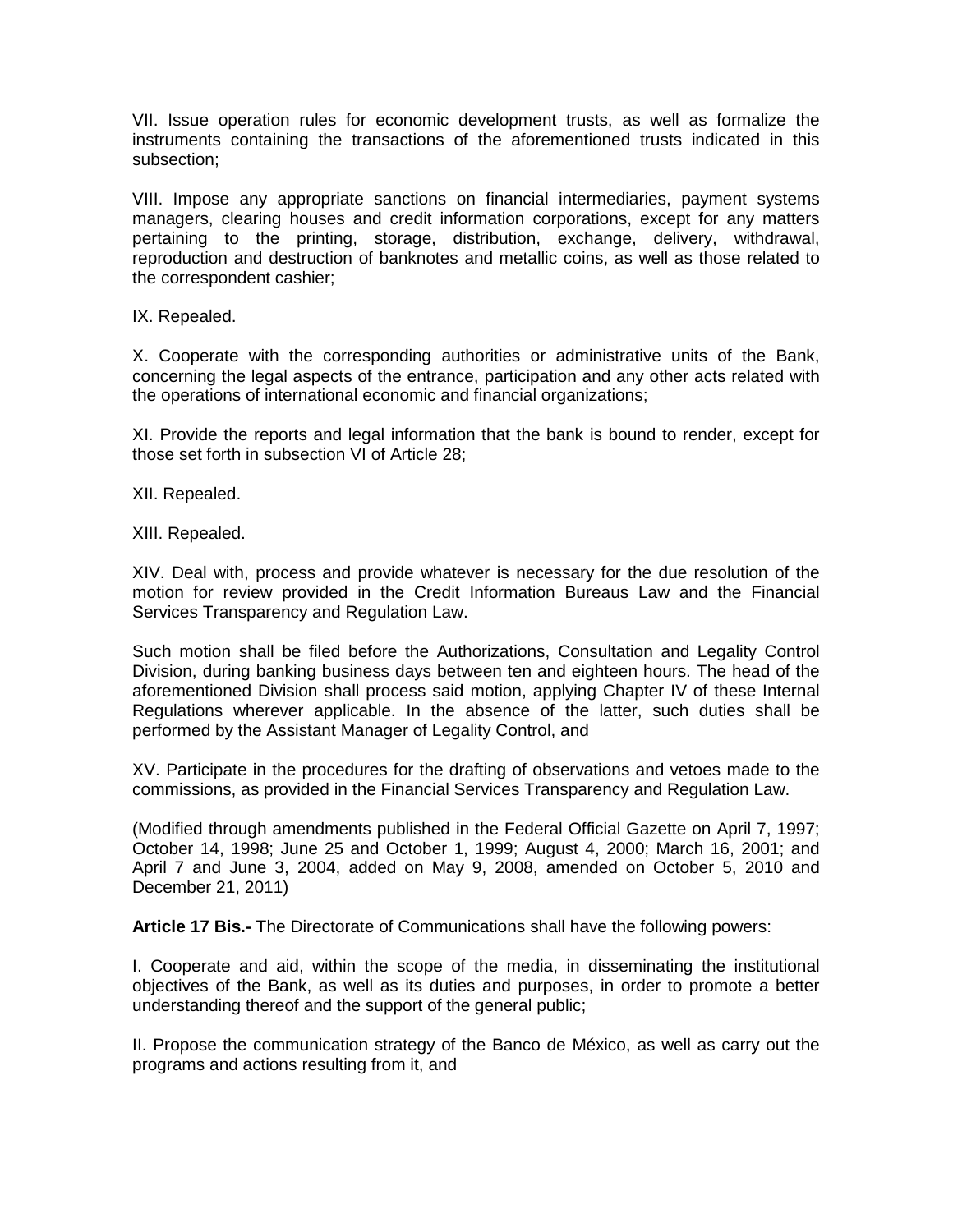VII. Issue operation rules for economic development trusts, as well as formalize the instruments containing the transactions of the aforementioned trusts indicated in this subsection;

VIII. Impose any appropriate sanctions on financial intermediaries, payment systems managers, clearing houses and credit information corporations, except for any matters pertaining to the printing, storage, distribution, exchange, delivery, withdrawal, reproduction and destruction of banknotes and metallic coins, as well as those related to the correspondent cashier;

IX. Repealed.

X. Cooperate with the corresponding authorities or administrative units of the Bank, concerning the legal aspects of the entrance, participation and any other acts related with the operations of international economic and financial organizations;

XI. Provide the reports and legal information that the bank is bound to render, except for those set forth in subsection VI of Article 28;

XII. Repealed.

XIII. Repealed.

XIV. Deal with, process and provide whatever is necessary for the due resolution of the motion for review provided in the Credit Information Bureaus Law and the Financial Services Transparency and Regulation Law.

Such motion shall be filed before the Authorizations, Consultation and Legality Control Division, during banking business days between ten and eighteen hours. The head of the aforementioned Division shall process said motion, applying Chapter IV of these Internal Regulations wherever applicable. In the absence of the latter, such duties shall be performed by the Assistant Manager of Legality Control, and

XV. Participate in the procedures for the drafting of observations and vetoes made to the commissions, as provided in the Financial Services Transparency and Regulation Law.

(Modified through amendments published in the Federal Official Gazette on April 7, 1997; October 14, 1998; June 25 and October 1, 1999; August 4, 2000; March 16, 2001; and April 7 and June 3, 2004, added on May 9, 2008, amended on October 5, 2010 and December 21, 2011)

**Article 17 Bis.-** The Directorate of Communications shall have the following powers:

I. Cooperate and aid, within the scope of the media, in disseminating the institutional objectives of the Bank, as well as its duties and purposes, in order to promote a better understanding thereof and the support of the general public;

II. Propose the communication strategy of the Banco de México, as well as carry out the programs and actions resulting from it, and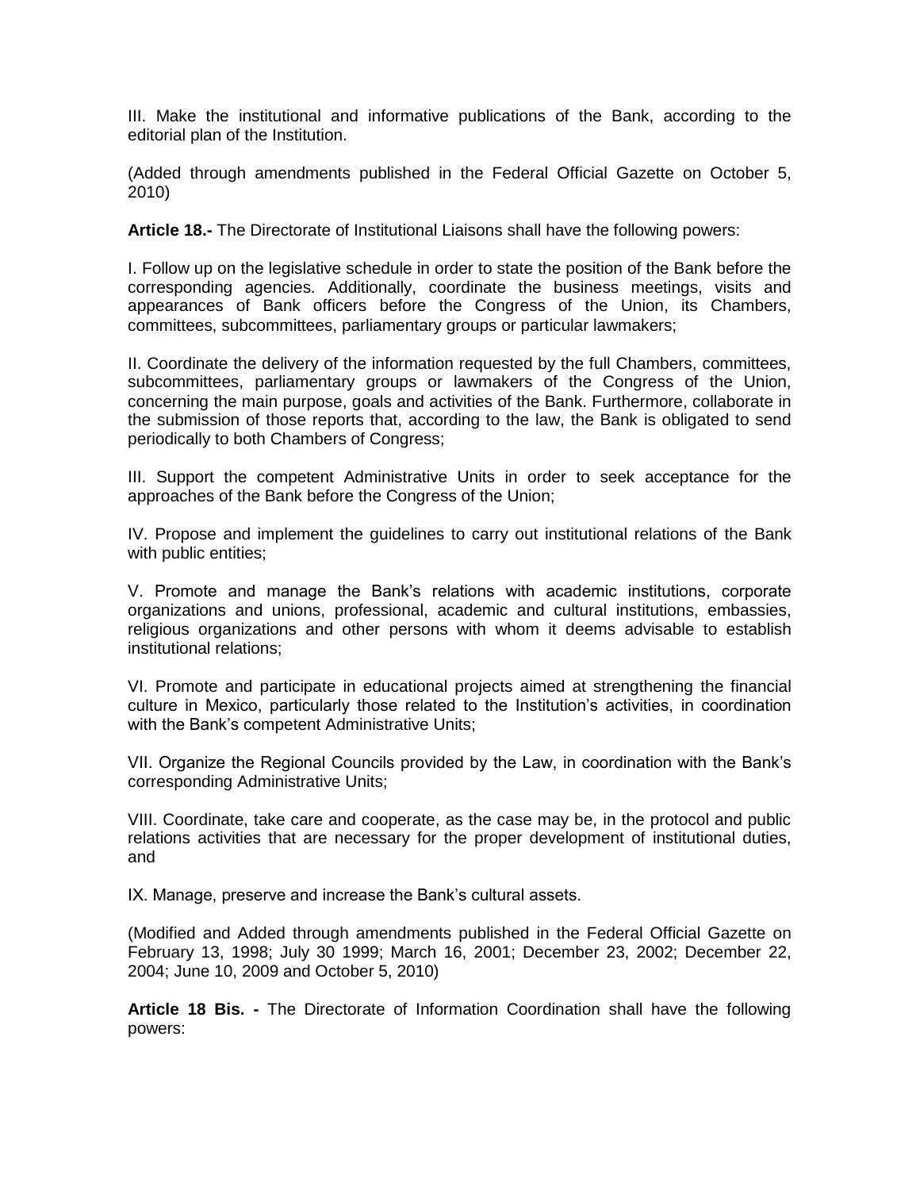III. Make the institutional and informative publications of the Bank, according to the editorial plan of the Institution.

(Added through amendments published in the Federal Official Gazette on October 5, 2010)

**Article 18.-** The Directorate of Institutional Liaisons shall have the following powers:

I. Follow up on the legislative schedule in order to state the position of the Bank before the corresponding agencies. Additionally, coordinate the business meetings, visits and appearances of Bank officers before the Congress of the Union, its Chambers, committees, subcommittees, parliamentary groups or particular lawmakers;

II. Coordinate the delivery of the information requested by the full Chambers, committees, subcommittees, parliamentary groups or lawmakers of the Congress of the Union, concerning the main purpose, goals and activities of the Bank. Furthermore, collaborate in the submission of those reports that, according to the law, the Bank is obligated to send periodically to both Chambers of Congress;

III. Support the competent Administrative Units in order to seek acceptance for the approaches of the Bank before the Congress of the Union;

IV. Propose and implement the guidelines to carry out institutional relations of the Bank with public entities;

V. Promote and manage the Bank's relations with academic institutions, corporate organizations and unions, professional, academic and cultural institutions, embassies, religious organizations and other persons with whom it deems advisable to establish institutional relations;

VI. Promote and participate in educational projects aimed at strengthening the financial culture in Mexico, particularly those related to the Institution's activities, in coordination with the Bank's competent Administrative Units;

VII. Organize the Regional Councils provided by the Law, in coordination with the Bank's corresponding Administrative Units;

VIII. Coordinate, take care and cooperate, as the case may be, in the protocol and public relations activities that are necessary for the proper development of institutional duties, and

IX. Manage, preserve and increase the Bank's cultural assets.

(Modified and Added through amendments published in the Federal Official Gazette on February 13, 1998; July 30 1999; March 16, 2001; December 23, 2002; December 22, 2004; June 10, 2009 and October 5, 2010)

**Article 18 Bis. -** The Directorate of Information Coordination shall have the following powers: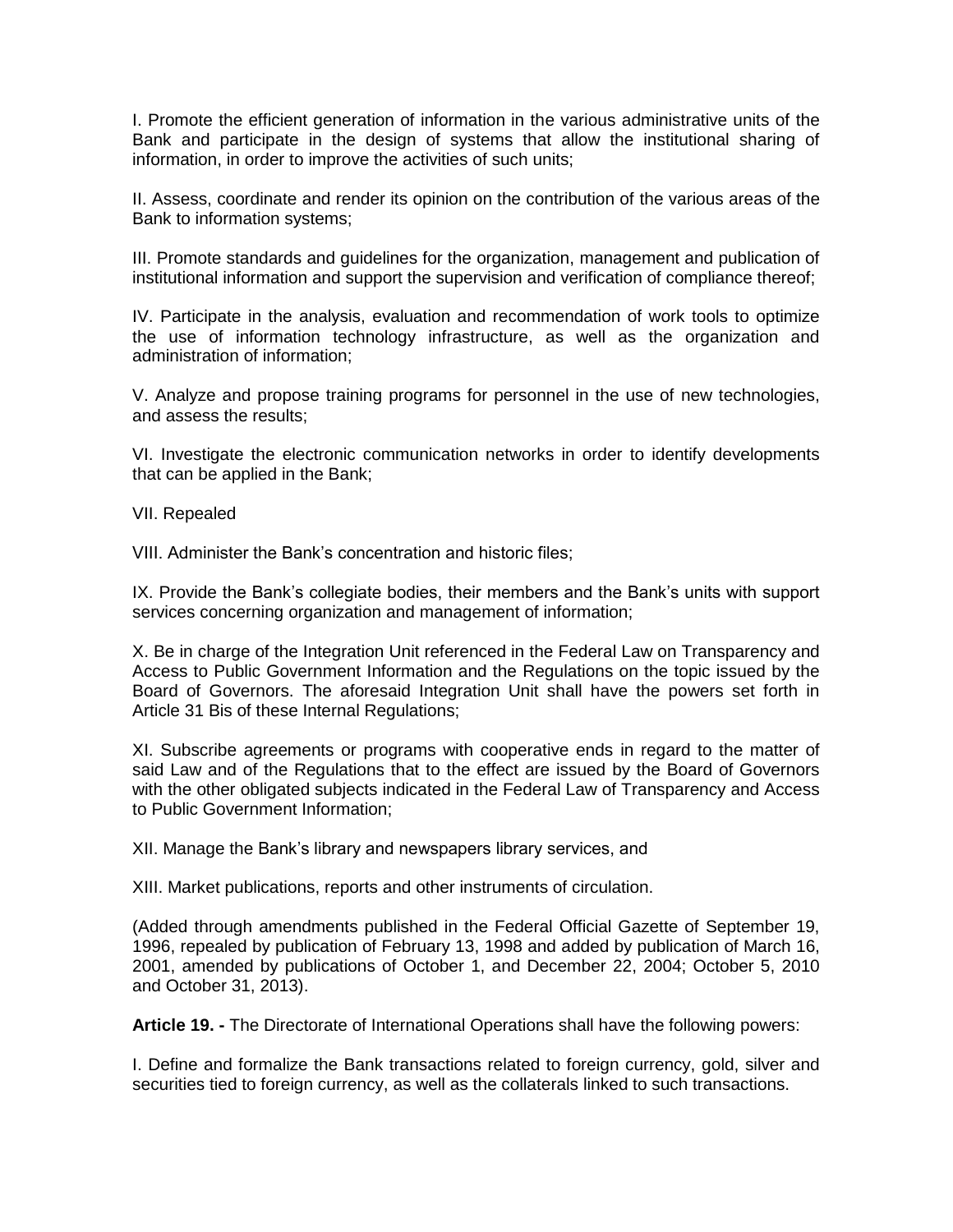I. Promote the efficient generation of information in the various administrative units of the Bank and participate in the design of systems that allow the institutional sharing of information, in order to improve the activities of such units;

II. Assess, coordinate and render its opinion on the contribution of the various areas of the Bank to information systems;

III. Promote standards and guidelines for the organization, management and publication of institutional information and support the supervision and verification of compliance thereof;

IV. Participate in the analysis, evaluation and recommendation of work tools to optimize the use of information technology infrastructure, as well as the organization and administration of information;

V. Analyze and propose training programs for personnel in the use of new technologies, and assess the results;

VI. Investigate the electronic communication networks in order to identify developments that can be applied in the Bank;

VII. Repealed

VIII. Administer the Bank's concentration and historic files;

IX. Provide the Bank's collegiate bodies, their members and the Bank's units with support services concerning organization and management of information;

X. Be in charge of the Integration Unit referenced in the Federal Law on Transparency and Access to Public Government Information and the Regulations on the topic issued by the Board of Governors. The aforesaid Integration Unit shall have the powers set forth in Article 31 Bis of these Internal Regulations;

XI. Subscribe agreements or programs with cooperative ends in regard to the matter of said Law and of the Regulations that to the effect are issued by the Board of Governors with the other obligated subjects indicated in the Federal Law of Transparency and Access to Public Government Information;

XII. Manage the Bank's library and newspapers library services, and

XIII. Market publications, reports and other instruments of circulation.

(Added through amendments published in the Federal Official Gazette of September 19, 1996, repealed by publication of February 13, 1998 and added by publication of March 16, 2001, amended by publications of October 1, and December 22, 2004; October 5, 2010 and October 31, 2013).

**Article 19. -** The Directorate of International Operations shall have the following powers:

I. Define and formalize the Bank transactions related to foreign currency, gold, silver and securities tied to foreign currency, as well as the collaterals linked to such transactions.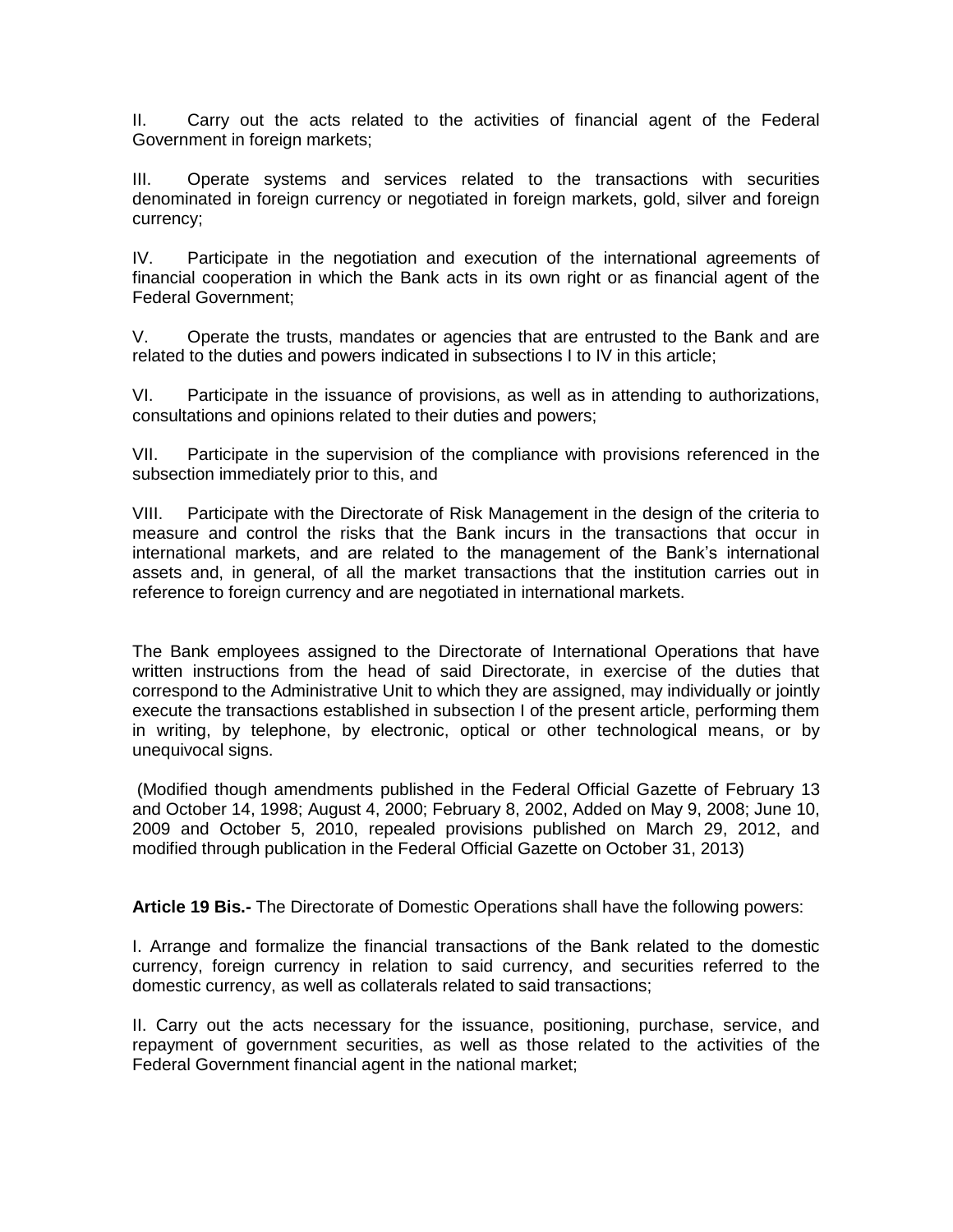II. Carry out the acts related to the activities of financial agent of the Federal Government in foreign markets;

III. Operate systems and services related to the transactions with securities denominated in foreign currency or negotiated in foreign markets, gold, silver and foreign currency;

IV. Participate in the negotiation and execution of the international agreements of financial cooperation in which the Bank acts in its own right or as financial agent of the Federal Government;

V. Operate the trusts, mandates or agencies that are entrusted to the Bank and are related to the duties and powers indicated in subsections I to IV in this article;

VI. Participate in the issuance of provisions, as well as in attending to authorizations, consultations and opinions related to their duties and powers;

VII. Participate in the supervision of the compliance with provisions referenced in the subsection immediately prior to this, and

VIII. Participate with the Directorate of Risk Management in the design of the criteria to measure and control the risks that the Bank incurs in the transactions that occur in international markets, and are related to the management of the Bank's international assets and, in general, of all the market transactions that the institution carries out in reference to foreign currency and are negotiated in international markets.

The Bank employees assigned to the Directorate of International Operations that have written instructions from the head of said Directorate, in exercise of the duties that correspond to the Administrative Unit to which they are assigned, may individually or jointly execute the transactions established in subsection I of the present article, performing them in writing, by telephone, by electronic, optical or other technological means, or by unequivocal signs.

(Modified though amendments published in the Federal Official Gazette of February 13 and October 14, 1998; August 4, 2000; February 8, 2002, Added on May 9, 2008; June 10, 2009 and October 5, 2010, repealed provisions published on March 29, 2012, and modified through publication in the Federal Official Gazette on October 31, 2013)

**Article 19 Bis.-** The Directorate of Domestic Operations shall have the following powers:

I. Arrange and formalize the financial transactions of the Bank related to the domestic currency, foreign currency in relation to said currency, and securities referred to the domestic currency, as well as collaterals related to said transactions;

II. Carry out the acts necessary for the issuance, positioning, purchase, service, and repayment of government securities, as well as those related to the activities of the Federal Government financial agent in the national market;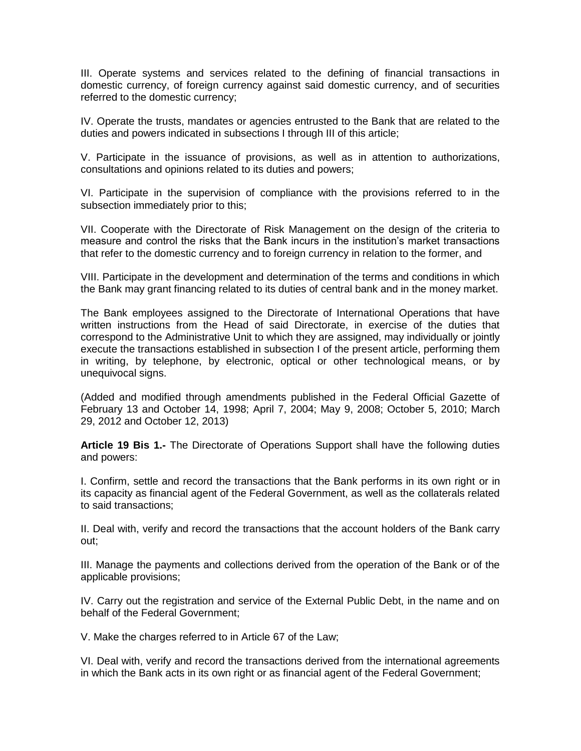III. Operate systems and services related to the defining of financial transactions in domestic currency, of foreign currency against said domestic currency, and of securities referred to the domestic currency;

IV. Operate the trusts, mandates or agencies entrusted to the Bank that are related to the duties and powers indicated in subsections I through III of this article;

V. Participate in the issuance of provisions, as well as in attention to authorizations, consultations and opinions related to its duties and powers;

VI. Participate in the supervision of compliance with the provisions referred to in the subsection immediately prior to this;

VII. Cooperate with the Directorate of Risk Management on the design of the criteria to measure and control the risks that the Bank incurs in the institution's market transactions that refer to the domestic currency and to foreign currency in relation to the former, and

VIII. Participate in the development and determination of the terms and conditions in which the Bank may grant financing related to its duties of central bank and in the money market.

The Bank employees assigned to the Directorate of International Operations that have written instructions from the Head of said Directorate, in exercise of the duties that correspond to the Administrative Unit to which they are assigned, may individually or jointly execute the transactions established in subsection I of the present article, performing them in writing, by telephone, by electronic, optical or other technological means, or by unequivocal signs.

(Added and modified through amendments published in the Federal Official Gazette of February 13 and October 14, 1998; April 7, 2004; May 9, 2008; October 5, 2010; March 29, 2012 and October 12, 2013)

**Article 19 Bis 1.-** The Directorate of Operations Support shall have the following duties and powers:

I. Confirm, settle and record the transactions that the Bank performs in its own right or in its capacity as financial agent of the Federal Government, as well as the collaterals related to said transactions;

II. Deal with, verify and record the transactions that the account holders of the Bank carry out;

III. Manage the payments and collections derived from the operation of the Bank or of the applicable provisions;

IV. Carry out the registration and service of the External Public Debt, in the name and on behalf of the Federal Government;

V. Make the charges referred to in Article 67 of the Law;

VI. Deal with, verify and record the transactions derived from the international agreements in which the Bank acts in its own right or as financial agent of the Federal Government;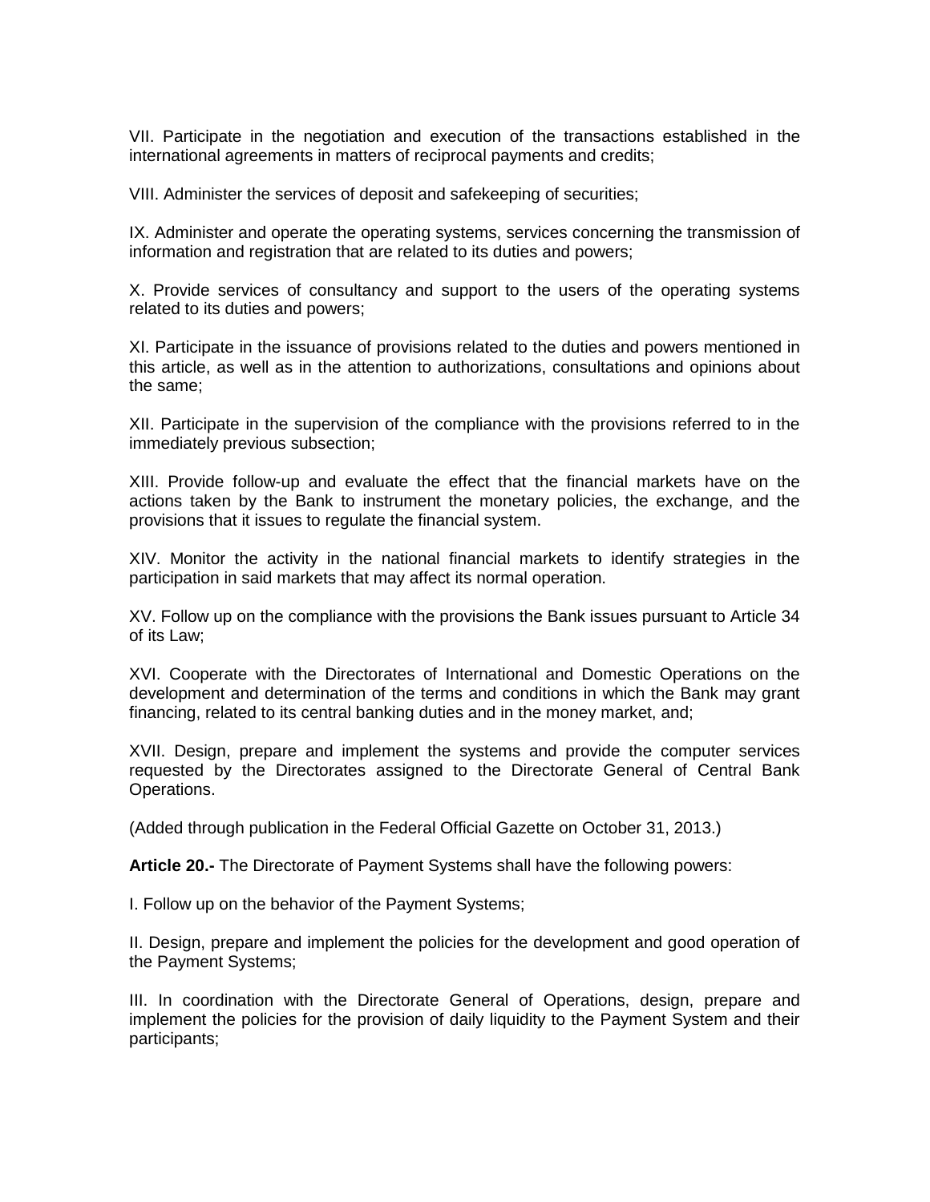VII. Participate in the negotiation and execution of the transactions established in the international agreements in matters of reciprocal payments and credits;

VIII. Administer the services of deposit and safekeeping of securities;

IX. Administer and operate the operating systems, services concerning the transmission of information and registration that are related to its duties and powers;

X. Provide services of consultancy and support to the users of the operating systems related to its duties and powers;

XI. Participate in the issuance of provisions related to the duties and powers mentioned in this article, as well as in the attention to authorizations, consultations and opinions about the same;

XII. Participate in the supervision of the compliance with the provisions referred to in the immediately previous subsection;

XIII. Provide follow-up and evaluate the effect that the financial markets have on the actions taken by the Bank to instrument the monetary policies, the exchange, and the provisions that it issues to regulate the financial system.

XIV. Monitor the activity in the national financial markets to identify strategies in the participation in said markets that may affect its normal operation.

XV. Follow up on the compliance with the provisions the Bank issues pursuant to Article 34 of its Law;

XVI. Cooperate with the Directorates of International and Domestic Operations on the development and determination of the terms and conditions in which the Bank may grant financing, related to its central banking duties and in the money market, and;

XVII. Design, prepare and implement the systems and provide the computer services requested by the Directorates assigned to the Directorate General of Central Bank Operations.

(Added through publication in the Federal Official Gazette on October 31, 2013.)

**Article 20.-** The Directorate of Payment Systems shall have the following powers:

I. Follow up on the behavior of the Payment Systems;

II. Design, prepare and implement the policies for the development and good operation of the Payment Systems;

III. In coordination with the Directorate General of Operations, design, prepare and implement the policies for the provision of daily liquidity to the Payment System and their participants;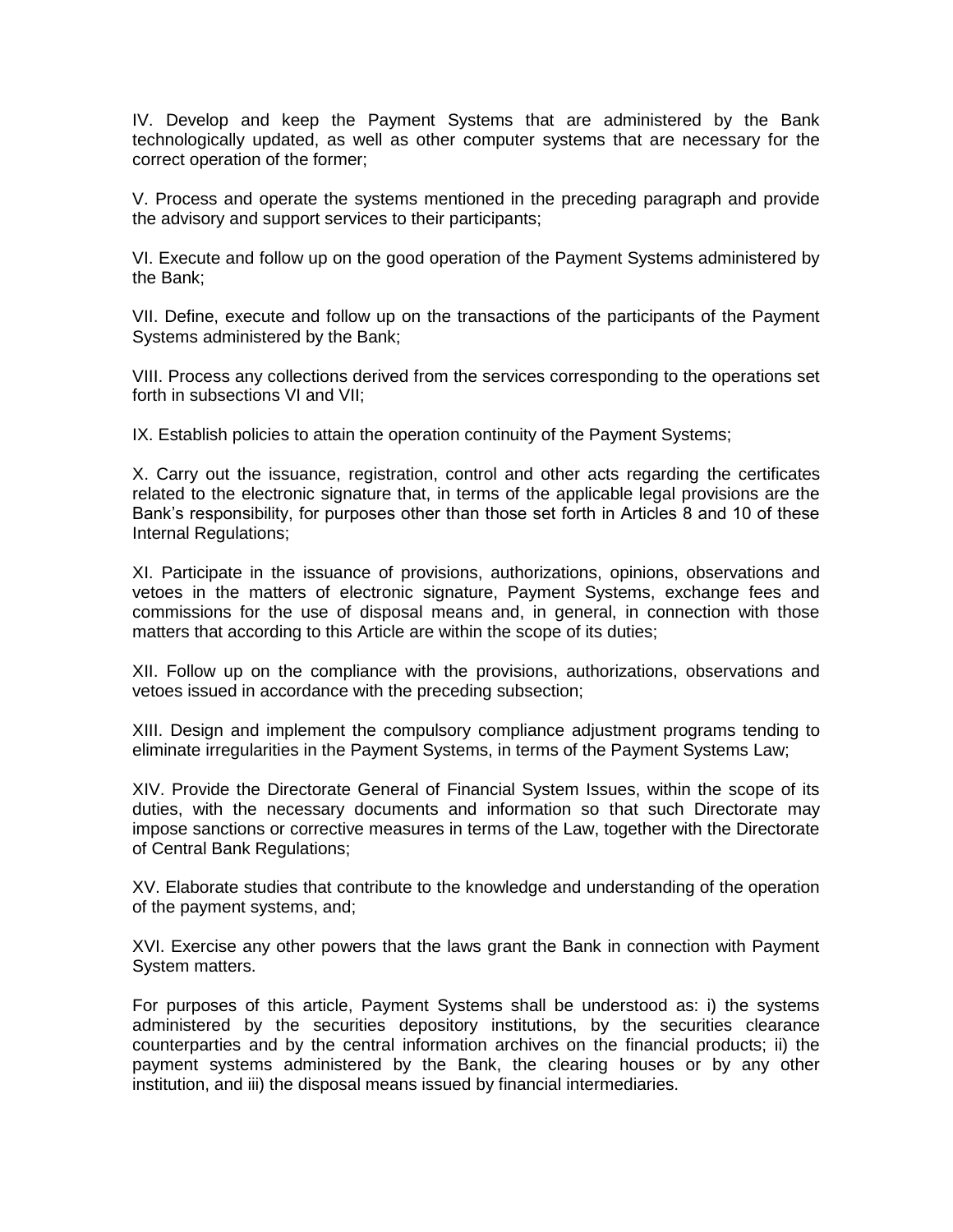IV. Develop and keep the Payment Systems that are administered by the Bank technologically updated, as well as other computer systems that are necessary for the correct operation of the former;

V. Process and operate the systems mentioned in the preceding paragraph and provide the advisory and support services to their participants;

VI. Execute and follow up on the good operation of the Payment Systems administered by the Bank;

VII. Define, execute and follow up on the transactions of the participants of the Payment Systems administered by the Bank;

VIII. Process any collections derived from the services corresponding to the operations set forth in subsections VI and VII;

IX. Establish policies to attain the operation continuity of the Payment Systems;

X. Carry out the issuance, registration, control and other acts regarding the certificates related to the electronic signature that, in terms of the applicable legal provisions are the Bank's responsibility, for purposes other than those set forth in Articles 8 and 10 of these Internal Regulations;

XI. Participate in the issuance of provisions, authorizations, opinions, observations and vetoes in the matters of electronic signature, Payment Systems, exchange fees and commissions for the use of disposal means and, in general, in connection with those matters that according to this Article are within the scope of its duties;

XII. Follow up on the compliance with the provisions, authorizations, observations and vetoes issued in accordance with the preceding subsection;

XIII. Design and implement the compulsory compliance adjustment programs tending to eliminate irregularities in the Payment Systems, in terms of the Payment Systems Law;

XIV. Provide the Directorate General of Financial System Issues, within the scope of its duties, with the necessary documents and information so that such Directorate may impose sanctions or corrective measures in terms of the Law, together with the Directorate of Central Bank Regulations;

XV. Elaborate studies that contribute to the knowledge and understanding of the operation of the payment systems, and;

XVI. Exercise any other powers that the laws grant the Bank in connection with Payment System matters.

For purposes of this article, Payment Systems shall be understood as: i) the systems administered by the securities depository institutions, by the securities clearance counterparties and by the central information archives on the financial products; ii) the payment systems administered by the Bank, the clearing houses or by any other institution, and iii) the disposal means issued by financial intermediaries.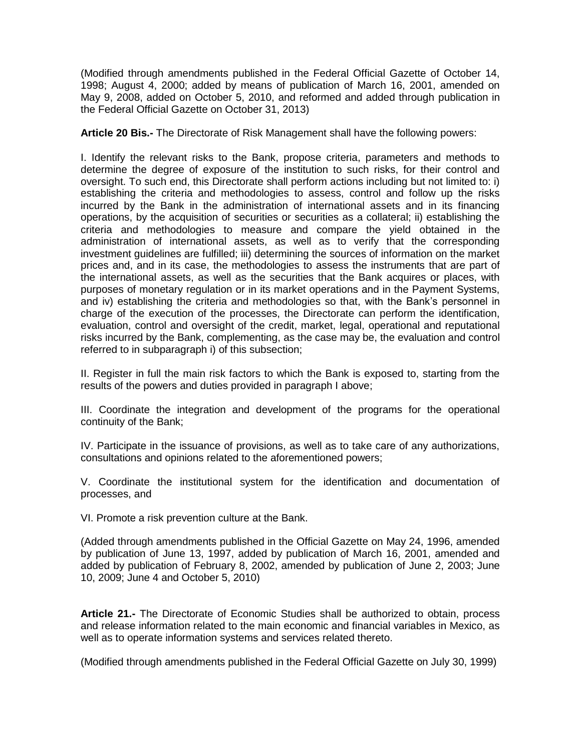(Modified through amendments published in the Federal Official Gazette of October 14, 1998; August 4, 2000; added by means of publication of March 16, 2001, amended on May 9, 2008, added on October 5, 2010, and reformed and added through publication in the Federal Official Gazette on October 31, 2013)

**Article 20 Bis.-** The Directorate of Risk Management shall have the following powers:

I. Identify the relevant risks to the Bank, propose criteria, parameters and methods to determine the degree of exposure of the institution to such risks, for their control and oversight. To such end, this Directorate shall perform actions including but not limited to: i) establishing the criteria and methodologies to assess, control and follow up the risks incurred by the Bank in the administration of international assets and in its financing operations, by the acquisition of securities or securities as a collateral; ii) establishing the criteria and methodologies to measure and compare the yield obtained in the administration of international assets, as well as to verify that the corresponding investment guidelines are fulfilled; iii) determining the sources of information on the market prices and, and in its case, the methodologies to assess the instruments that are part of the international assets, as well as the securities that the Bank acquires or places, with purposes of monetary regulation or in its market operations and in the Payment Systems, and iv) establishing the criteria and methodologies so that, with the Bank's personnel in charge of the execution of the processes, the Directorate can perform the identification, evaluation, control and oversight of the credit, market, legal, operational and reputational risks incurred by the Bank, complementing, as the case may be, the evaluation and control referred to in subparagraph i) of this subsection;

II. Register in full the main risk factors to which the Bank is exposed to, starting from the results of the powers and duties provided in paragraph I above;

III. Coordinate the integration and development of the programs for the operational continuity of the Bank;

IV. Participate in the issuance of provisions, as well as to take care of any authorizations, consultations and opinions related to the aforementioned powers;

V. Coordinate the institutional system for the identification and documentation of processes, and

VI. Promote a risk prevention culture at the Bank.

(Added through amendments published in the Official Gazette on May 24, 1996, amended by publication of June 13, 1997, added by publication of March 16, 2001, amended and added by publication of February 8, 2002, amended by publication of June 2, 2003; June 10, 2009; June 4 and October 5, 2010)

**Article 21.-** The Directorate of Economic Studies shall be authorized to obtain, process and release information related to the main economic and financial variables in Mexico, as well as to operate information systems and services related thereto.

(Modified through amendments published in the Federal Official Gazette on July 30, 1999)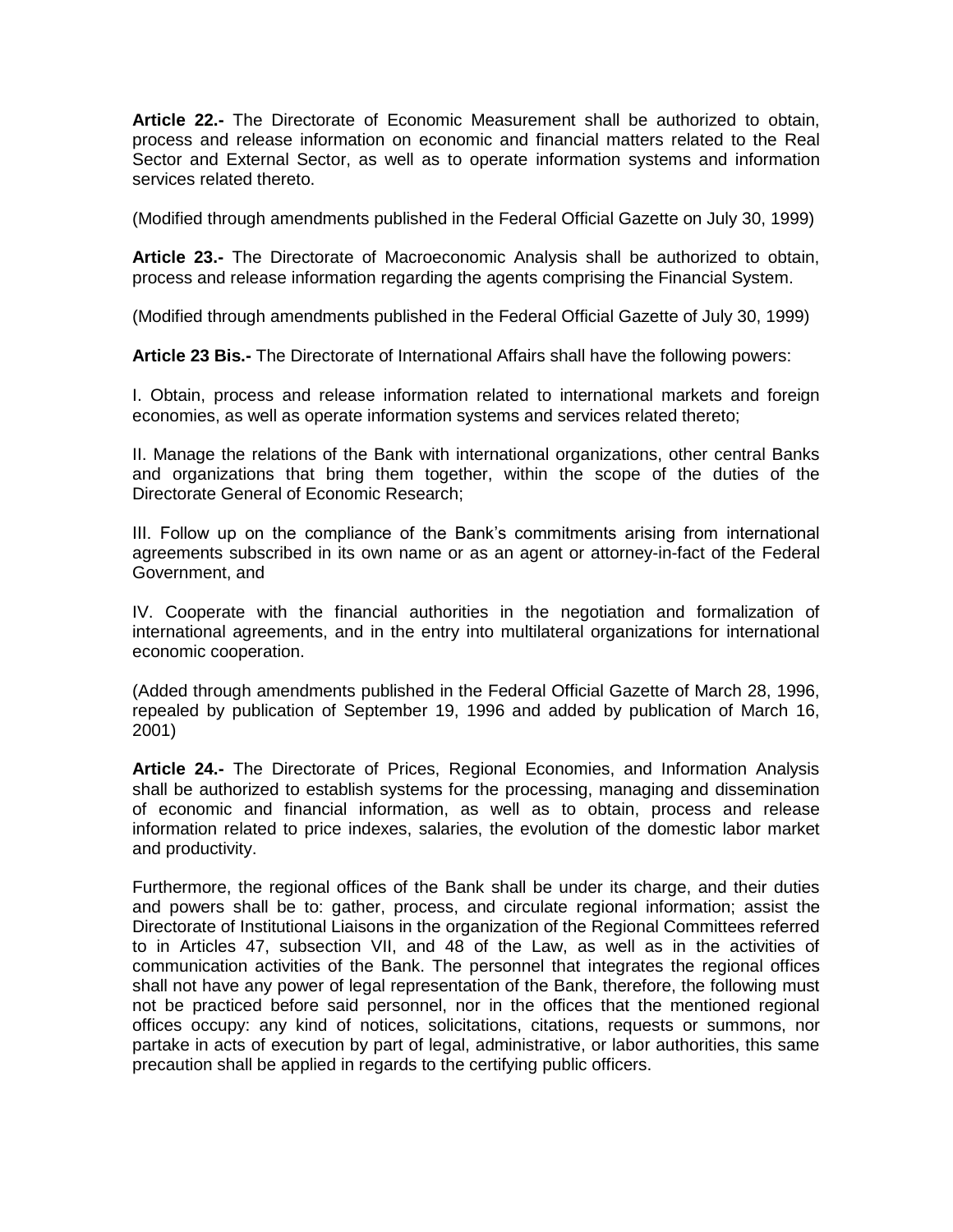**Article 22.-** The Directorate of Economic Measurement shall be authorized to obtain, process and release information on economic and financial matters related to the Real Sector and External Sector, as well as to operate information systems and information services related thereto.

(Modified through amendments published in the Federal Official Gazette on July 30, 1999)

**Article 23.-** The Directorate of Macroeconomic Analysis shall be authorized to obtain, process and release information regarding the agents comprising the Financial System.

(Modified through amendments published in the Federal Official Gazette of July 30, 1999)

**Article 23 Bis.-** The Directorate of International Affairs shall have the following powers:

I. Obtain, process and release information related to international markets and foreign economies, as well as operate information systems and services related thereto;

II. Manage the relations of the Bank with international organizations, other central Banks and organizations that bring them together, within the scope of the duties of the Directorate General of Economic Research;

III. Follow up on the compliance of the Bank's commitments arising from international agreements subscribed in its own name or as an agent or attorney-in-fact of the Federal Government, and

IV. Cooperate with the financial authorities in the negotiation and formalization of international agreements, and in the entry into multilateral organizations for international economic cooperation.

(Added through amendments published in the Federal Official Gazette of March 28, 1996, repealed by publication of September 19, 1996 and added by publication of March 16, 2001)

**Article 24.-** The Directorate of Prices, Regional Economies, and Information Analysis shall be authorized to establish systems for the processing, managing and dissemination of economic and financial information, as well as to obtain, process and release information related to price indexes, salaries, the evolution of the domestic labor market and productivity.

Furthermore, the regional offices of the Bank shall be under its charge, and their duties and powers shall be to: gather, process, and circulate regional information; assist the Directorate of Institutional Liaisons in the organization of the Regional Committees referred to in Articles 47, subsection VII, and 48 of the Law, as well as in the activities of communication activities of the Bank. The personnel that integrates the regional offices shall not have any power of legal representation of the Bank, therefore, the following must not be practiced before said personnel, nor in the offices that the mentioned regional offices occupy: any kind of notices, solicitations, citations, requests or summons, nor partake in acts of execution by part of legal, administrative, or labor authorities, this same precaution shall be applied in regards to the certifying public officers.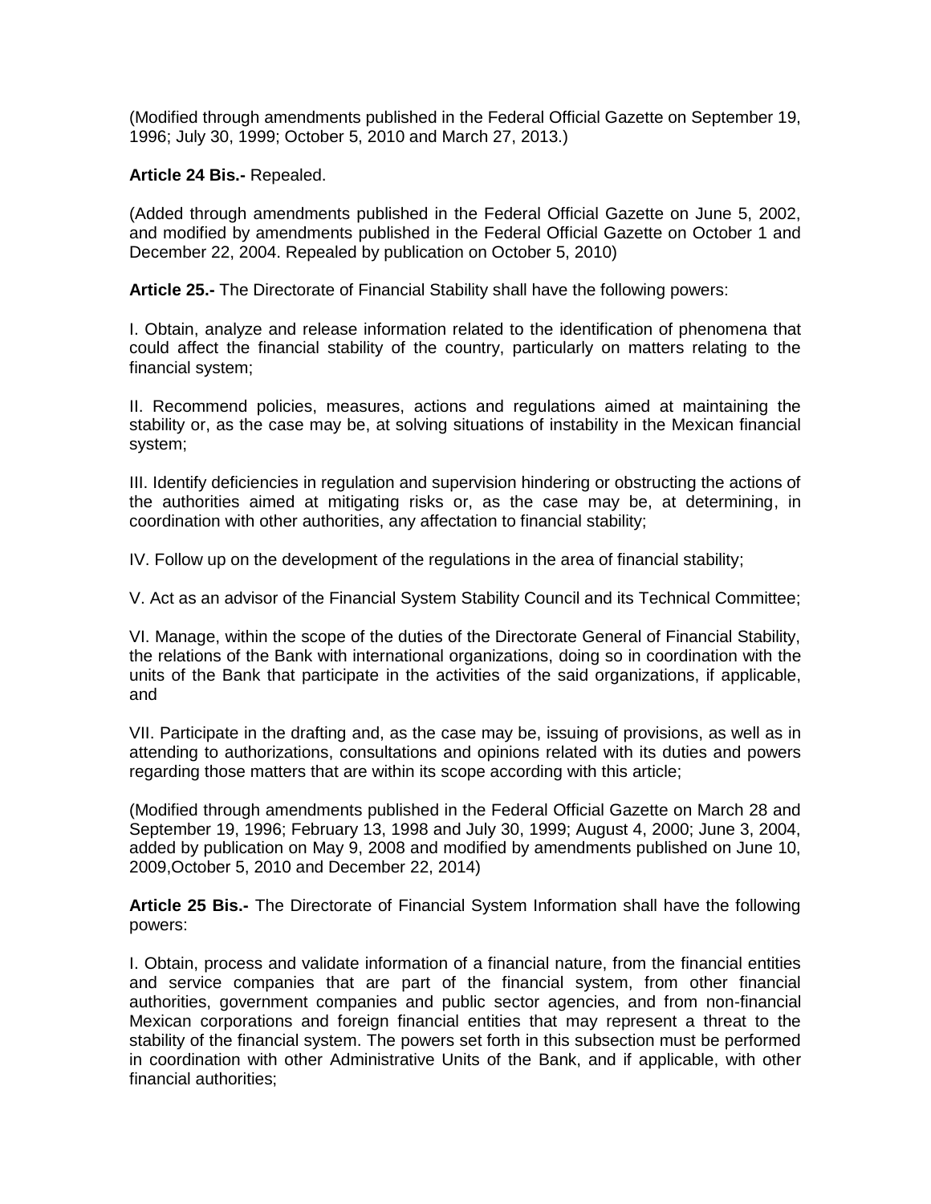(Modified through amendments published in the Federal Official Gazette on September 19, 1996; July 30, 1999; October 5, 2010 and March 27, 2013.)

**Article 24 Bis.-** Repealed.

(Added through amendments published in the Federal Official Gazette on June 5, 2002, and modified by amendments published in the Federal Official Gazette on October 1 and December 22, 2004. Repealed by publication on October 5, 2010)

**Article 25.-** The Directorate of Financial Stability shall have the following powers:

I. Obtain, analyze and release information related to the identification of phenomena that could affect the financial stability of the country, particularly on matters relating to the financial system;

II. Recommend policies, measures, actions and regulations aimed at maintaining the stability or, as the case may be, at solving situations of instability in the Mexican financial system;

III. Identify deficiencies in regulation and supervision hindering or obstructing the actions of the authorities aimed at mitigating risks or, as the case may be, at determining, in coordination with other authorities, any affectation to financial stability;

IV. Follow up on the development of the regulations in the area of financial stability;

V. Act as an advisor of the Financial System Stability Council and its Technical Committee;

VI. Manage, within the scope of the duties of the Directorate General of Financial Stability, the relations of the Bank with international organizations, doing so in coordination with the units of the Bank that participate in the activities of the said organizations, if applicable, and

VII. Participate in the drafting and, as the case may be, issuing of provisions, as well as in attending to authorizations, consultations and opinions related with its duties and powers regarding those matters that are within its scope according with this article;

(Modified through amendments published in the Federal Official Gazette on March 28 and September 19, 1996; February 13, 1998 and July 30, 1999; August 4, 2000; June 3, 2004, added by publication on May 9, 2008 and modified by amendments published on June 10, 2009,October 5, 2010 and December 22, 2014)

**Article 25 Bis.-** The Directorate of Financial System Information shall have the following powers:

I. Obtain, process and validate information of a financial nature, from the financial entities and service companies that are part of the financial system, from other financial authorities, government companies and public sector agencies, and from non-financial Mexican corporations and foreign financial entities that may represent a threat to the stability of the financial system. The powers set forth in this subsection must be performed in coordination with other Administrative Units of the Bank, and if applicable, with other financial authorities;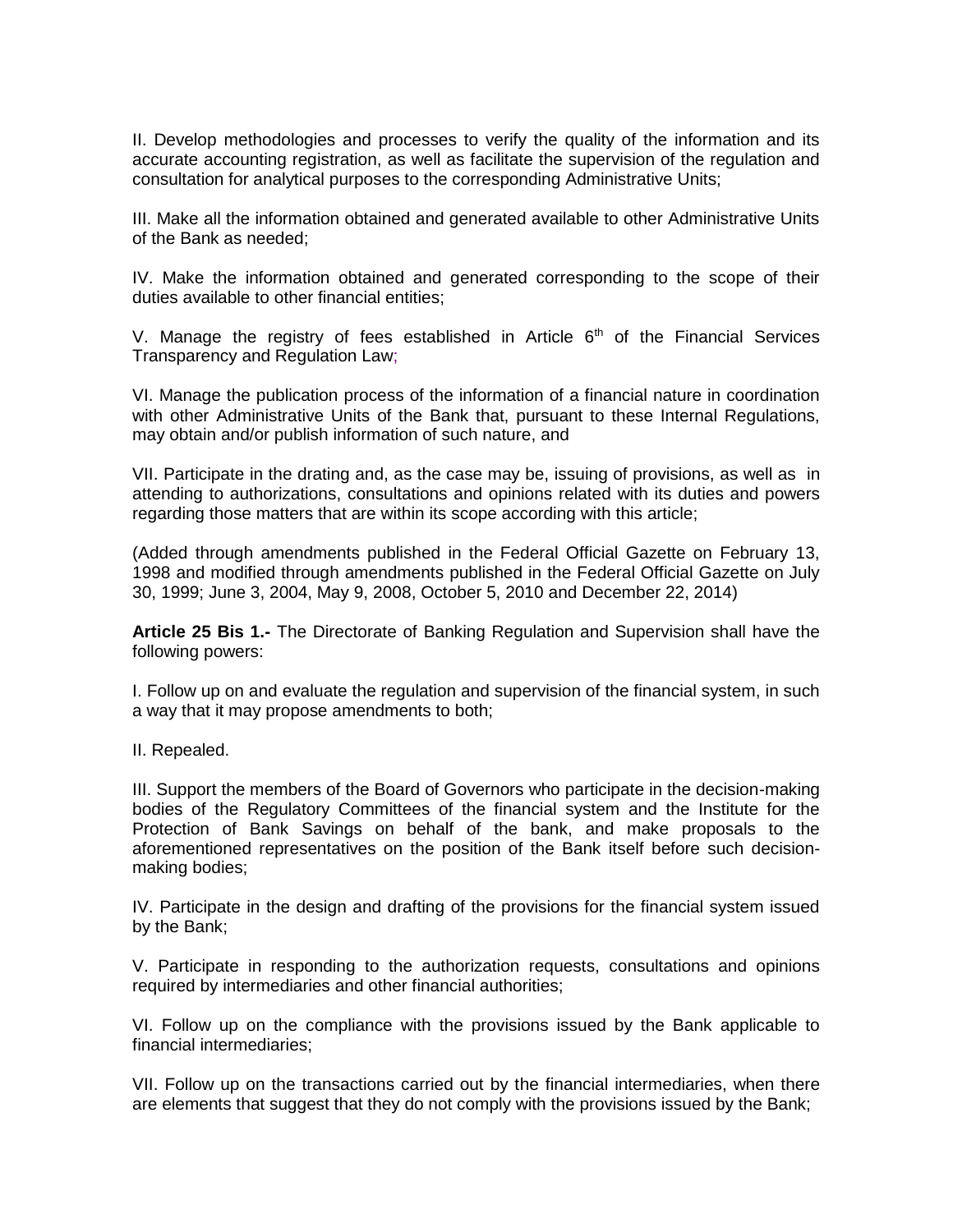II. Develop methodologies and processes to verify the quality of the information and its accurate accounting registration, as well as facilitate the supervision of the regulation and consultation for analytical purposes to the corresponding Administrative Units;

III. Make all the information obtained and generated available to other Administrative Units of the Bank as needed;

IV. Make the information obtained and generated corresponding to the scope of their duties available to other financial entities;

V. Manage the registry of fees established in Article 6th of the Financial Services Transparency and Regulation Law;

VI. Manage the publication process of the information of a financial nature in coordination with other Administrative Units of the Bank that, pursuant to these Internal Regulations, may obtain and/or publish information of such nature, and

VII. Participate in the drating and, as the case may be, issuing of provisions, as well as in attending to authorizations, consultations and opinions related with its duties and powers regarding those matters that are within its scope according with this article;

(Added through amendments published in the Federal Official Gazette on February 13, 1998 and modified through amendments published in the Federal Official Gazette on July 30, 1999; June 3, 2004, May 9, 2008, October 5, 2010 and December 22, 2014)

**Article 25 Bis 1.-** The Directorate of Banking Regulation and Supervision shall have the following powers:

I. Follow up on and evaluate the regulation and supervision of the financial system, in such a way that it may propose amendments to both;

II. Repealed.

III. Support the members of the Board of Governors who participate in the decision-making bodies of the Regulatory Committees of the financial system and the Institute for the Protection of Bank Savings on behalf of the bank, and make proposals to the aforementioned representatives on the position of the Bank itself before such decision-making bodies;

IV. Participate in the design and drafting of the provisions for the financial system issued by the Bank;

V. Participate in responding to the authorization requests, consultations and opinions required by intermediaries and other financial authorities;

VI. Follow up on the compliance with the provisions issued by the Bank applicable to financial intermediaries;

VII. Follow up on the transactions carried out by the financial intermediaries, when there are elements that suggest that they do not comply with the provisions issued by the Bank;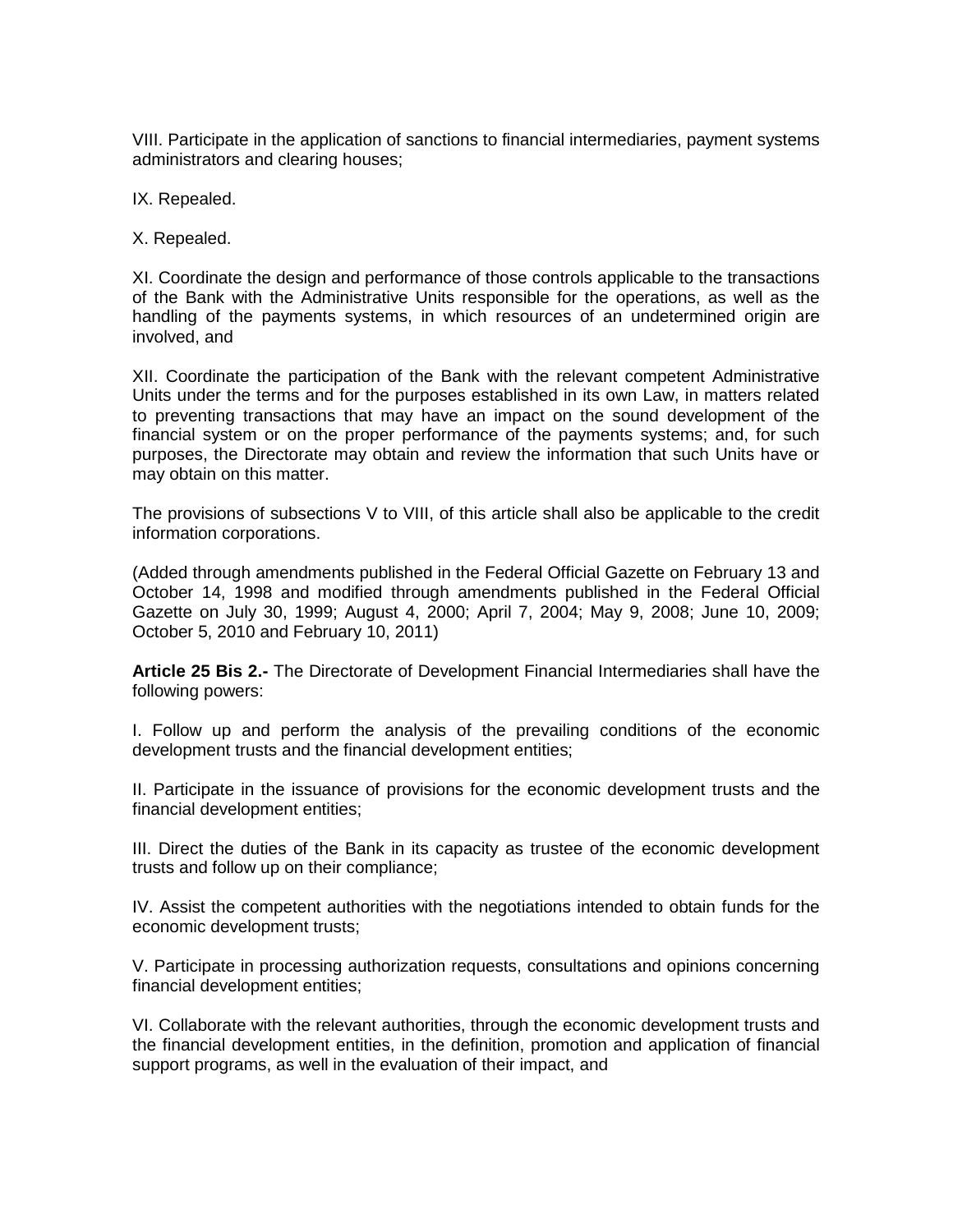VIII. Participate in the application of sanctions to financial intermediaries, payment systems administrators and clearing houses;

IX. Repealed.

X. Repealed.

XI. Coordinate the design and performance of those controls applicable to the transactions of the Bank with the Administrative Units responsible for the operations, as well as the handling of the payments systems, in which resources of an undetermined origin are involved, and

XII. Coordinate the participation of the Bank with the relevant competent Administrative Units under the terms and for the purposes established in its own Law, in matters related to preventing transactions that may have an impact on the sound development of the financial system or on the proper performance of the payments systems; and, for such purposes, the Directorate may obtain and review the information that such Units have or may obtain on this matter.

The provisions of subsections V to VIII, of this article shall also be applicable to the credit information corporations.

(Added through amendments published in the Federal Official Gazette on February 13 and October 14, 1998 and modified through amendments published in the Federal Official Gazette on July 30, 1999; August 4, 2000; April 7, 2004; May 9, 2008; June 10, 2009; October 5, 2010 and February 10, 2011)

**Article 25 Bis 2.-** The Directorate of Development Financial Intermediaries shall have the following powers:

I. Follow up and perform the analysis of the prevailing conditions of the economic development trusts and the financial development entities;

II. Participate in the issuance of provisions for the economic development trusts and the financial development entities;

III. Direct the duties of the Bank in its capacity as trustee of the economic development trusts and follow up on their compliance;

IV. Assist the competent authorities with the negotiations intended to obtain funds for the economic development trusts;

V. Participate in processing authorization requests, consultations and opinions concerning financial development entities;

VI. Collaborate with the relevant authorities, through the economic development trusts and the financial development entities, in the definition, promotion and application of financial support programs, as well in the evaluation of their impact, and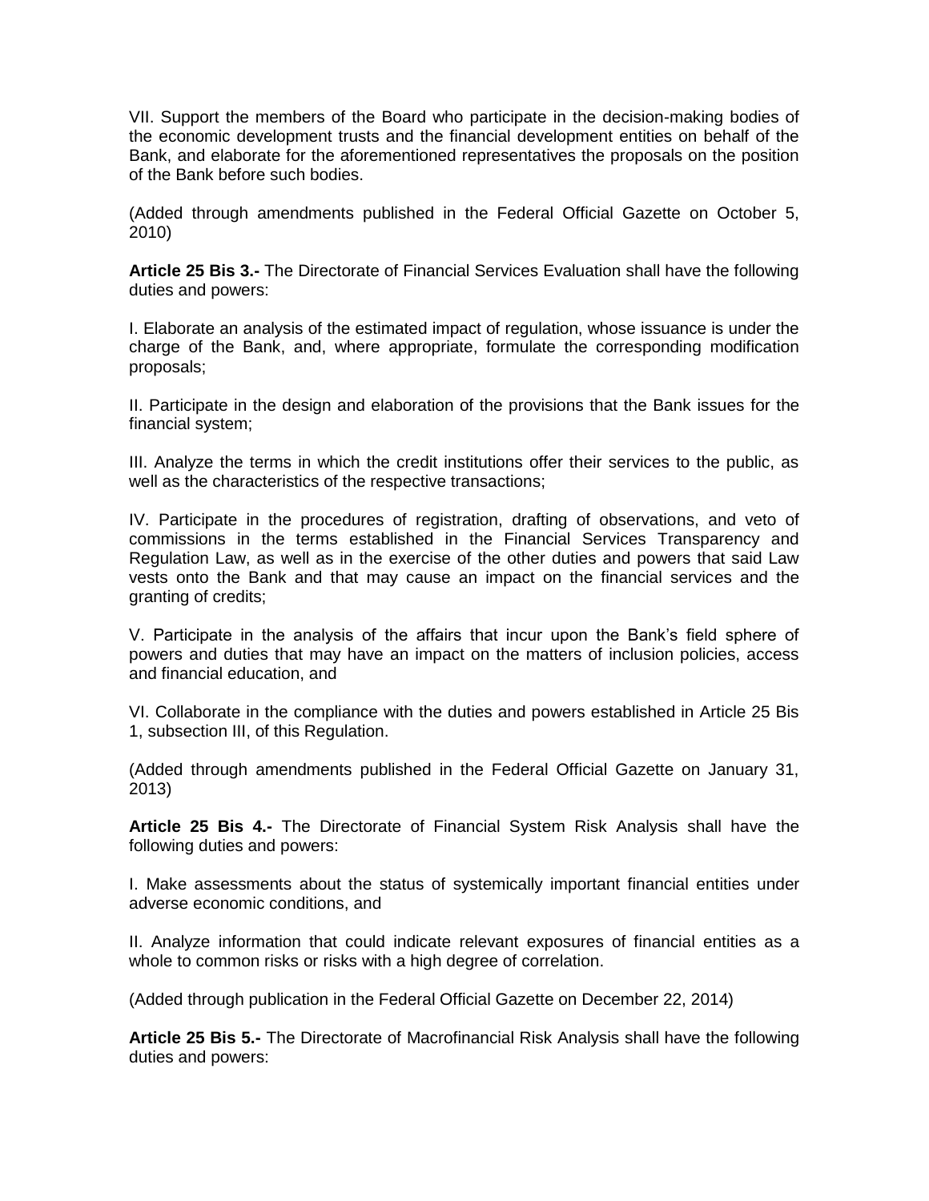VII. Support the members of the Board who participate in the decision-making bodies of the economic development trusts and the financial development entities on behalf of the Bank, and elaborate for the aforementioned representatives the proposals on the position of the Bank before such bodies.

(Added through amendments published in the Federal Official Gazette on October 5, 2010)

**Article 25 Bis 3.-** The Directorate of Financial Services Evaluation shall have the following duties and powers:

I. Elaborate an analysis of the estimated impact of regulation, whose issuance is under the charge of the Bank, and, where appropriate, formulate the corresponding modification proposals;

II. Participate in the design and elaboration of the provisions that the Bank issues for the financial system;

III. Analyze the terms in which the credit institutions offer their services to the public, as well as the characteristics of the respective transactions;

IV. Participate in the procedures of registration, drafting of observations, and veto of commissions in the terms established in the Financial Services Transparency and Regulation Law, as well as in the exercise of the other duties and powers that said Law vests onto the Bank and that may cause an impact on the financial services and the granting of credits;

V. Participate in the analysis of the affairs that incur upon the Bank's field sphere of powers and duties that may have an impact on the matters of inclusion policies, access and financial education, and

VI. Collaborate in the compliance with the duties and powers established in Article 25 Bis 1, subsection III, of this Regulation.

(Added through amendments published in the Federal Official Gazette on January 31, 2013)

**Article 25 Bis 4.-** The Directorate of Financial System Risk Analysis shall have the following duties and powers:

I. Make assessments about the status of systemically important financial entities under adverse economic conditions, and

II. Analyze information that could indicate relevant exposures of financial entities as a whole to common risks or risks with a high degree of correlation.

(Added through publication in the Federal Official Gazette on December 22, 2014)

**Article 25 Bis 5.-** The Directorate of Macrofinancial Risk Analysis shall have the following duties and powers: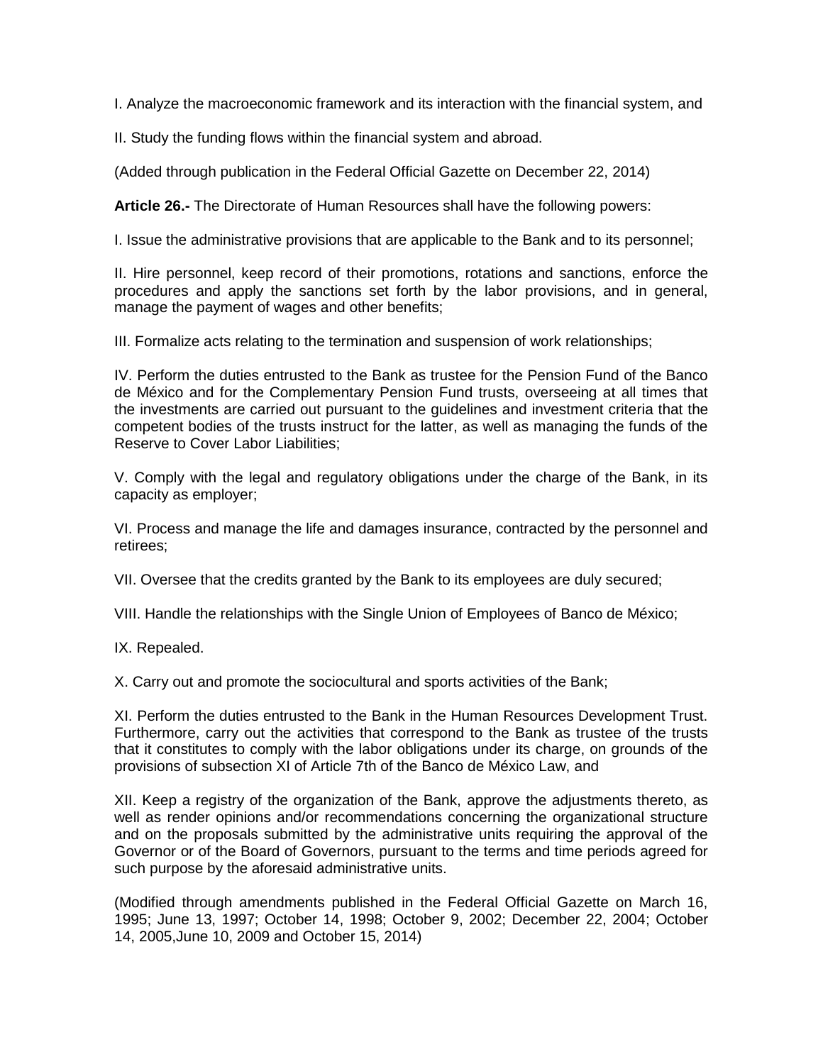I. Analyze the macroeconomic framework and its interaction with the financial system, and

II. Study the funding flows within the financial system and abroad.

(Added through publication in the Federal Official Gazette on December 22, 2014)

**Article 26.-** The Directorate of Human Resources shall have the following powers:

I. Issue the administrative provisions that are applicable to the Bank and to its personnel;

II. Hire personnel, keep record of their promotions, rotations and sanctions, enforce the procedures and apply the sanctions set forth by the labor provisions, and in general, manage the payment of wages and other benefits;

III. Formalize acts relating to the termination and suspension of work relationships;

IV. Perform the duties entrusted to the Bank as trustee for the Pension Fund of the Banco de México and for the Complementary Pension Fund trusts, overseeing at all times that the investments are carried out pursuant to the guidelines and investment criteria that the competent bodies of the trusts instruct for the latter, as well as managing the funds of the Reserve to Cover Labor Liabilities;

V. Comply with the legal and regulatory obligations under the charge of the Bank, in its capacity as employer;

VI. Process and manage the life and damages insurance, contracted by the personnel and retirees;

VII. Oversee that the credits granted by the Bank to its employees are duly secured;

VIII. Handle the relationships with the Single Union of Employees of Banco de México;

IX. Repealed.

X. Carry out and promote the sociocultural and sports activities of the Bank;

XI. Perform the duties entrusted to the Bank in the Human Resources Development Trust. Furthermore, carry out the activities that correspond to the Bank as trustee of the trusts that it constitutes to comply with the labor obligations under its charge, on grounds of the provisions of subsection XI of Article 7th of the Banco de México Law, and

XII. Keep a registry of the organization of the Bank, approve the adjustments thereto, as well as render opinions and/or recommendations concerning the organizational structure and on the proposals submitted by the administrative units requiring the approval of the Governor or of the Board of Governors, pursuant to the terms and time periods agreed for such purpose by the aforesaid administrative units.

(Modified through amendments published in the Federal Official Gazette on March 16, 1995; June 13, 1997; October 14, 1998; October 9, 2002; December 22, 2004; October 14, 2005,June 10, 2009 and October 15, 2014)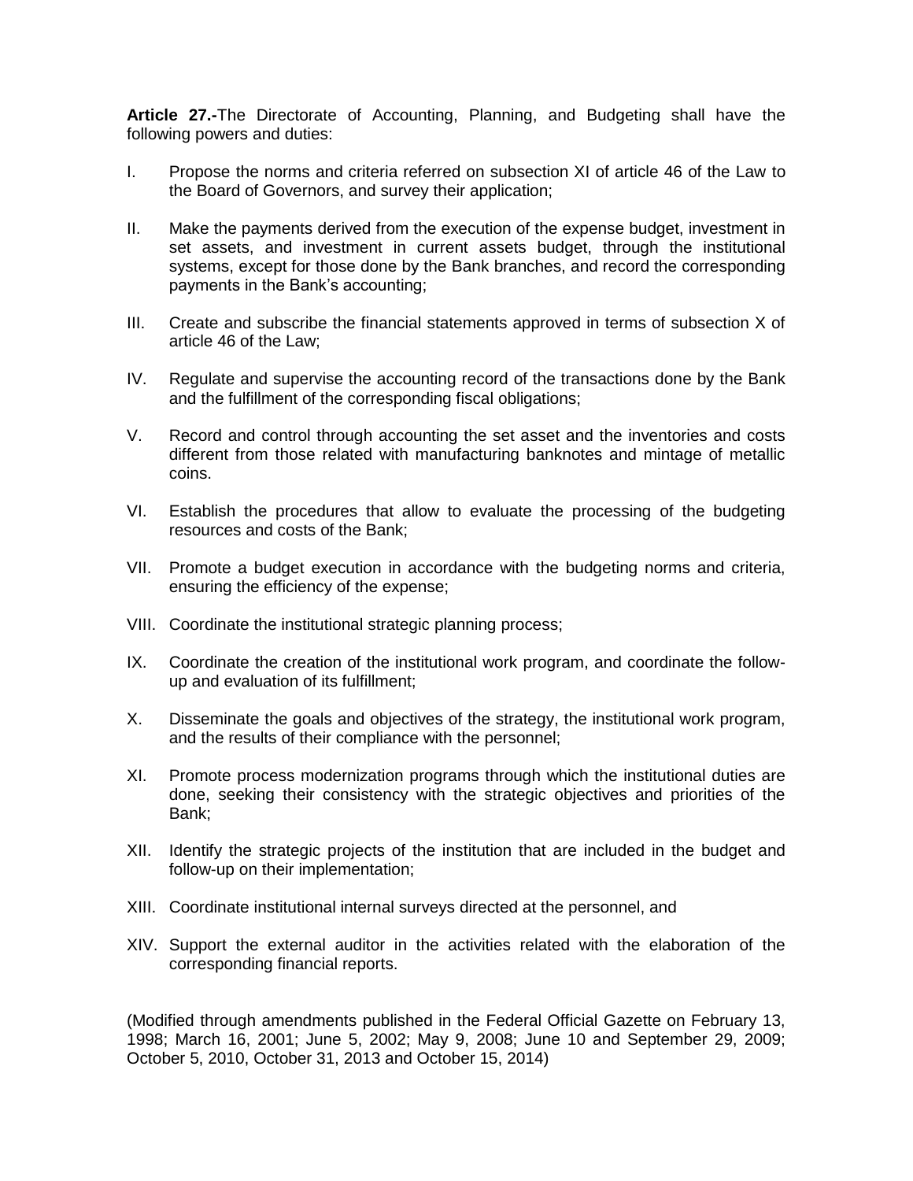**Article 27.-**The Directorate of Accounting, Planning, and Budgeting shall have the following powers and duties:

I. Propose the norms and criteria referred on subsection XI of article 46 of the Law to the Board of Governors, and survey their application;

II. Make the payments derived from the execution of the expense budget, investment in set assets, and investment in current assets budget, through the institutional systems, except for those done by the Bank branches, and record the corresponding payments in the Bank's accounting;

III. Create and subscribe the financial statements approved in terms of subsection X of article 46 of the Law;

IV. Regulate and supervise the accounting record of the transactions done by the Bank and the fulfillment of the corresponding fiscal obligations;

V. Record and control through accounting the set asset and the inventories and costs different from those related with manufacturing banknotes and mintage of metallic coins.

VI. Establish the procedures that allow to evaluate the processing of the budgeting resources and costs of the Bank;

VII. Promote a budget execution in accordance with the budgeting norms and criteria, ensuring the efficiency of the expense;

VIII. Coordinate the institutional strategic planning process;

IX. Coordinate the creation of the institutional work program, and coordinate the follow-up and evaluation of its fulfillment;

X. Disseminate the goals and objectives of the strategy, the institutional work program, and the results of their compliance with the personnel;

XI. Promote process modernization programs through which the institutional duties are done, seeking their consistency with the strategic objectives and priorities of the Bank;

XII. Identify the strategic projects of the institution that are included in the budget and follow-up on their implementation;

XIII. Coordinate institutional internal surveys directed at the personnel, and

XIV. Support the external auditor in the activities related with the elaboration of the corresponding financial reports.

(Modified through amendments published in the Federal Official Gazette on February 13, 1998; March 16, 2001; June 5, 2002; May 9, 2008; June 10 and September 29, 2009; October 5, 2010, October 31, 2013 and October 15, 2014)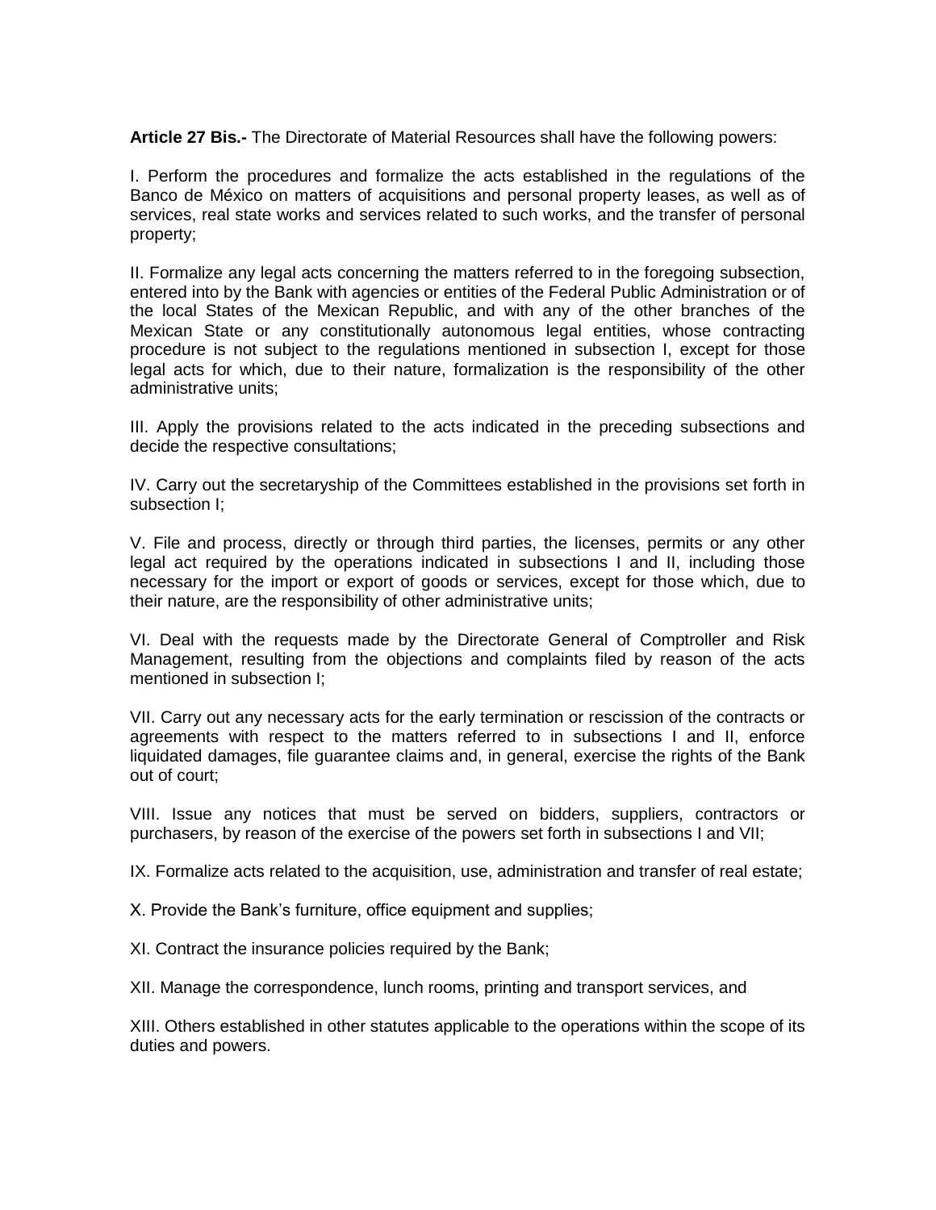**Article 27 Bis.-** The Directorate of Material Resources shall have the following powers:

I. Perform the procedures and formalize the acts established in the regulations of the Banco de México on matters of acquisitions and personal property leases, as well as of services, real state works and services related to such works, and the transfer of personal property;

II. Formalize any legal acts concerning the matters referred to in the foregoing subsection, entered into by the Bank with agencies or entities of the Federal Public Administration or of the local States of the Mexican Republic, and with any of the other branches of the Mexican State or any constitutionally autonomous legal entities, whose contracting procedure is not subject to the regulations mentioned in subsection I, except for those legal acts for which, due to their nature, formalization is the responsibility of the other administrative units;

III. Apply the provisions related to the acts indicated in the preceding subsections and decide the respective consultations;

IV. Carry out the secretaryship of the Committees established in the provisions set forth in subsection I;

V. File and process, directly or through third parties, the licenses, permits or any other legal act required by the operations indicated in subsections I and II, including those necessary for the import or export of goods or services, except for those which, due to their nature, are the responsibility of other administrative units;

VI. Deal with the requests made by the Directorate General of Comptroller and Risk Management, resulting from the objections and complaints filed by reason of the acts mentioned in subsection I;

VII. Carry out any necessary acts for the early termination or rescission of the contracts or agreements with respect to the matters referred to in subsections I and II, enforce liquidated damages, file guarantee claims and, in general, exercise the rights of the Bank out of court;

VIII. Issue any notices that must be served on bidders, suppliers, contractors or purchasers, by reason of the exercise of the powers set forth in subsections I and VII;

IX. Formalize acts related to the acquisition, use, administration and transfer of real estate;

X. Provide the Bank's furniture, office equipment and supplies;

XI. Contract the insurance policies required by the Bank;

XII. Manage the correspondence, lunch rooms, printing and transport services, and

XIII. Others established in other statutes applicable to the operations within the scope of its duties and powers.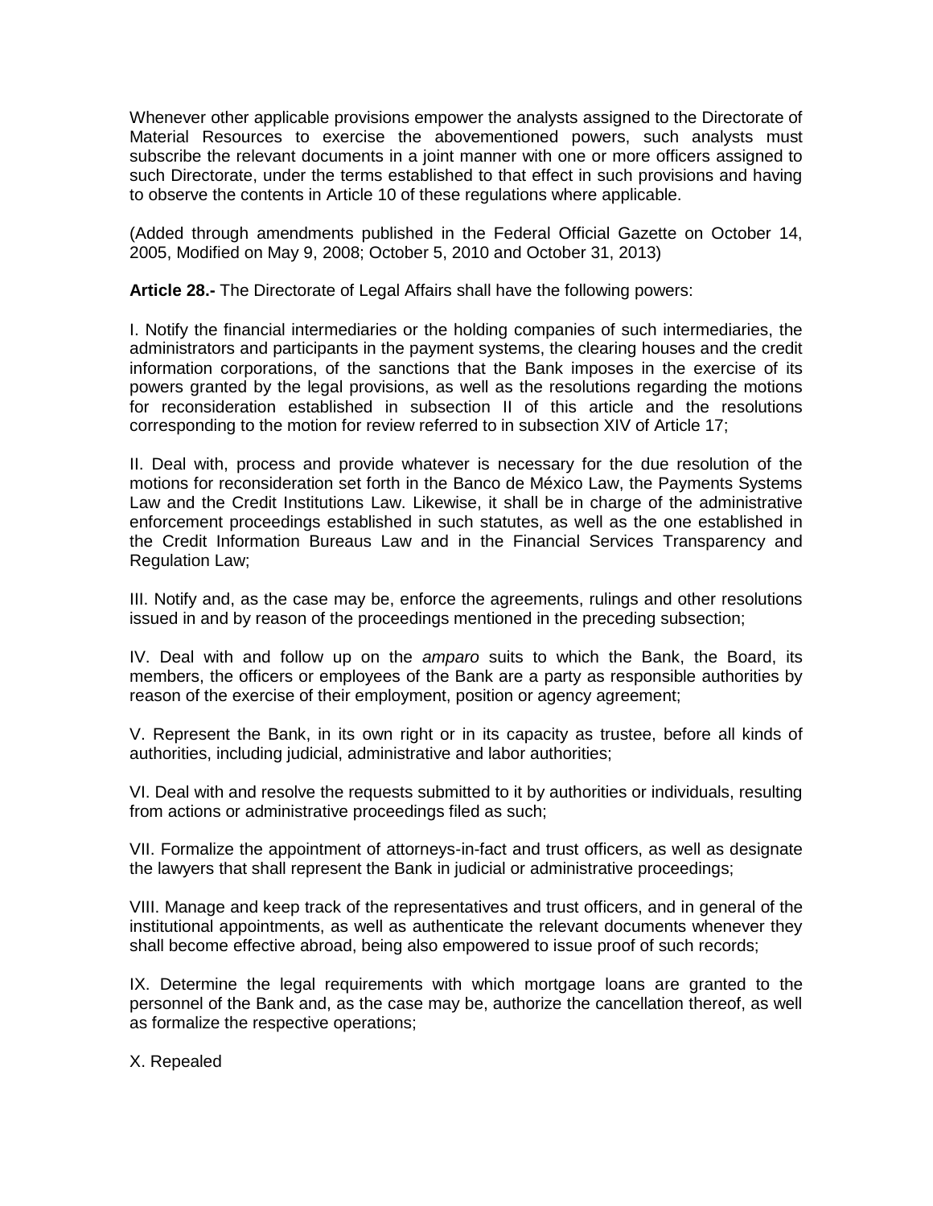Whenever other applicable provisions empower the analysts assigned to the Directorate of Material Resources to exercise the abovementioned powers, such analysts must subscribe the relevant documents in a joint manner with one or more officers assigned to such Directorate, under the terms established to that effect in such provisions and having to observe the contents in Article 10 of these regulations where applicable.

(Added through amendments published in the Federal Official Gazette on October 14, 2005, Modified on May 9, 2008; October 5, 2010 and October 31, 2013)

**Article 28.-** The Directorate of Legal Affairs shall have the following powers:

I. Notify the financial intermediaries or the holding companies of such intermediaries, the administrators and participants in the payment systems, the clearing houses and the credit information corporations, of the sanctions that the Bank imposes in the exercise of its powers granted by the legal provisions, as well as the resolutions regarding the motions for reconsideration established in subsection II of this article and the resolutions corresponding to the motion for review referred to in subsection XIV of Article 17;

II. Deal with, process and provide whatever is necessary for the due resolution of the motions for reconsideration set forth in the Banco de México Law, the Payments Systems Law and the Credit Institutions Law. Likewise, it shall be in charge of the administrative enforcement proceedings established in such statutes, as well as the one established in the Credit Information Bureaus Law and in the Financial Services Transparency and Regulation Law;

III. Notify and, as the case may be, enforce the agreements, rulings and other resolutions issued in and by reason of the proceedings mentioned in the preceding subsection;

IV. Deal with and follow up on the *amparo* suits to which the Bank, the Board, its members, the officers or employees of the Bank are a party as responsible authorities by reason of the exercise of their employment, position or agency agreement;

V. Represent the Bank, in its own right or in its capacity as trustee, before all kinds of authorities, including judicial, administrative and labor authorities;

VI. Deal with and resolve the requests submitted to it by authorities or individuals, resulting from actions or administrative proceedings filed as such;

VII. Formalize the appointment of attorneys-in-fact and trust officers, as well as designate the lawyers that shall represent the Bank in judicial or administrative proceedings;

VIII. Manage and keep track of the representatives and trust officers, and in general of the institutional appointments, as well as authenticate the relevant documents whenever they shall become effective abroad, being also empowered to issue proof of such records;

IX. Determine the legal requirements with which mortgage loans are granted to the personnel of the Bank and, as the case may be, authorize the cancellation thereof, as well as formalize the respective operations;

X. Repealed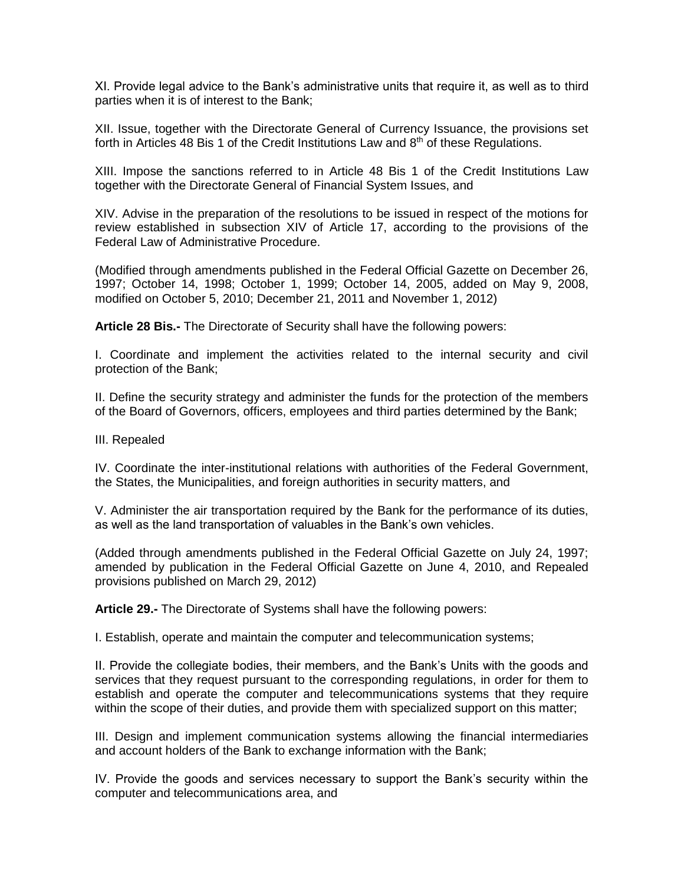XI. Provide legal advice to the Bank's administrative units that require it, as well as to third parties when it is of interest to the Bank;

XII. Issue, together with the Directorate General of Currency Issuance, the provisions set forth in Articles 48 Bis 1 of the Credit Institutions Law and 8th of these Regulations.

XIII. Impose the sanctions referred to in Article 48 Bis 1 of the Credit Institutions Law together with the Directorate General of Financial System Issues, and

XIV. Advise in the preparation of the resolutions to be issued in respect of the motions for review established in subsection XIV of Article 17, according to the provisions of the Federal Law of Administrative Procedure.

(Modified through amendments published in the Federal Official Gazette on December 26, 1997; October 14, 1998; October 1, 1999; October 14, 2005, added on May 9, 2008, modified on October 5, 2010; December 21, 2011 and November 1, 2012)

**Article 28 Bis.-** The Directorate of Security shall have the following powers:

I. Coordinate and implement the activities related to the internal security and civil protection of the Bank;

II. Define the security strategy and administer the funds for the protection of the members of the Board of Governors, officers, employees and third parties determined by the Bank;

III. Repealed

IV. Coordinate the inter-institutional relations with authorities of the Federal Government, the States, the Municipalities, and foreign authorities in security matters, and

V. Administer the air transportation required by the Bank for the performance of its duties, as well as the land transportation of valuables in the Bank's own vehicles.

(Added through amendments published in the Federal Official Gazette on July 24, 1997; amended by publication in the Federal Official Gazette on June 4, 2010, and Repealed provisions published on March 29, 2012)

**Article 29.-** The Directorate of Systems shall have the following powers:

I. Establish, operate and maintain the computer and telecommunication systems;

II. Provide the collegiate bodies, their members, and the Bank's Units with the goods and services that they request pursuant to the corresponding regulations, in order for them to establish and operate the computer and telecommunications systems that they require within the scope of their duties, and provide them with specialized support on this matter;

III. Design and implement communication systems allowing the financial intermediaries and account holders of the Bank to exchange information with the Bank;

IV. Provide the goods and services necessary to support the Bank's security within the computer and telecommunications area, and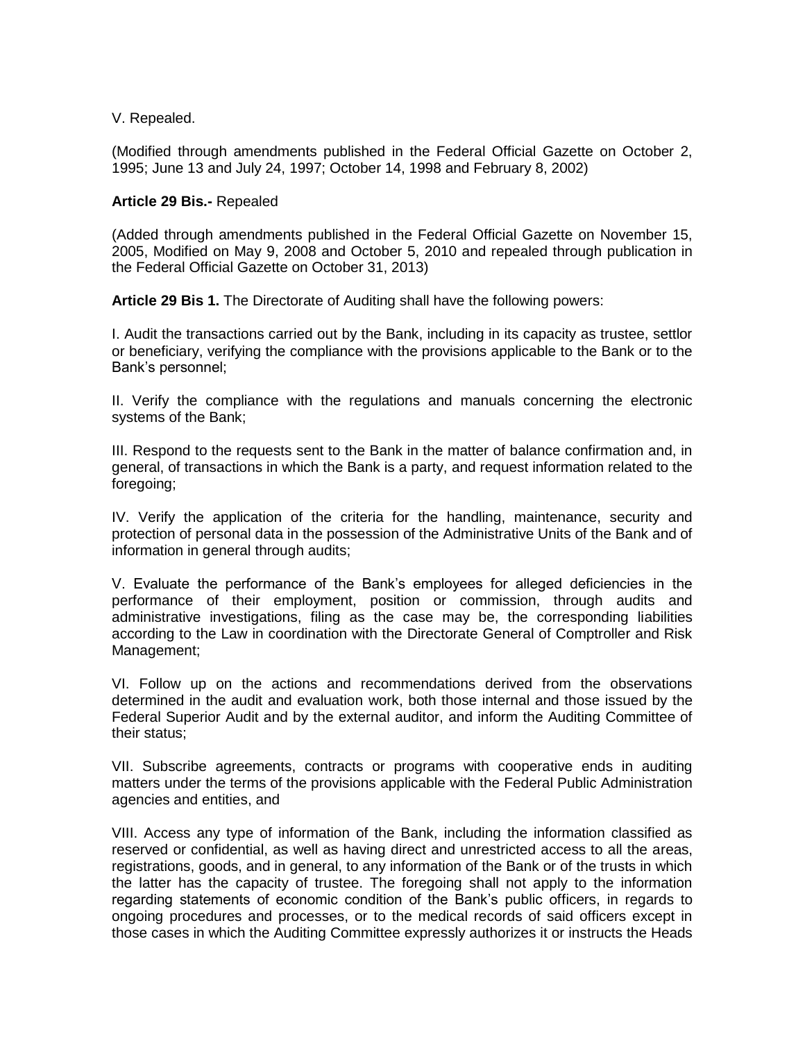V. Repealed.

(Modified through amendments published in the Federal Official Gazette on October 2, 1995; June 13 and July 24, 1997; October 14, 1998 and February 8, 2002)

**Article 29 Bis.-** Repealed

(Added through amendments published in the Federal Official Gazette on November 15, 2005, Modified on May 9, 2008 and October 5, 2010 and repealed through publication in the Federal Official Gazette on October 31, 2013)

**Article 29 Bis 1.** The Directorate of Auditing shall have the following powers:

I. Audit the transactions carried out by the Bank, including in its capacity as trustee, settlor or beneficiary, verifying the compliance with the provisions applicable to the Bank or to the Bank's personnel;

II. Verify the compliance with the regulations and manuals concerning the electronic systems of the Bank;

III. Respond to the requests sent to the Bank in the matter of balance confirmation and, in general, of transactions in which the Bank is a party, and request information related to the foregoing;

IV. Verify the application of the criteria for the handling, maintenance, security and protection of personal data in the possession of the Administrative Units of the Bank and of information in general through audits;

V. Evaluate the performance of the Bank's employees for alleged deficiencies in the performance of their employment, position or commission, through audits and administrative investigations, filing as the case may be, the corresponding liabilities according to the Law in coordination with the Directorate General of Comptroller and Risk Management;

VI. Follow up on the actions and recommendations derived from the observations determined in the audit and evaluation work, both those internal and those issued by the Federal Superior Audit and by the external auditor, and inform the Auditing Committee of their status;

VII. Subscribe agreements, contracts or programs with cooperative ends in auditing matters under the terms of the provisions applicable with the Federal Public Administration agencies and entities, and

VIII. Access any type of information of the Bank, including the information classified as reserved or confidential, as well as having direct and unrestricted access to all the areas, registrations, goods, and in general, to any information of the Bank or of the trusts in which the latter has the capacity of trustee. The foregoing shall not apply to the information regarding statements of economic condition of the Bank's public officers, in regards to ongoing procedures and processes, or to the medical records of said officers except in those cases in which the Auditing Committee expressly authorizes it or instructs the Heads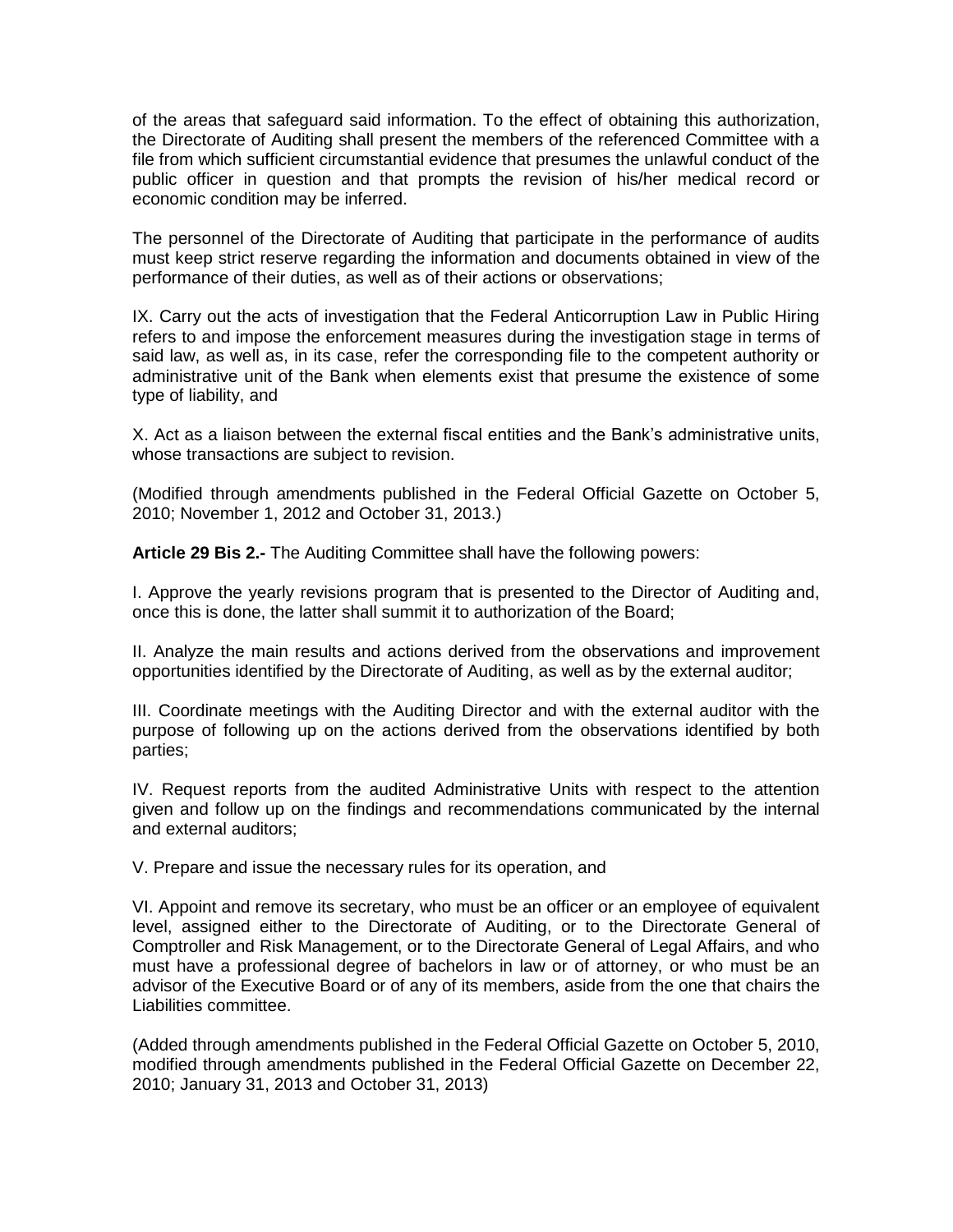of the areas that safeguard said information. To the effect of obtaining this authorization, the Directorate of Auditing shall present the members of the referenced Committee with a file from which sufficient circumstantial evidence that presumes the unlawful conduct of the public officer in question and that prompts the revision of his/her medical record or economic condition may be inferred.

The personnel of the Directorate of Auditing that participate in the performance of audits must keep strict reserve regarding the information and documents obtained in view of the performance of their duties, as well as of their actions or observations;

IX. Carry out the acts of investigation that the Federal Anticorruption Law in Public Hiring refers to and impose the enforcement measures during the investigation stage in terms of said law, as well as, in its case, refer the corresponding file to the competent authority or administrative unit of the Bank when elements exist that presume the existence of some type of liability, and

X. Act as a liaison between the external fiscal entities and the Bank's administrative units, whose transactions are subject to revision.

(Modified through amendments published in the Federal Official Gazette on October 5, 2010; November 1, 2012 and October 31, 2013.)

**Article 29 Bis 2.-** The Auditing Committee shall have the following powers:

I. Approve the yearly revisions program that is presented to the Director of Auditing and, once this is done, the latter shall summit it to authorization of the Board;

II. Analyze the main results and actions derived from the observations and improvement opportunities identified by the Directorate of Auditing, as well as by the external auditor;

III. Coordinate meetings with the Auditing Director and with the external auditor with the purpose of following up on the actions derived from the observations identified by both parties;

IV. Request reports from the audited Administrative Units with respect to the attention given and follow up on the findings and recommendations communicated by the internal and external auditors;

V. Prepare and issue the necessary rules for its operation, and

VI. Appoint and remove its secretary, who must be an officer or an employee of equivalent level, assigned either to the Directorate of Auditing, or to the Directorate General of Comptroller and Risk Management, or to the Directorate General of Legal Affairs, and who must have a professional degree of bachelors in law or of attorney, or who must be an advisor of the Executive Board or of any of its members, aside from the one that chairs the Liabilities committee.

(Added through amendments published in the Federal Official Gazette on October 5, 2010, modified through amendments published in the Federal Official Gazette on December 22, 2010; January 31, 2013 and October 31, 2013)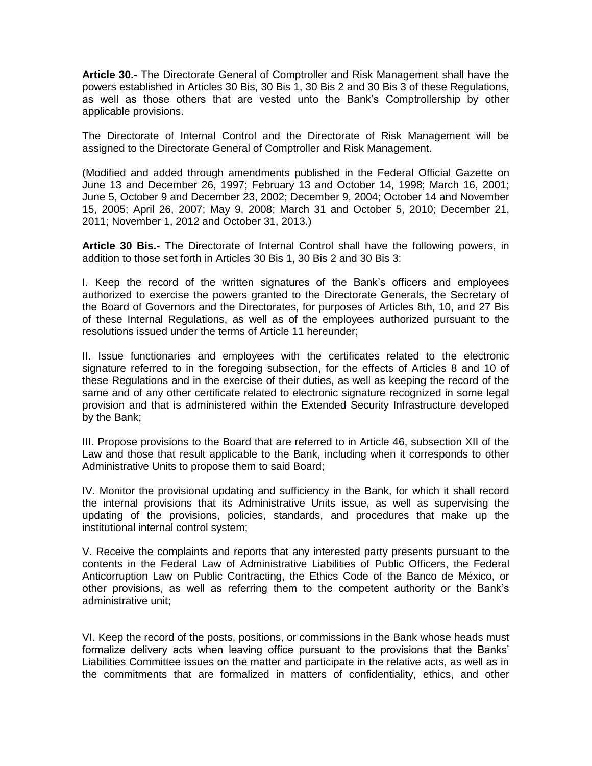**Article 30.-** The Directorate General of Comptroller and Risk Management shall have the powers established in Articles 30 Bis, 30 Bis 1, 30 Bis 2 and 30 Bis 3 of these Regulations, as well as those others that are vested unto the Bank's Comptrollership by other applicable provisions.

The Directorate of Internal Control and the Directorate of Risk Management will be assigned to the Directorate General of Comptroller and Risk Management.

(Modified and added through amendments published in the Federal Official Gazette on June 13 and December 26, 1997; February 13 and October 14, 1998; March 16, 2001; June 5, October 9 and December 23, 2002; December 9, 2004; October 14 and November 15, 2005; April 26, 2007; May 9, 2008; March 31 and October 5, 2010; December 21, 2011; November 1, 2012 and October 31, 2013.)

**Article 30 Bis.-** The Directorate of Internal Control shall have the following powers, in addition to those set forth in Articles 30 Bis 1, 30 Bis 2 and 30 Bis 3:

I. Keep the record of the written signatures of the Bank's officers and employees authorized to exercise the powers granted to the Directorate Generals, the Secretary of the Board of Governors and the Directorates, for purposes of Articles 8th, 10, and 27 Bis of these Internal Regulations, as well as of the employees authorized pursuant to the resolutions issued under the terms of Article 11 hereunder;

II. Issue functionaries and employees with the certificates related to the electronic signature referred to in the foregoing subsection, for the effects of Articles 8 and 10 of these Regulations and in the exercise of their duties, as well as keeping the record of the same and of any other certificate related to electronic signature recognized in some legal provision and that is administered within the Extended Security Infrastructure developed by the Bank;

III. Propose provisions to the Board that are referred to in Article 46, subsection XII of the Law and those that result applicable to the Bank, including when it corresponds to other Administrative Units to propose them to said Board;

IV. Monitor the provisional updating and sufficiency in the Bank, for which it shall record the internal provisions that its Administrative Units issue, as well as supervising the updating of the provisions, policies, standards, and procedures that make up the institutional internal control system;

V. Receive the complaints and reports that any interested party presents pursuant to the contents in the Federal Law of Administrative Liabilities of Public Officers, the Federal Anticorruption Law on Public Contracting, the Ethics Code of the Banco de México, or other provisions, as well as referring them to the competent authority or the Bank's administrative unit;

VI. Keep the record of the posts, positions, or commissions in the Bank whose heads must formalize delivery acts when leaving office pursuant to the provisions that the Banks' Liabilities Committee issues on the matter and participate in the relative acts, as well as in the commitments that are formalized in matters of confidentiality, ethics, and other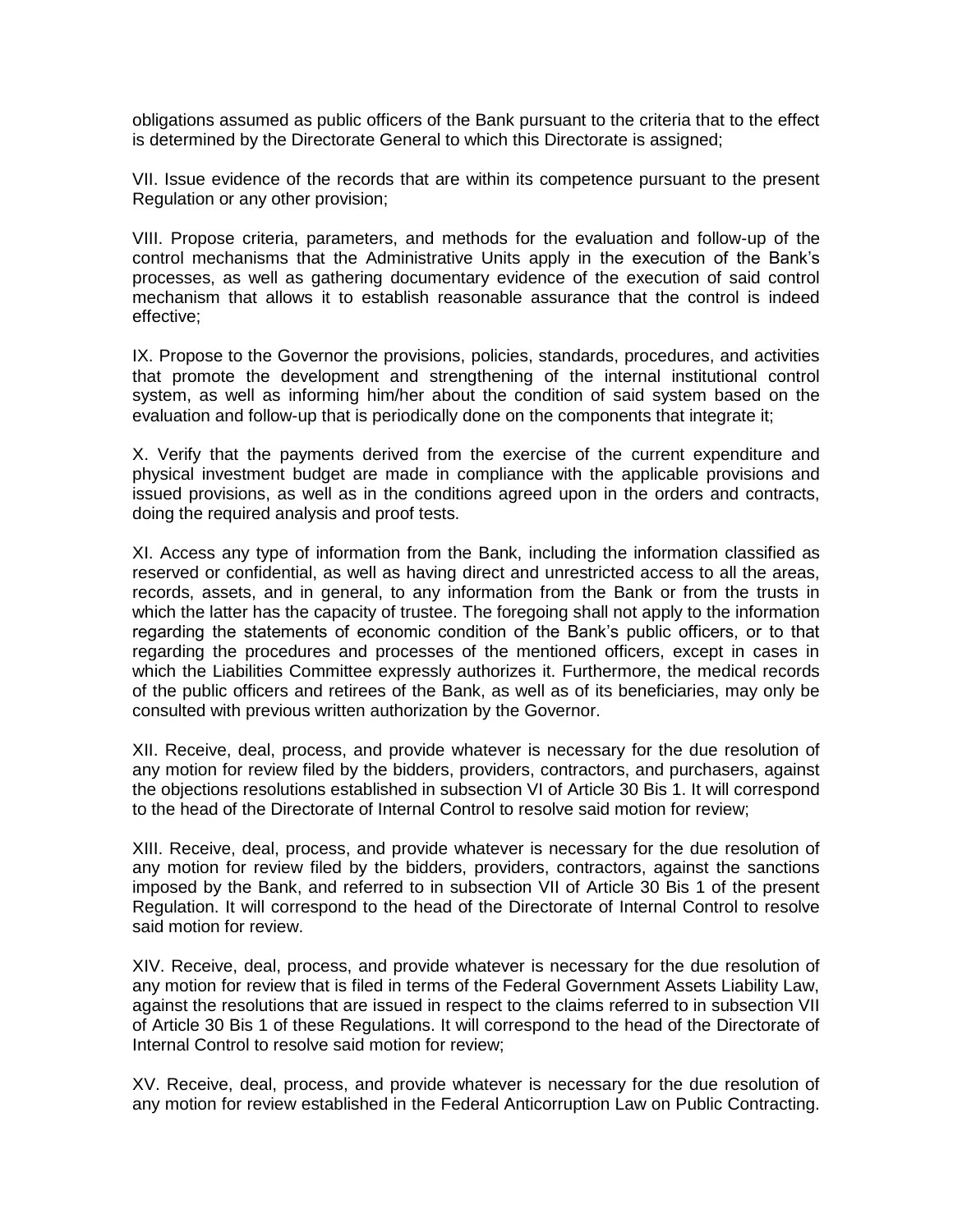obligations assumed as public officers of the Bank pursuant to the criteria that to the effect is determined by the Directorate General to which this Directorate is assigned;

VII. Issue evidence of the records that are within its competence pursuant to the present Regulation or any other provision;

VIII. Propose criteria, parameters, and methods for the evaluation and follow-up of the control mechanisms that the Administrative Units apply in the execution of the Bank's processes, as well as gathering documentary evidence of the execution of said control mechanism that allows it to establish reasonable assurance that the control is indeed effective;

IX. Propose to the Governor the provisions, policies, standards, procedures, and activities that promote the development and strengthening of the internal institutional control system, as well as informing him/her about the condition of said system based on the evaluation and follow-up that is periodically done on the components that integrate it;

X. Verify that the payments derived from the exercise of the current expenditure and physical investment budget are made in compliance with the applicable provisions and issued provisions, as well as in the conditions agreed upon in the orders and contracts, doing the required analysis and proof tests.

XI. Access any type of information from the Bank, including the information classified as reserved or confidential, as well as having direct and unrestricted access to all the areas, records, assets, and in general, to any information from the Bank or from the trusts in which the latter has the capacity of trustee. The foregoing shall not apply to the information regarding the statements of economic condition of the Bank's public officers, or to that regarding the procedures and processes of the mentioned officers, except in cases in which the Liabilities Committee expressly authorizes it. Furthermore, the medical records of the public officers and retirees of the Bank, as well as of its beneficiaries, may only be consulted with previous written authorization by the Governor.

XII. Receive, deal, process, and provide whatever is necessary for the due resolution of any motion for review filed by the bidders, providers, contractors, and purchasers, against the objections resolutions established in subsection VI of Article 30 Bis 1. It will correspond to the head of the Directorate of Internal Control to resolve said motion for review;

XIII. Receive, deal, process, and provide whatever is necessary for the due resolution of any motion for review filed by the bidders, providers, contractors, against the sanctions imposed by the Bank, and referred to in subsection VII of Article 30 Bis 1 of the present Regulation. It will correspond to the head of the Directorate of Internal Control to resolve said motion for review.

XIV. Receive, deal, process, and provide whatever is necessary for the due resolution of any motion for review that is filed in terms of the Federal Government Assets Liability Law, against the resolutions that are issued in respect to the claims referred to in subsection VII of Article 30 Bis 1 of these Regulations. It will correspond to the head of the Directorate of Internal Control to resolve said motion for review;

XV. Receive, deal, process, and provide whatever is necessary for the due resolution of any motion for review established in the Federal Anticorruption Law on Public Contracting.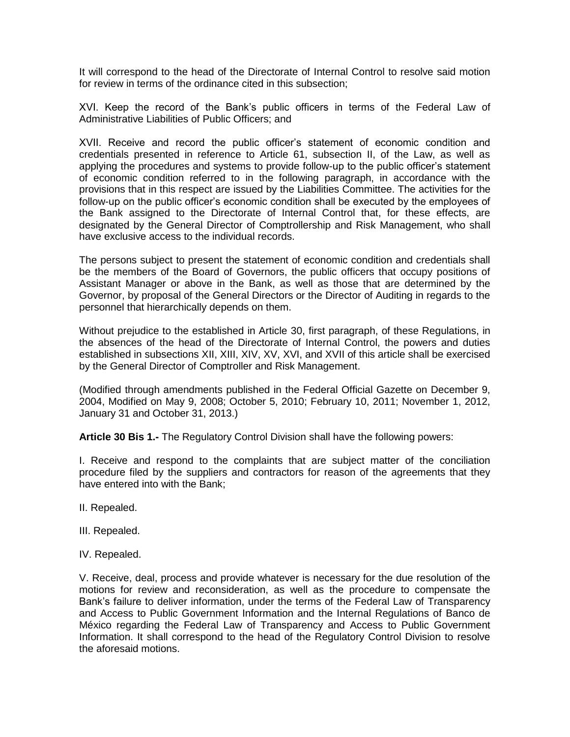It will correspond to the head of the Directorate of Internal Control to resolve said motion for review in terms of the ordinance cited in this subsection;

XVI. Keep the record of the Bank's public officers in terms of the Federal Law of Administrative Liabilities of Public Officers; and

XVII. Receive and record the public officer's statement of economic condition and credentials presented in reference to Article 61, subsection II, of the Law, as well as applying the procedures and systems to provide follow-up to the public officer's statement of economic condition referred to in the following paragraph, in accordance with the provisions that in this respect are issued by the Liabilities Committee. The activities for the follow-up on the public officer's economic condition shall be executed by the employees of the Bank assigned to the Directorate of Internal Control that, for these effects, are designated by the General Director of Comptrollership and Risk Management, who shall have exclusive access to the individual records.

The persons subject to present the statement of economic condition and credentials shall be the members of the Board of Governors, the public officers that occupy positions of Assistant Manager or above in the Bank, as well as those that are determined by the Governor, by proposal of the General Directors or the Director of Auditing in regards to the personnel that hierarchically depends on them.

Without prejudice to the established in Article 30, first paragraph, of these Regulations, in the absences of the head of the Directorate of Internal Control, the powers and duties established in subsections XII, XIII, XIV, XV, XVI, and XVII of this article shall be exercised by the General Director of Comptroller and Risk Management.

(Modified through amendments published in the Federal Official Gazette on December 9, 2004, Modified on May 9, 2008; October 5, 2010; February 10, 2011; November 1, 2012, January 31 and October 31, 2013.)

**Article 30 Bis 1.-** The Regulatory Control Division shall have the following powers:

I. Receive and respond to the complaints that are subject matter of the conciliation procedure filed by the suppliers and contractors for reason of the agreements that they have entered into with the Bank;

II. Repealed.

III. Repealed.

IV. Repealed.

V. Receive, deal, process and provide whatever is necessary for the due resolution of the motions for review and reconsideration, as well as the procedure to compensate the Bank's failure to deliver information, under the terms of the Federal Law of Transparency and Access to Public Government Information and the Internal Regulations of Banco de México regarding the Federal Law of Transparency and Access to Public Government Information. It shall correspond to the head of the Regulatory Control Division to resolve the aforesaid motions.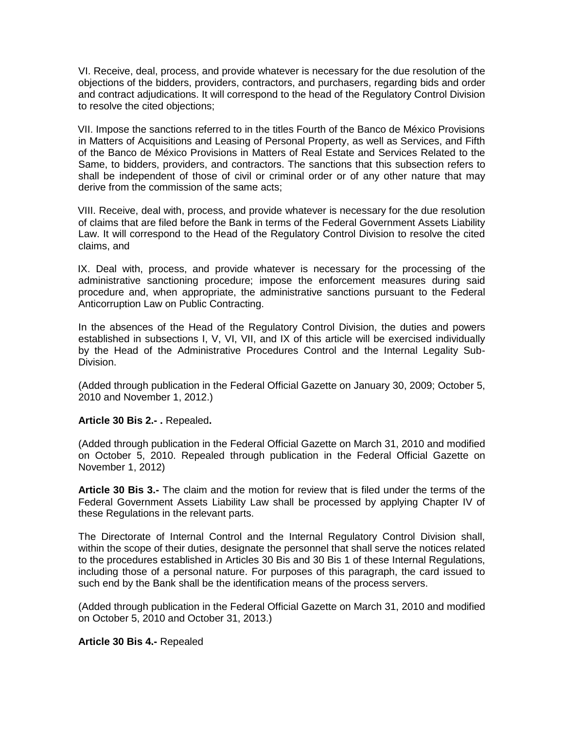VI. Receive, deal, process, and provide whatever is necessary for the due resolution of the objections of the bidders, providers, contractors, and purchasers, regarding bids and order and contract adjudications. It will correspond to the head of the Regulatory Control Division to resolve the cited objections;

VII. Impose the sanctions referred to in the titles Fourth of the Banco de México Provisions in Matters of Acquisitions and Leasing of Personal Property, as well as Services, and Fifth of the Banco de México Provisions in Matters of Real Estate and Services Related to the Same, to bidders, providers, and contractors. The sanctions that this subsection refers to shall be independent of those of civil or criminal order or of any other nature that may derive from the commission of the same acts;

VIII. Receive, deal with, process, and provide whatever is necessary for the due resolution of claims that are filed before the Bank in terms of the Federal Government Assets Liability Law. It will correspond to the Head of the Regulatory Control Division to resolve the cited claims, and

IX. Deal with, process, and provide whatever is necessary for the processing of the administrative sanctioning procedure; impose the enforcement measures during said procedure and, when appropriate, the administrative sanctions pursuant to the Federal Anticorruption Law on Public Contracting.

In the absences of the Head of the Regulatory Control Division, the duties and powers established in subsections I, V, VI, VII, and IX of this article will be exercised individually by the Head of the Administrative Procedures Control and the Internal Legality Sub-Division.

(Added through publication in the Federal Official Gazette on January 30, 2009; October 5, 2010 and November 1, 2012.)

**Article 30 Bis 2.- .** Repealed**.**

(Added through publication in the Federal Official Gazette on March 31, 2010 and modified on October 5, 2010. Repealed through publication in the Federal Official Gazette on November 1, 2012)

**Article 30 Bis 3.-** The claim and the motion for review that is filed under the terms of the Federal Government Assets Liability Law shall be processed by applying Chapter IV of these Regulations in the relevant parts.

The Directorate of Internal Control and the Internal Regulatory Control Division shall, within the scope of their duties, designate the personnel that shall serve the notices related to the procedures established in Articles 30 Bis and 30 Bis 1 of these Internal Regulations, including those of a personal nature. For purposes of this paragraph, the card issued to such end by the Bank shall be the identification means of the process servers.

(Added through publication in the Federal Official Gazette on March 31, 2010 and modified on October 5, 2010 and October 31, 2013.)

**Article 30 Bis 4.-** Repealed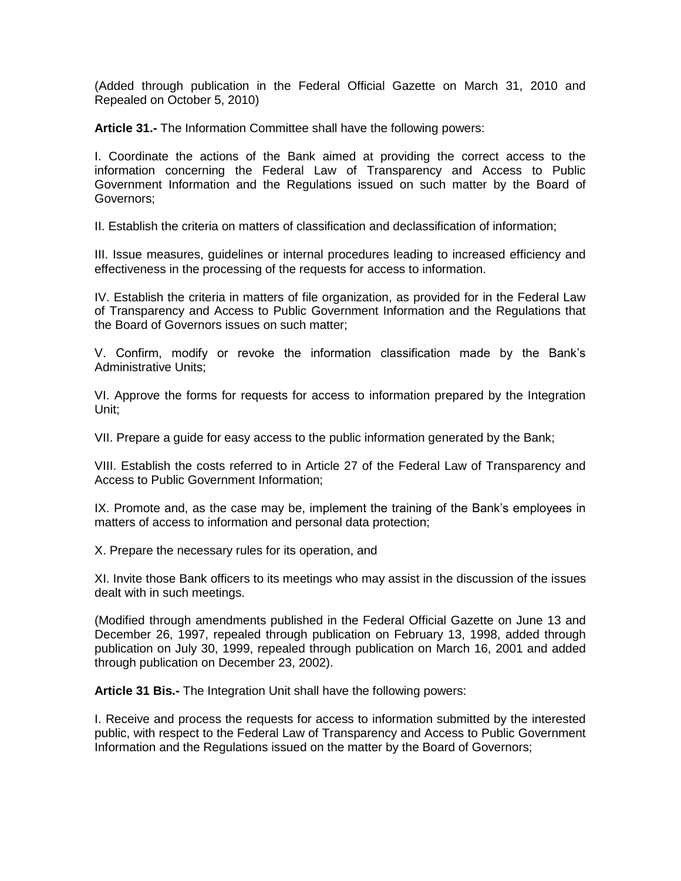(Added through publication in the Federal Official Gazette on March 31, 2010 and Repealed on October 5, 2010)

**Article 31.-** The Information Committee shall have the following powers:

I. Coordinate the actions of the Bank aimed at providing the correct access to the information concerning the Federal Law of Transparency and Access to Public Government Information and the Regulations issued on such matter by the Board of Governors;

II. Establish the criteria on matters of classification and declassification of information;

III. Issue measures, guidelines or internal procedures leading to increased efficiency and effectiveness in the processing of the requests for access to information.

IV. Establish the criteria in matters of file organization, as provided for in the Federal Law of Transparency and Access to Public Government Information and the Regulations that the Board of Governors issues on such matter;

V. Confirm, modify or revoke the information classification made by the Bank's Administrative Units;

VI. Approve the forms for requests for access to information prepared by the Integration Unit;

VII. Prepare a guide for easy access to the public information generated by the Bank;

VIII. Establish the costs referred to in Article 27 of the Federal Law of Transparency and Access to Public Government Information;

IX. Promote and, as the case may be, implement the training of the Bank's employees in matters of access to information and personal data protection;

X. Prepare the necessary rules for its operation, and

XI. Invite those Bank officers to its meetings who may assist in the discussion of the issues dealt with in such meetings.

(Modified through amendments published in the Federal Official Gazette on June 13 and December 26, 1997, repealed through publication on February 13, 1998, added through publication on July 30, 1999, repealed through publication on March 16, 2001 and added through publication on December 23, 2002).

**Article 31 Bis.-** The Integration Unit shall have the following powers:

I. Receive and process the requests for access to information submitted by the interested public, with respect to the Federal Law of Transparency and Access to Public Government Information and the Regulations issued on the matter by the Board of Governors;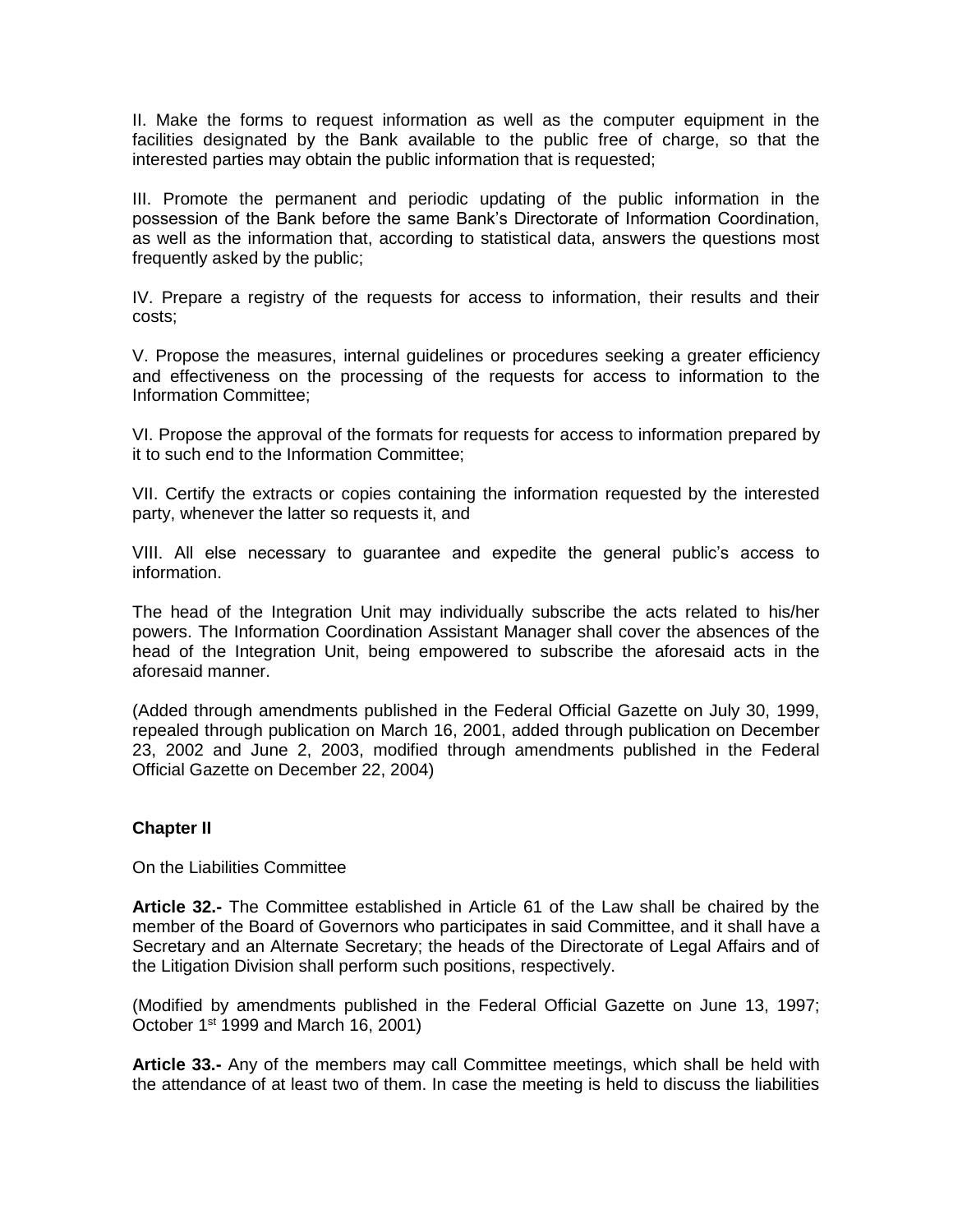II. Make the forms to request information as well as the computer equipment in the facilities designated by the Bank available to the public free of charge, so that the interested parties may obtain the public information that is requested;

III. Promote the permanent and periodic updating of the public information in the possession of the Bank before the same Bank's Directorate of Information Coordination, as well as the information that, according to statistical data, answers the questions most frequently asked by the public;

IV. Prepare a registry of the requests for access to information, their results and their costs;

V. Propose the measures, internal guidelines or procedures seeking a greater efficiency and effectiveness on the processing of the requests for access to information to the Information Committee;

VI. Propose the approval of the formats for requests for access to information prepared by it to such end to the Information Committee;

VII. Certify the extracts or copies containing the information requested by the interested party, whenever the latter so requests it, and

VIII. All else necessary to guarantee and expedite the general public's access to information.

The head of the Integration Unit may individually subscribe the acts related to his/her powers. The Information Coordination Assistant Manager shall cover the absences of the head of the Integration Unit, being empowered to subscribe the aforesaid acts in the aforesaid manner.

(Added through amendments published in the Federal Official Gazette on July 30, 1999, repealed through publication on March 16, 2001, added through publication on December 23, 2002 and June 2, 2003, modified through amendments published in the Federal Official Gazette on December 22, 2004)

## Chapter II

On the Liabilities Committee

**Article 32.-** The Committee established in Article 61 of the Law shall be chaired by the member of the Board of Governors who participates in said Committee, and it shall have a Secretary and an Alternate Secretary; the heads of the Directorate of Legal Affairs and of the Litigation Division shall perform such positions, respectively.

(Modified by amendments published in the Federal Official Gazette on June 13, 1997; October 1st 1999 and March 16, 2001)

**Article 33.-** Any of the members may call Committee meetings, which shall be held with the attendance of at least two of them. In case the meeting is held to discuss the liabilities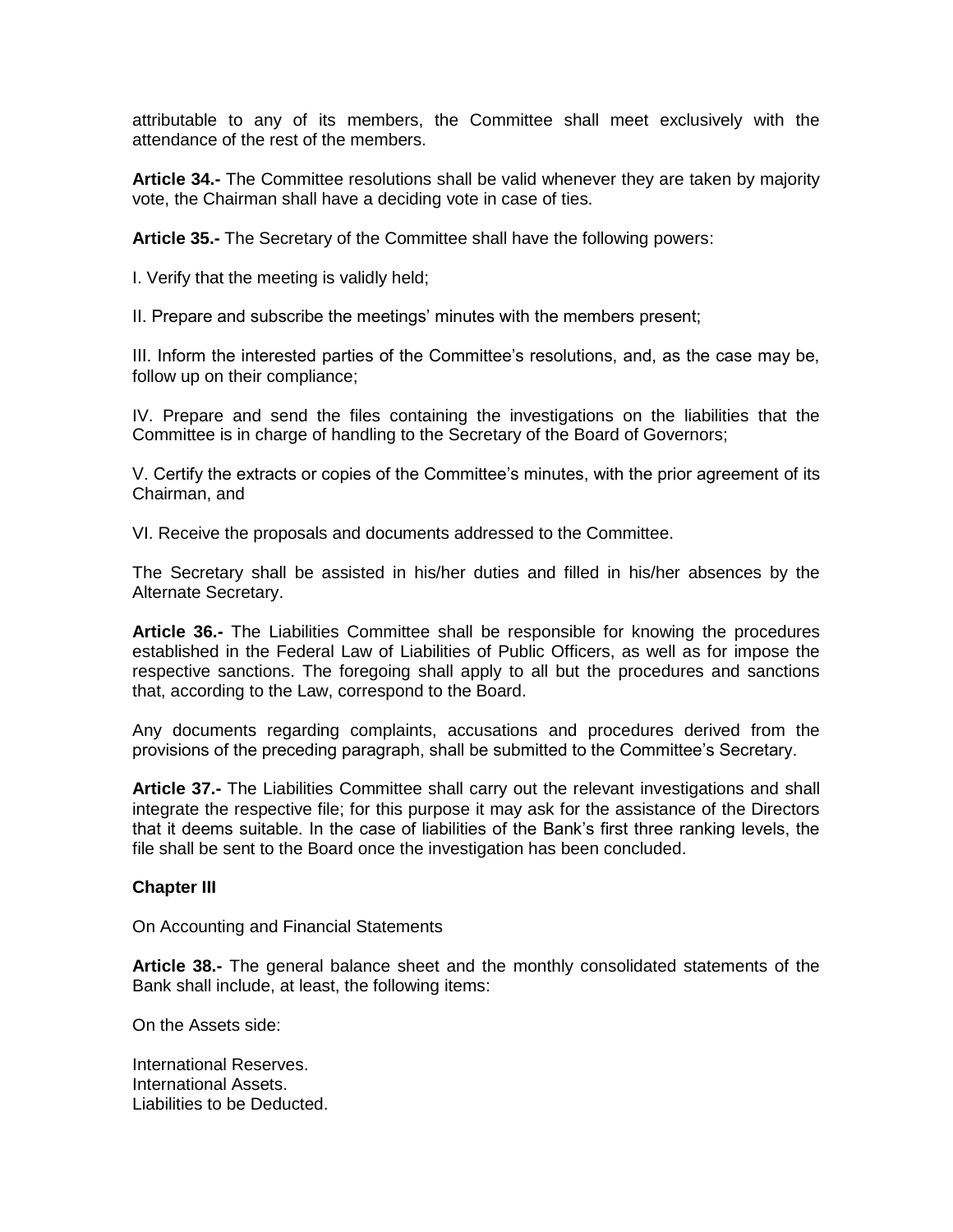attributable to any of its members, the Committee shall meet exclusively with the attendance of the rest of the members.

**Article 34.-** The Committee resolutions shall be valid whenever they are taken by majority vote, the Chairman shall have a deciding vote in case of ties.

**Article 35.-** The Secretary of the Committee shall have the following powers:

I. Verify that the meeting is validly held;

II. Prepare and subscribe the meetings' minutes with the members present;

III. Inform the interested parties of the Committee's resolutions, and, as the case may be, follow up on their compliance;

IV. Prepare and send the files containing the investigations on the liabilities that the Committee is in charge of handling to the Secretary of the Board of Governors;

V. Certify the extracts or copies of the Committee's minutes, with the prior agreement of its Chairman, and

VI. Receive the proposals and documents addressed to the Committee.

The Secretary shall be assisted in his/her duties and filled in his/her absences by the Alternate Secretary.

**Article 36.-** The Liabilities Committee shall be responsible for knowing the procedures established in the Federal Law of Liabilities of Public Officers, as well as for impose the respective sanctions. The foregoing shall apply to all but the procedures and sanctions that, according to the Law, correspond to the Board.

Any documents regarding complaints, accusations and procedures derived from the provisions of the preceding paragraph, shall be submitted to the Committee's Secretary.

**Article 37.-** The Liabilities Committee shall carry out the relevant investigations and shall integrate the respective file; for this purpose it may ask for the assistance of the Directors that it deems suitable. In the case of liabilities of the Bank's first three ranking levels, the file shall be sent to the Board once the investigation has been concluded.

## Chapter III

On Accounting and Financial Statements

**Article 38.-** The general balance sheet and the monthly consolidated statements of the Bank shall include, at least, the following items:

On the Assets side:

International Reserves.  
International Assets.  
Liabilities to be Deducted.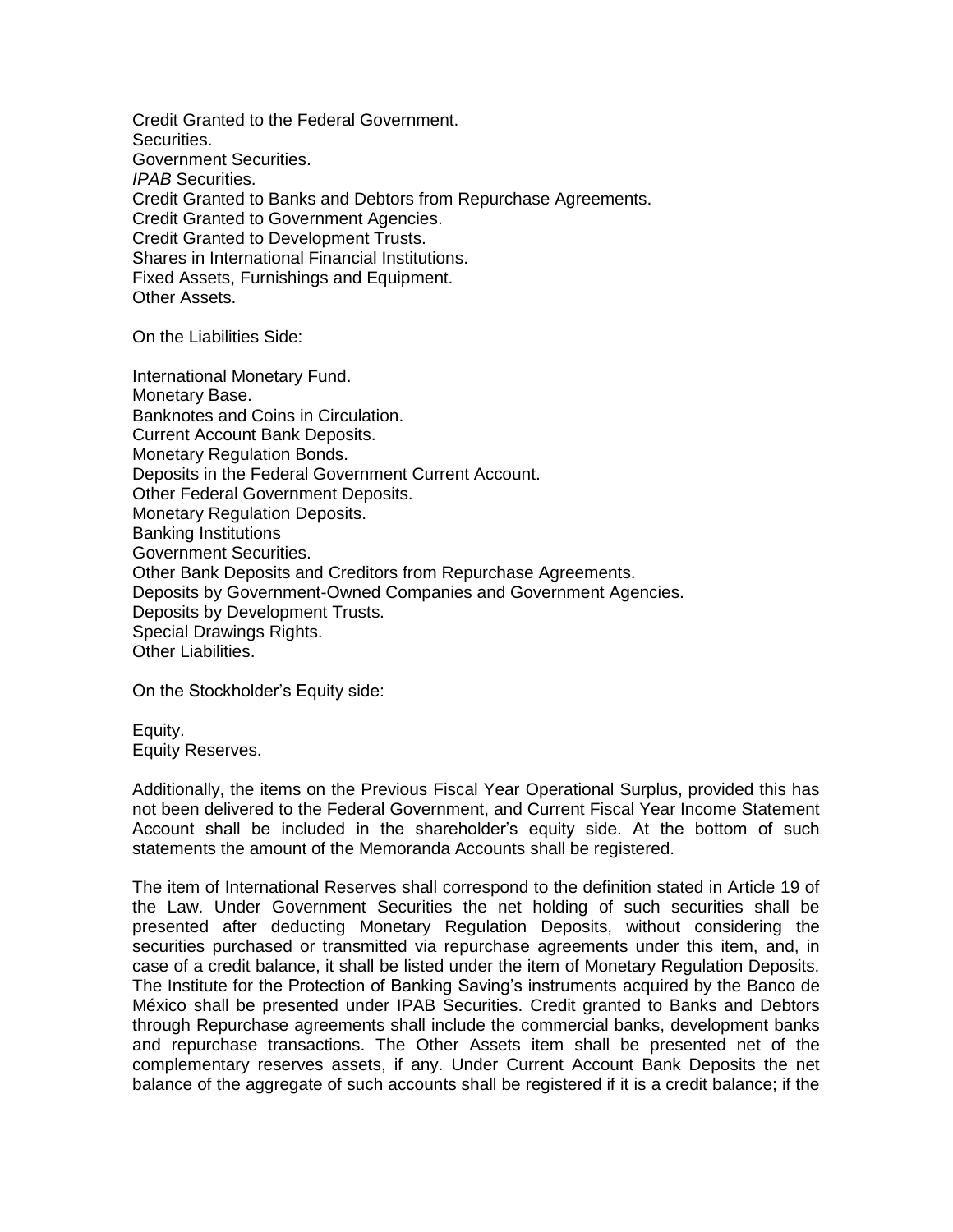Credit Granted to the Federal Government.
Securities.
Government Securities.
*IPAB* Securities.
Credit Granted to Banks and Debtors from Repurchase Agreements.
Credit Granted to Government Agencies.
Credit Granted to Development Trusts.
Shares in International Financial Institutions.
Fixed Assets, Furnishings and Equipment.
Other Assets.

On the Liabilities Side:

International Monetary Fund.
Monetary Base.
Banknotes and Coins in Circulation.
Current Account Bank Deposits.
Monetary Regulation Bonds.
Deposits in the Federal Government Current Account.
Other Federal Government Deposits.
Monetary Regulation Deposits.
Banking Institutions
Government Securities.
Other Bank Deposits and Creditors from Repurchase Agreements.
Deposits by Government-Owned Companies and Government Agencies.
Deposits by Development Trusts.
Special Drawings Rights.
Other Liabilities.

On the Stockholder's Equity side:

Equity.
Equity Reserves.

Additionally, the items on the Previous Fiscal Year Operational Surplus, provided this has not been delivered to the Federal Government, and Current Fiscal Year Income Statement Account shall be included in the shareholder's equity side. At the bottom of such statements the amount of the Memoranda Accounts shall be registered.

The item of International Reserves shall correspond to the definition stated in Article 19 of the Law. Under Government Securities the net holding of such securities shall be presented after deducting Monetary Regulation Deposits, without considering the securities purchased or transmitted via repurchase agreements under this item, and, in case of a credit balance, it shall be listed under the item of Monetary Regulation Deposits. The Institute for the Protection of Banking Saving's instruments acquired by the Banco de México shall be presented under IPAB Securities. Credit granted to Banks and Debtors through Repurchase agreements shall include the commercial banks, development banks and repurchase transactions. The Other Assets item shall be presented net of the complementary reserves assets, if any. Under Current Account Bank Deposits the net balance of the aggregate of such accounts shall be registered if it is a credit balance; if the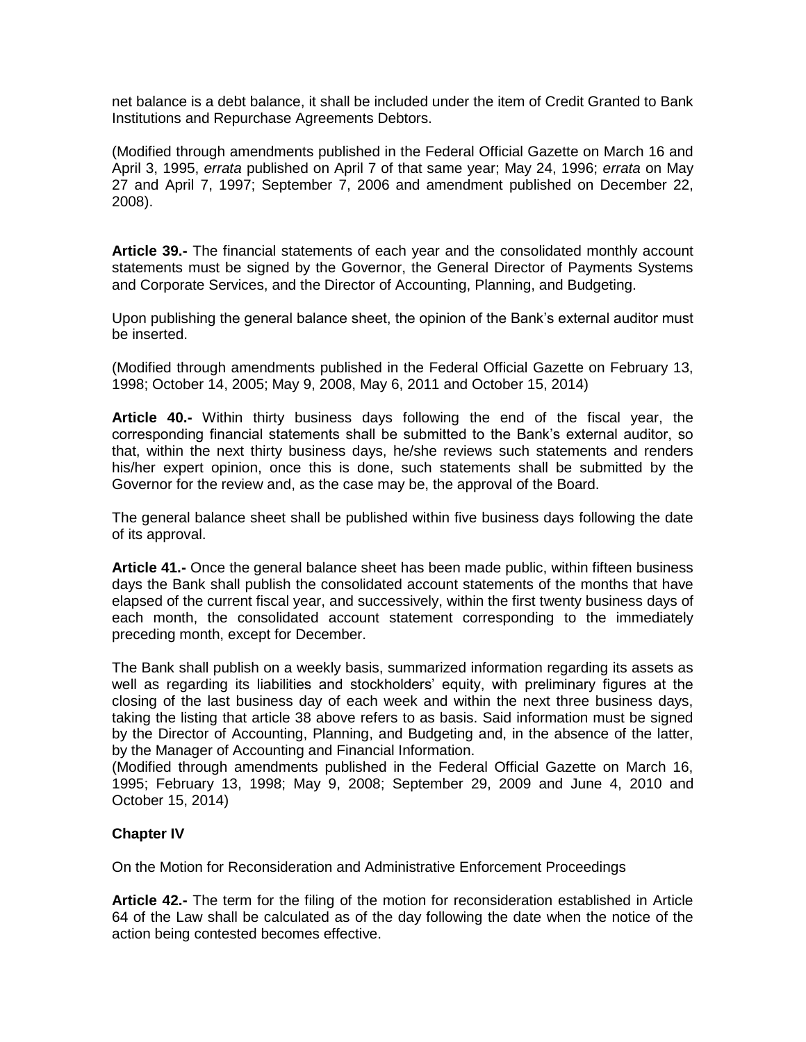net balance is a debt balance, it shall be included under the item of Credit Granted to Bank Institutions and Repurchase Agreements Debtors.

(Modified through amendments published in the Federal Official Gazette on March 16 and April 3, 1995, *errata* published on April 7 of that same year; May 24, 1996; *errata* on May 27 and April 7, 1997; September 7, 2006 and amendment published on December 22, 2008).

**Article 39.-** The financial statements of each year and the consolidated monthly account statements must be signed by the Governor, the General Director of Payments Systems and Corporate Services, and the Director of Accounting, Planning, and Budgeting.

Upon publishing the general balance sheet, the opinion of the Bank's external auditor must be inserted.

(Modified through amendments published in the Federal Official Gazette on February 13, 1998; October 14, 2005; May 9, 2008, May 6, 2011 and October 15, 2014)

**Article 40.-** Within thirty business days following the end of the fiscal year, the corresponding financial statements shall be submitted to the Bank's external auditor, so that, within the next thirty business days, he/she reviews such statements and renders his/her expert opinion, once this is done, such statements shall be submitted by the Governor for the review and, as the case may be, the approval of the Board.

The general balance sheet shall be published within five business days following the date of its approval.

**Article 41.-** Once the general balance sheet has been made public, within fifteen business days the Bank shall publish the consolidated account statements of the months that have elapsed of the current fiscal year, and successively, within the first twenty business days of each month, the consolidated account statement corresponding to the immediately preceding month, except for December.

The Bank shall publish on a weekly basis, summarized information regarding its assets as well as regarding its liabilities and stockholders' equity, with preliminary figures at the closing of the last business day of each week and within the next three business days, taking the listing that article 38 above refers to as basis. Said information must be signed by the Director of Accounting, Planning, and Budgeting and, in the absence of the latter, by the Manager of Accounting and Financial Information.
(Modified through amendments published in the Federal Official Gazette on March 16, 1995; February 13, 1998; May 9, 2008; September 29, 2009 and June 4, 2010 and October 15, 2014)

## Chapter IV

On the Motion for Reconsideration and Administrative Enforcement Proceedings

**Article 42.-** The term for the filing of the motion for reconsideration established in Article 64 of the Law shall be calculated as of the day following the date when the notice of the action being contested becomes effective.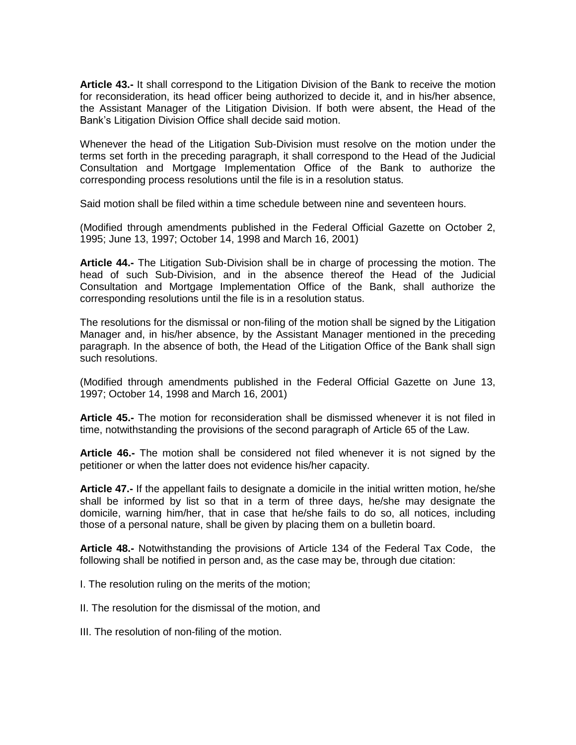**Article 43.-** It shall correspond to the Litigation Division of the Bank to receive the motion for reconsideration, its head officer being authorized to decide it, and in his/her absence, the Assistant Manager of the Litigation Division. If both were absent, the Head of the Bank's Litigation Division Office shall decide said motion.

Whenever the head of the Litigation Sub-Division must resolve on the motion under the terms set forth in the preceding paragraph, it shall correspond to the Head of the Judicial Consultation and Mortgage Implementation Office of the Bank to authorize the corresponding process resolutions until the file is in a resolution status.

Said motion shall be filed within a time schedule between nine and seventeen hours.

(Modified through amendments published in the Federal Official Gazette on October 2, 1995; June 13, 1997; October 14, 1998 and March 16, 2001)

**Article 44.-** The Litigation Sub-Division shall be in charge of processing the motion. The head of such Sub-Division, and in the absence thereof the Head of the Judicial Consultation and Mortgage Implementation Office of the Bank, shall authorize the corresponding resolutions until the file is in a resolution status.

The resolutions for the dismissal or non-filing of the motion shall be signed by the Litigation Manager and, in his/her absence, by the Assistant Manager mentioned in the preceding paragraph. In the absence of both, the Head of the Litigation Office of the Bank shall sign such resolutions.

(Modified through amendments published in the Federal Official Gazette on June 13, 1997; October 14, 1998 and March 16, 2001)

**Article 45.-** The motion for reconsideration shall be dismissed whenever it is not filed in time, notwithstanding the provisions of the second paragraph of Article 65 of the Law.

**Article 46.-** The motion shall be considered not filed whenever it is not signed by the petitioner or when the latter does not evidence his/her capacity.

**Article 47.-** If the appellant fails to designate a domicile in the initial written motion, he/she shall be informed by list so that in a term of three days, he/she may designate the domicile, warning him/her, that in case that he/she fails to do so, all notices, including those of a personal nature, shall be given by placing them on a bulletin board.

**Article 48.-** Notwithstanding the provisions of Article 134 of the Federal Tax Code, the following shall be notified in person and, as the case may be, through due citation:

I. The resolution ruling on the merits of the motion;

II. The resolution for the dismissal of the motion, and

III. The resolution of non-filing of the motion.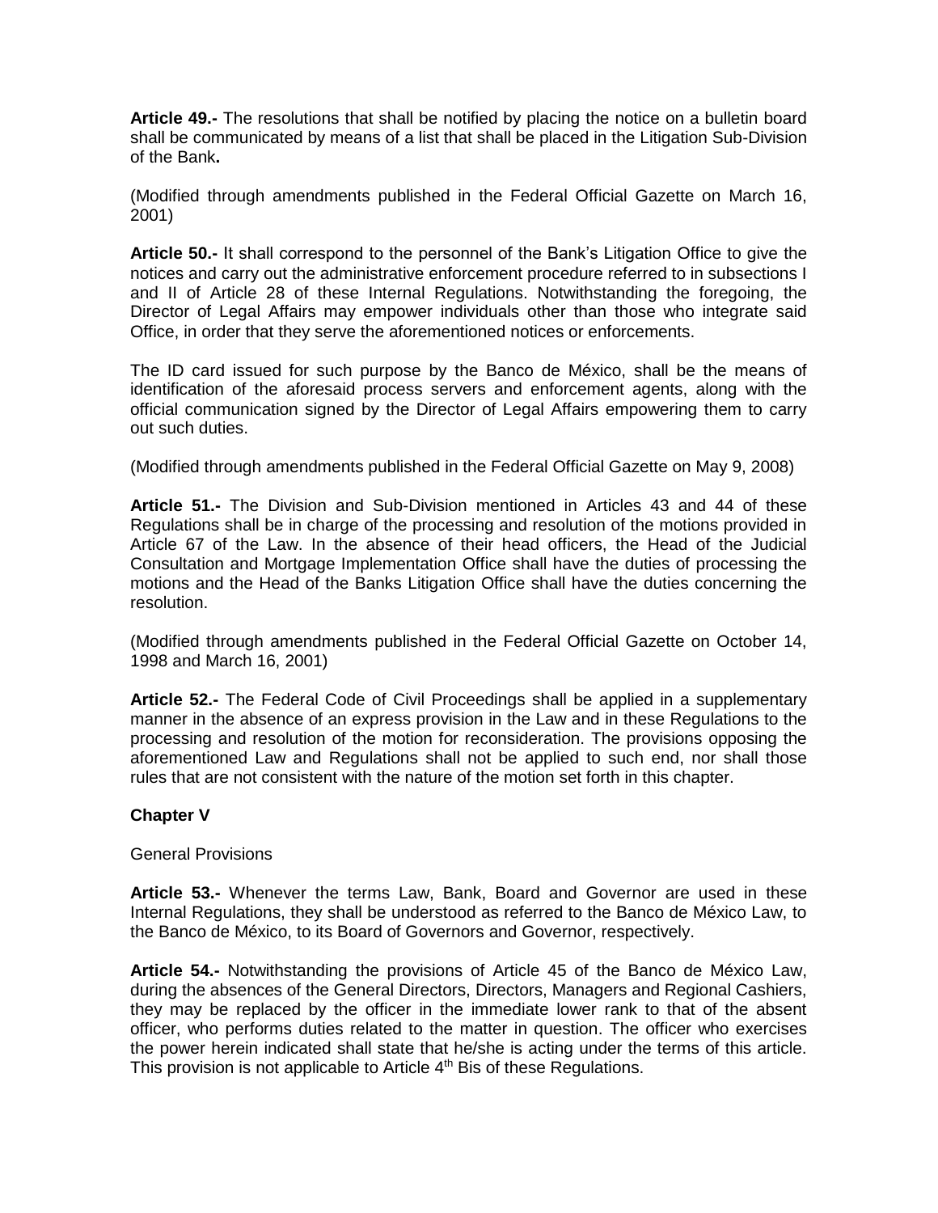**Article 49.-** The resolutions that shall be notified by placing the notice on a bulletin board shall be communicated by means of a list that shall be placed in the Litigation Sub-Division of the Bank**.**

(Modified through amendments published in the Federal Official Gazette on March 16, 2001)

**Article 50.-** It shall correspond to the personnel of the Bank's Litigation Office to give the notices and carry out the administrative enforcement procedure referred to in subsections I and II of Article 28 of these Internal Regulations. Notwithstanding the foregoing, the Director of Legal Affairs may empower individuals other than those who integrate said Office, in order that they serve the aforementioned notices or enforcements.

The ID card issued for such purpose by the Banco de México, shall be the means of identification of the aforesaid process servers and enforcement agents, along with the official communication signed by the Director of Legal Affairs empowering them to carry out such duties.

(Modified through amendments published in the Federal Official Gazette on May 9, 2008)

**Article 51.-** The Division and Sub-Division mentioned in Articles 43 and 44 of these Regulations shall be in charge of the processing and resolution of the motions provided in Article 67 of the Law. In the absence of their head officers, the Head of the Judicial Consultation and Mortgage Implementation Office shall have the duties of processing the motions and the Head of the Banks Litigation Office shall have the duties concerning the resolution.

(Modified through amendments published in the Federal Official Gazette on October 14, 1998 and March 16, 2001)

**Article 52.-** The Federal Code of Civil Proceedings shall be applied in a supplementary manner in the absence of an express provision in the Law and in these Regulations to the processing and resolution of the motion for reconsideration. The provisions opposing the aforementioned Law and Regulations shall not be applied to such end, nor shall those rules that are not consistent with the nature of the motion set forth in this chapter.

**Chapter V**

General Provisions

**Article 53.-** Whenever the terms Law, Bank, Board and Governor are used in these Internal Regulations, they shall be understood as referred to the Banco de México Law, to the Banco de México, to its Board of Governors and Governor, respectively.

**Article 54.-** Notwithstanding the provisions of Article 45 of the Banco de México Law, during the absences of the General Directors, Directors, Managers and Regional Cashiers, they may be replaced by the officer in the immediate lower rank to that of the absent officer, who performs duties related to the matter in question. The officer who exercises the power herein indicated shall state that he/she is acting under the terms of this article. This provision is not applicable to Article 4th Bis of these Regulations.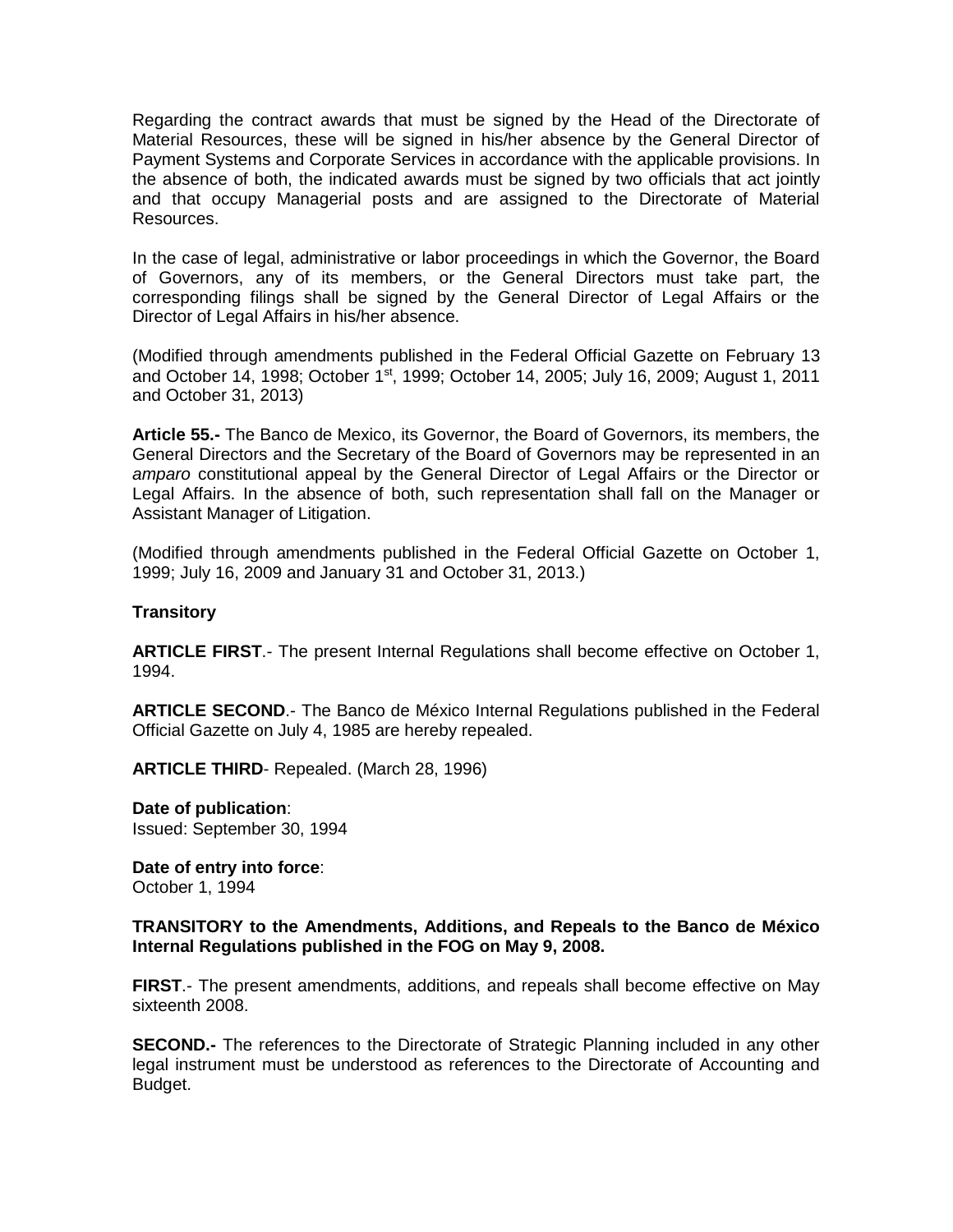Regarding the contract awards that must be signed by the Head of the Directorate of Material Resources, these will be signed in his/her absence by the General Director of Payment Systems and Corporate Services in accordance with the applicable provisions. In the absence of both, the indicated awards must be signed by two officials that act jointly and that occupy Managerial posts and are assigned to the Directorate of Material Resources.

In the case of legal, administrative or labor proceedings in which the Governor, the Board of Governors, any of its members, or the General Directors must take part, the corresponding filings shall be signed by the General Director of Legal Affairs or the Director of Legal Affairs in his/her absence.

(Modified through amendments published in the Federal Official Gazette on February 13 and October 14, 1998; October 1st, 1999; October 14, 2005; July 16, 2009; August 1, 2011 and October 31, 2013)

**Article 55.-** The Banco de Mexico, its Governor, the Board of Governors, its members, the General Directors and the Secretary of the Board of Governors may be represented in an *amparo* constitutional appeal by the General Director of Legal Affairs or the Director or Legal Affairs. In the absence of both, such representation shall fall on the Manager or Assistant Manager of Litigation.

(Modified through amendments published in the Federal Official Gazette on October 1, 1999; July 16, 2009 and January 31 and October 31, 2013.)

**Transitory**

**ARTICLE FIRST**.- The present Internal Regulations shall become effective on October 1, 1994.

**ARTICLE SECOND**.- The Banco de México Internal Regulations published in the Federal Official Gazette on July 4, 1985 are hereby repealed.

**ARTICLE THIRD**- Repealed. (March 28, 1996)

**Date of publication**:
Issued: September 30, 1994

**Date of entry into force**:
October 1, 1994

**TRANSITORY to the Amendments, Additions, and Repeals to the Banco de México Internal Regulations published in the FOG on May 9, 2008.**

**FIRST**.- The present amendments, additions, and repeals shall become effective on May sixteenth 2008.

**SECOND.-** The references to the Directorate of Strategic Planning included in any other legal instrument must be understood as references to the Directorate of Accounting and Budget.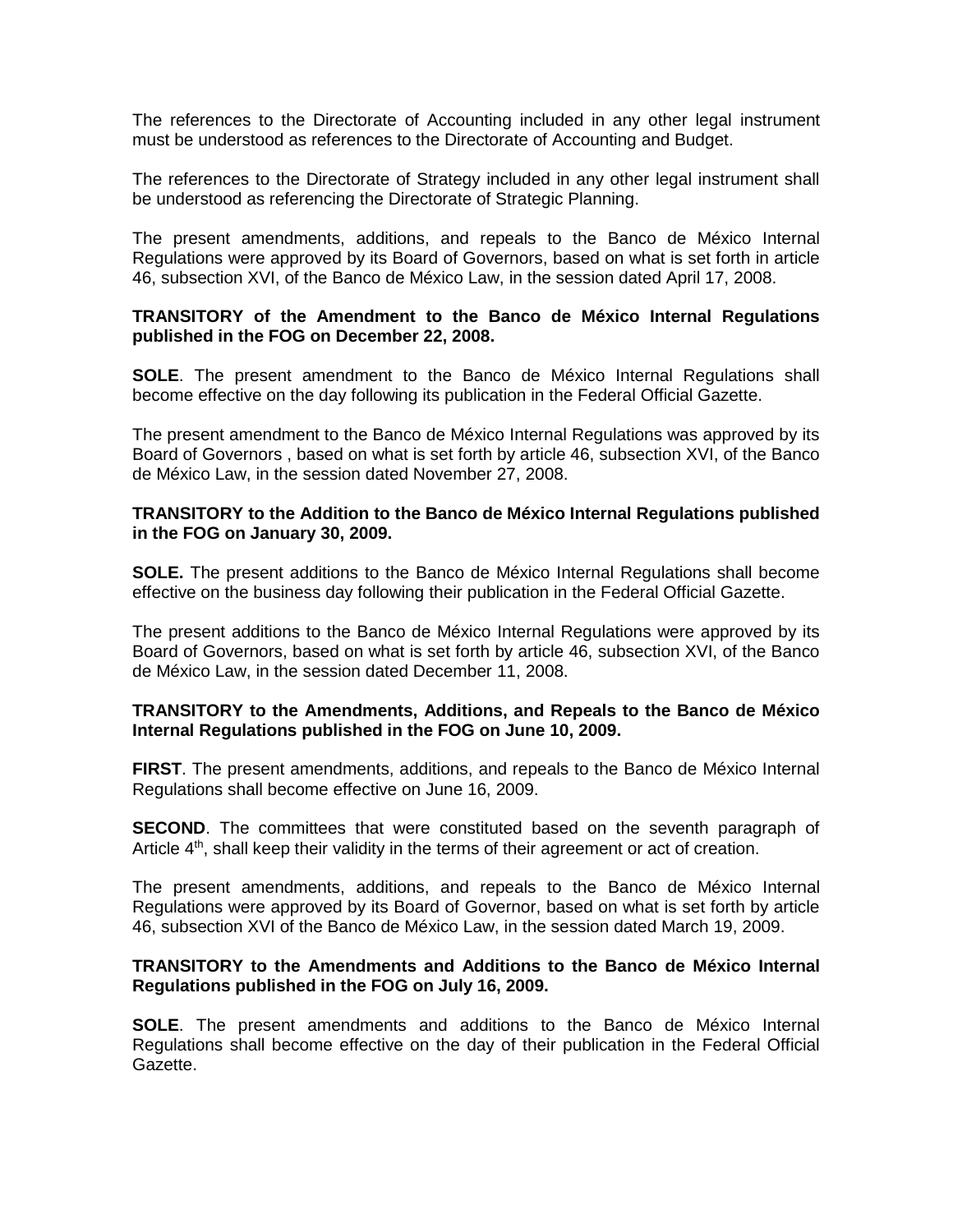The references to the Directorate of Accounting included in any other legal instrument must be understood as references to the Directorate of Accounting and Budget.

The references to the Directorate of Strategy included in any other legal instrument shall be understood as referencing the Directorate of Strategic Planning.

The present amendments, additions, and repeals to the Banco de México Internal Regulations were approved by its Board of Governors, based on what is set forth in article 46, subsection XVI, of the Banco de México Law, in the session dated April 17, 2008.

**TRANSITORY of the Amendment to the Banco de México Internal Regulations published in the FOG on December 22, 2008.**

**SOLE**. The present amendment to the Banco de México Internal Regulations shall become effective on the day following its publication in the Federal Official Gazette.

The present amendment to the Banco de México Internal Regulations was approved by its Board of Governors , based on what is set forth by article 46, subsection XVI, of the Banco de México Law, in the session dated November 27, 2008.

**TRANSITORY to the Addition to the Banco de México Internal Regulations published in the FOG on January 30, 2009.**

**SOLE.** The present additions to the Banco de México Internal Regulations shall become effective on the business day following their publication in the Federal Official Gazette.

The present additions to the Banco de México Internal Regulations were approved by its Board of Governors, based on what is set forth by article 46, subsection XVI, of the Banco de México Law, in the session dated December 11, 2008.

**TRANSITORY to the Amendments, Additions, and Repeals to the Banco de México Internal Regulations published in the FOG on June 10, 2009.**

**FIRST**. The present amendments, additions, and repeals to the Banco de México Internal Regulations shall become effective on June 16, 2009.

**SECOND**. The committees that were constituted based on the seventh paragraph of Article 4th, shall keep their validity in the terms of their agreement or act of creation.

The present amendments, additions, and repeals to the Banco de México Internal Regulations were approved by its Board of Governor, based on what is set forth by article 46, subsection XVI of the Banco de México Law, in the session dated March 19, 2009.

**TRANSITORY to the Amendments and Additions to the Banco de México Internal Regulations published in the FOG on July 16, 2009.**

**SOLE**. The present amendments and additions to the Banco de México Internal Regulations shall become effective on the day of their publication in the Federal Official Gazette.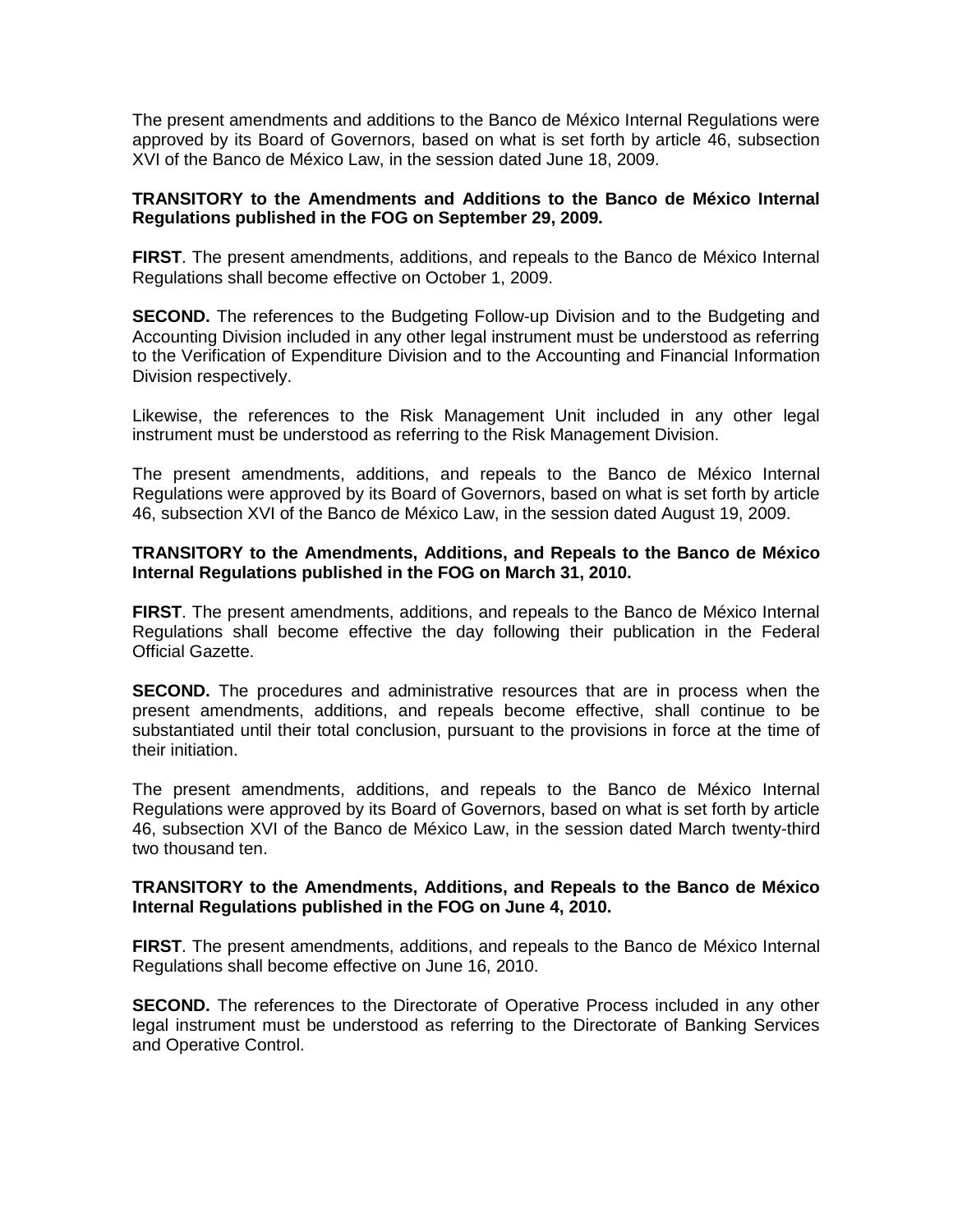The present amendments and additions to the Banco de México Internal Regulations were approved by its Board of Governors, based on what is set forth by article 46, subsection XVI of the Banco de México Law, in the session dated June 18, 2009.

**TRANSITORY to the Amendments and Additions to the Banco de México Internal Regulations published in the FOG on September 29, 2009.**

**FIRST**. The present amendments, additions, and repeals to the Banco de México Internal Regulations shall become effective on October 1, 2009.

**SECOND.** The references to the Budgeting Follow-up Division and to the Budgeting and Accounting Division included in any other legal instrument must be understood as referring to the Verification of Expenditure Division and to the Accounting and Financial Information Division respectively.

Likewise, the references to the Risk Management Unit included in any other legal instrument must be understood as referring to the Risk Management Division.

The present amendments, additions, and repeals to the Banco de México Internal Regulations were approved by its Board of Governors, based on what is set forth by article 46, subsection XVI of the Banco de México Law, in the session dated August 19, 2009.

**TRANSITORY to the Amendments, Additions, and Repeals to the Banco de México Internal Regulations published in the FOG on March 31, 2010.**

**FIRST**. The present amendments, additions, and repeals to the Banco de México Internal Regulations shall become effective the day following their publication in the Federal Official Gazette.

**SECOND.** The procedures and administrative resources that are in process when the present amendments, additions, and repeals become effective, shall continue to be substantiated until their total conclusion, pursuant to the provisions in force at the time of their initiation.

The present amendments, additions, and repeals to the Banco de México Internal Regulations were approved by its Board of Governors, based on what is set forth by article 46, subsection XVI of the Banco de México Law, in the session dated March twenty-third two thousand ten.

**TRANSITORY to the Amendments, Additions, and Repeals to the Banco de México Internal Regulations published in the FOG on June 4, 2010.**

**FIRST**. The present amendments, additions, and repeals to the Banco de México Internal Regulations shall become effective on June 16, 2010.

**SECOND.** The references to the Directorate of Operative Process included in any other legal instrument must be understood as referring to the Directorate of Banking Services and Operative Control.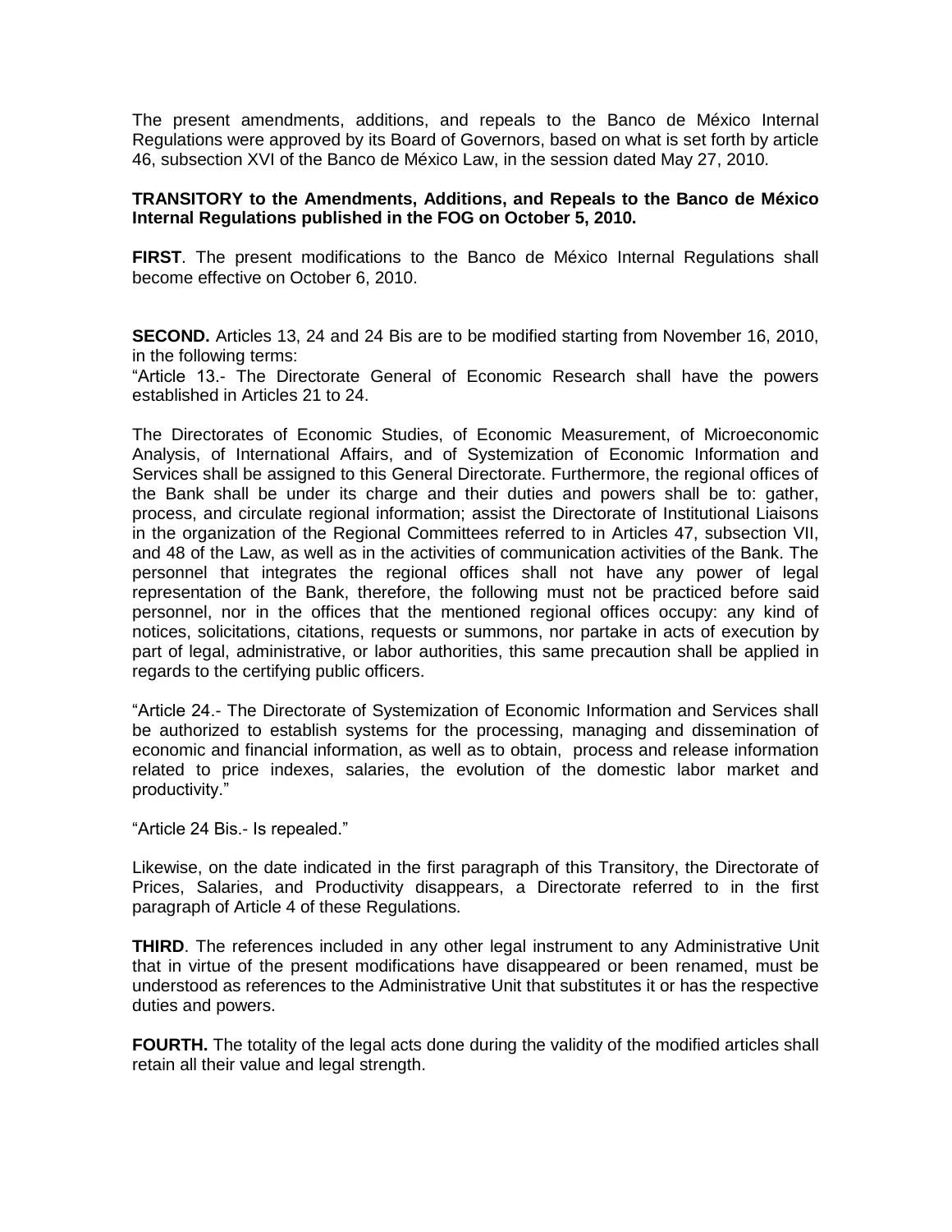The present amendments, additions, and repeals to the Banco de México Internal Regulations were approved by its Board of Governors, based on what is set forth by article 46, subsection XVI of the Banco de México Law, in the session dated May 27, 2010.

**TRANSITORY to the Amendments, Additions, and Repeals to the Banco de México Internal Regulations published in the FOG on October 5, 2010.**

**FIRST**. The present modifications to the Banco de México Internal Regulations shall become effective on October 6, 2010.

**SECOND.** Articles 13, 24 and 24 Bis are to be modified starting from November 16, 2010, in the following terms:

"Article 13.- The Directorate General of Economic Research shall have the powers established in Articles 21 to 24.

The Directorates of Economic Studies, of Economic Measurement, of Microeconomic Analysis, of International Affairs, and of Systemization of Economic Information and Services shall be assigned to this General Directorate. Furthermore, the regional offices of the Bank shall be under its charge and their duties and powers shall be to: gather, process, and circulate regional information; assist the Directorate of Institutional Liaisons in the organization of the Regional Committees referred to in Articles 47, subsection VII, and 48 of the Law, as well as in the activities of communication activities of the Bank. The personnel that integrates the regional offices shall not have any power of legal representation of the Bank, therefore, the following must not be practiced before said personnel, nor in the offices that the mentioned regional offices occupy: any kind of notices, solicitations, citations, requests or summons, nor partake in acts of execution by part of legal, administrative, or labor authorities, this same precaution shall be applied in regards to the certifying public officers.

"Article 24.- The Directorate of Systemization of Economic Information and Services shall be authorized to establish systems for the processing, managing and dissemination of economic and financial information, as well as to obtain, process and release information related to price indexes, salaries, the evolution of the domestic labor market and productivity."

"Article 24 Bis.- Is repealed."

Likewise, on the date indicated in the first paragraph of this Transitory, the Directorate of Prices, Salaries, and Productivity disappears, a Directorate referred to in the first paragraph of Article 4 of these Regulations.

**THIRD**. The references included in any other legal instrument to any Administrative Unit that in virtue of the present modifications have disappeared or been renamed, must be understood as references to the Administrative Unit that substitutes it or has the respective duties and powers.

**FOURTH.** The totality of the legal acts done during the validity of the modified articles shall retain all their value and legal strength.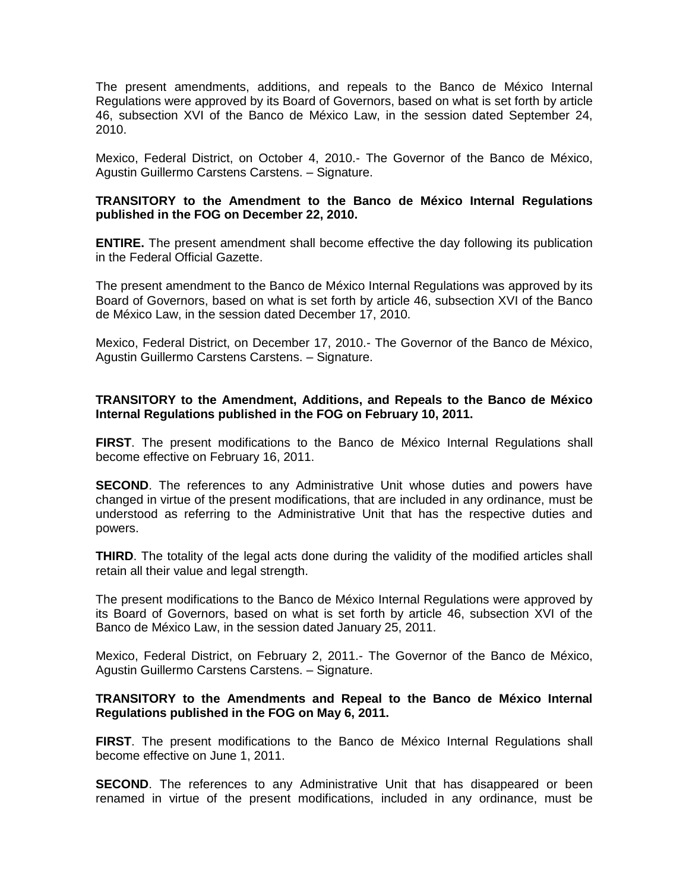The present amendments, additions, and repeals to the Banco de México Internal Regulations were approved by its Board of Governors, based on what is set forth by article 46, subsection XVI of the Banco de México Law, in the session dated September 24, 2010.

Mexico, Federal District, on October 4, 2010.- The Governor of the Banco de México, Agustin Guillermo Carstens Carstens. – Signature.

**TRANSITORY to the Amendment to the Banco de México Internal Regulations published in the FOG on December 22, 2010.**

**ENTIRE.** The present amendment shall become effective the day following its publication in the Federal Official Gazette.

The present amendment to the Banco de México Internal Regulations was approved by its Board of Governors, based on what is set forth by article 46, subsection XVI of the Banco de México Law, in the session dated December 17, 2010.

Mexico, Federal District, on December 17, 2010.- The Governor of the Banco de México, Agustin Guillermo Carstens Carstens. – Signature.

**TRANSITORY to the Amendment, Additions, and Repeals to the Banco de México Internal Regulations published in the FOG on February 10, 2011.**

**FIRST**. The present modifications to the Banco de México Internal Regulations shall become effective on February 16, 2011.

**SECOND**. The references to any Administrative Unit whose duties and powers have changed in virtue of the present modifications, that are included in any ordinance, must be understood as referring to the Administrative Unit that has the respective duties and powers.

**THIRD**. The totality of the legal acts done during the validity of the modified articles shall retain all their value and legal strength.

The present modifications to the Banco de México Internal Regulations were approved by its Board of Governors, based on what is set forth by article 46, subsection XVI of the Banco de México Law, in the session dated January 25, 2011.

Mexico, Federal District, on February 2, 2011.- The Governor of the Banco de México, Agustin Guillermo Carstens Carstens. – Signature.

**TRANSITORY to the Amendments and Repeal to the Banco de México Internal Regulations published in the FOG on May 6, 2011.**

**FIRST**. The present modifications to the Banco de México Internal Regulations shall become effective on June 1, 2011.

**SECOND**. The references to any Administrative Unit that has disappeared or been renamed in virtue of the present modifications, included in any ordinance, must be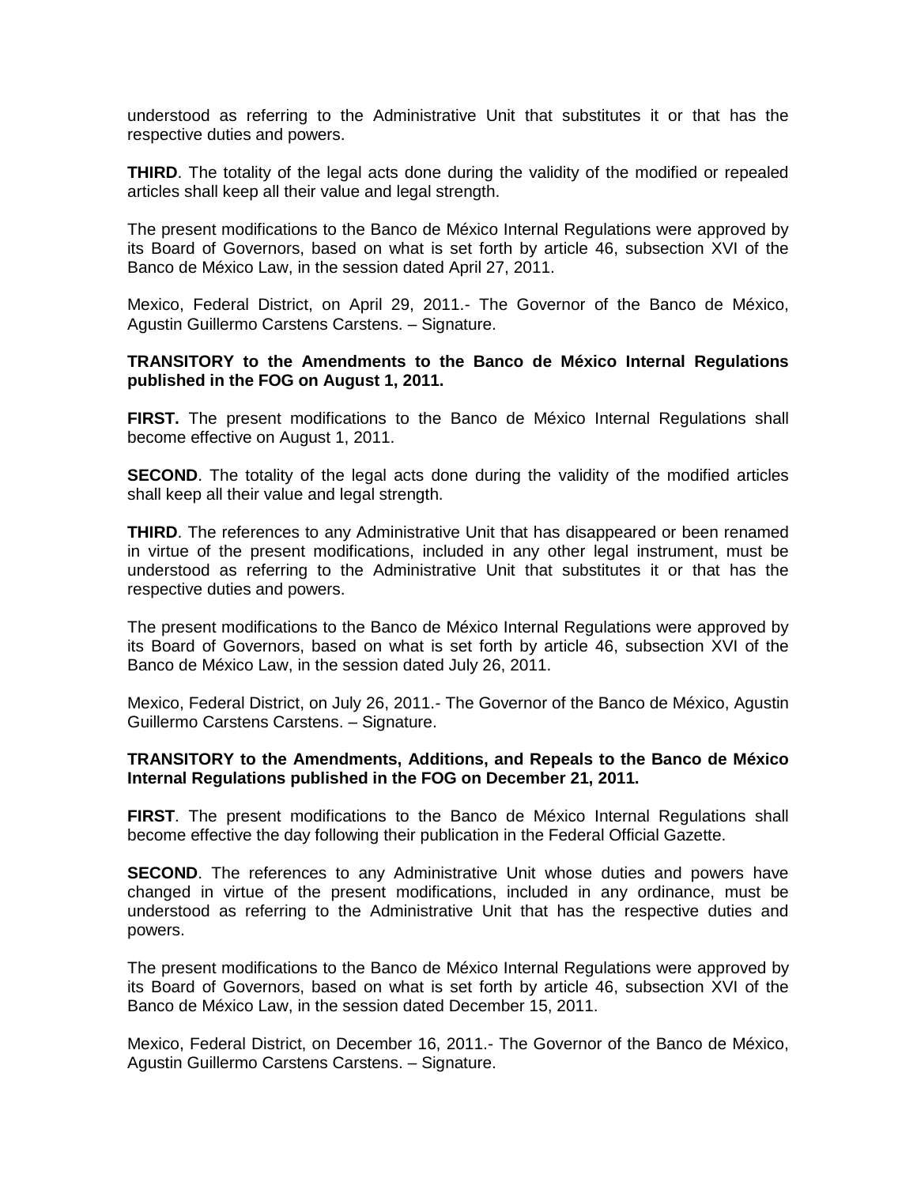understood as referring to the Administrative Unit that substitutes it or that has the respective duties and powers.

**THIRD**. The totality of the legal acts done during the validity of the modified or repealed articles shall keep all their value and legal strength.

The present modifications to the Banco de México Internal Regulations were approved by its Board of Governors, based on what is set forth by article 46, subsection XVI of the Banco de México Law, in the session dated April 27, 2011.

Mexico, Federal District, on April 29, 2011.- The Governor of the Banco de México, Agustin Guillermo Carstens Carstens. – Signature.

**TRANSITORY to the Amendments to the Banco de México Internal Regulations published in the FOG on August 1, 2011.**

**FIRST.** The present modifications to the Banco de México Internal Regulations shall become effective on August 1, 2011.

**SECOND**. The totality of the legal acts done during the validity of the modified articles shall keep all their value and legal strength.

**THIRD**. The references to any Administrative Unit that has disappeared or been renamed in virtue of the present modifications, included in any other legal instrument, must be understood as referring to the Administrative Unit that substitutes it or that has the respective duties and powers.

The present modifications to the Banco de México Internal Regulations were approved by its Board of Governors, based on what is set forth by article 46, subsection XVI of the Banco de México Law, in the session dated July 26, 2011.

Mexico, Federal District, on July 26, 2011.- The Governor of the Banco de México, Agustin Guillermo Carstens Carstens. – Signature.

**TRANSITORY to the Amendments, Additions, and Repeals to the Banco de México Internal Regulations published in the FOG on December 21, 2011.**

**FIRST**. The present modifications to the Banco de México Internal Regulations shall become effective the day following their publication in the Federal Official Gazette.

**SECOND**. The references to any Administrative Unit whose duties and powers have changed in virtue of the present modifications, included in any ordinance, must be understood as referring to the Administrative Unit that has the respective duties and powers.

The present modifications to the Banco de México Internal Regulations were approved by its Board of Governors, based on what is set forth by article 46, subsection XVI of the Banco de México Law, in the session dated December 15, 2011.

Mexico, Federal District, on December 16, 2011.- The Governor of the Banco de México, Agustin Guillermo Carstens Carstens. – Signature.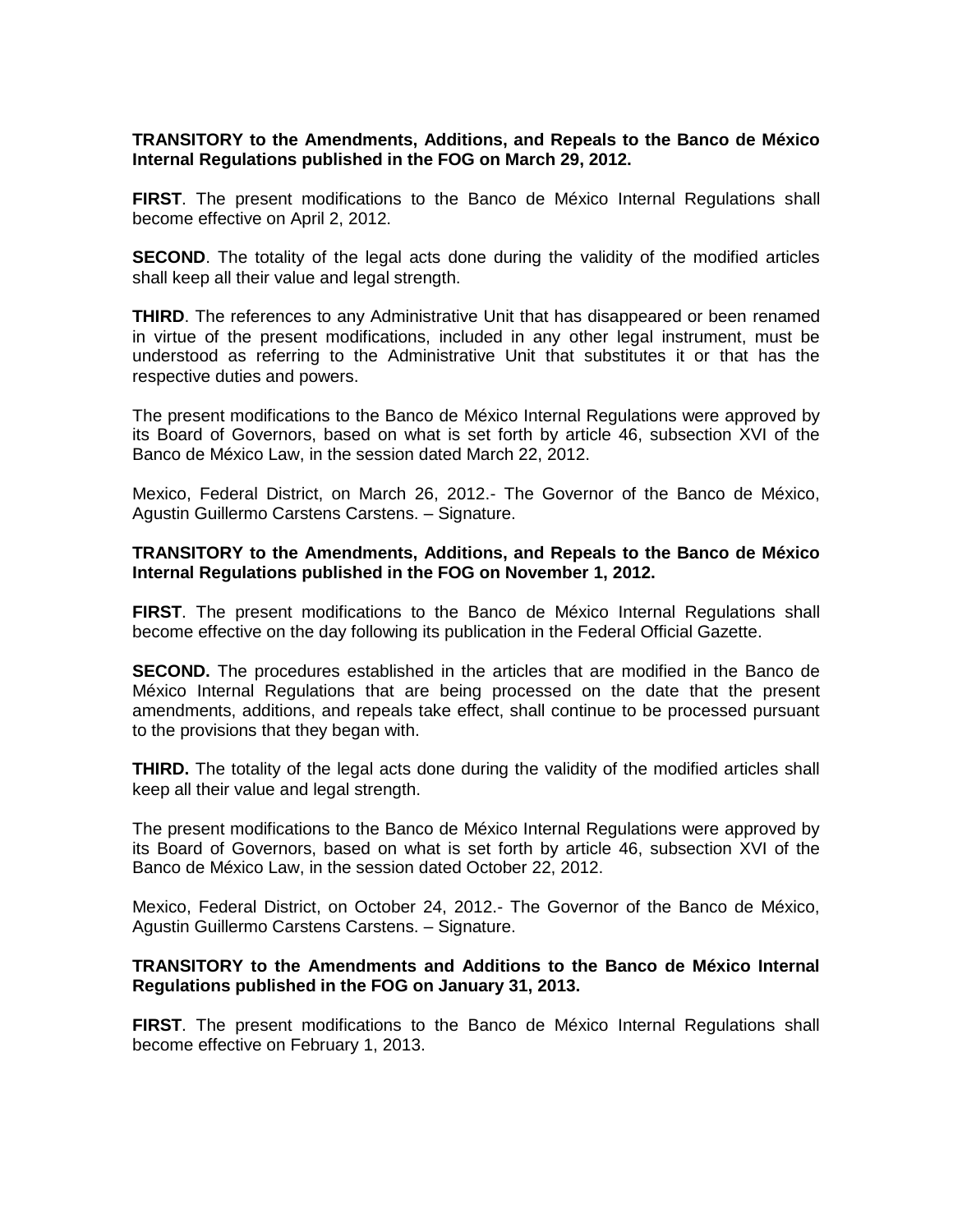**TRANSITORY to the Amendments, Additions, and Repeals to the Banco de México Internal Regulations published in the FOG on March 29, 2012.**

**FIRST**. The present modifications to the Banco de México Internal Regulations shall become effective on April 2, 2012.

**SECOND**. The totality of the legal acts done during the validity of the modified articles shall keep all their value and legal strength.

**THIRD**. The references to any Administrative Unit that has disappeared or been renamed in virtue of the present modifications, included in any other legal instrument, must be understood as referring to the Administrative Unit that substitutes it or that has the respective duties and powers.

The present modifications to the Banco de México Internal Regulations were approved by its Board of Governors, based on what is set forth by article 46, subsection XVI of the Banco de México Law, in the session dated March 22, 2012.

Mexico, Federal District, on March 26, 2012.- The Governor of the Banco de México, Agustin Guillermo Carstens Carstens. – Signature.

**TRANSITORY to the Amendments, Additions, and Repeals to the Banco de México Internal Regulations published in the FOG on November 1, 2012.**

**FIRST**. The present modifications to the Banco de México Internal Regulations shall become effective on the day following its publication in the Federal Official Gazette.

**SECOND.** The procedures established in the articles that are modified in the Banco de México Internal Regulations that are being processed on the date that the present amendments, additions, and repeals take effect, shall continue to be processed pursuant to the provisions that they began with.

**THIRD.** The totality of the legal acts done during the validity of the modified articles shall keep all their value and legal strength.

The present modifications to the Banco de México Internal Regulations were approved by its Board of Governors, based on what is set forth by article 46, subsection XVI of the Banco de México Law, in the session dated October 22, 2012.

Mexico, Federal District, on October 24, 2012.- The Governor of the Banco de México, Agustin Guillermo Carstens Carstens. – Signature.

**TRANSITORY to the Amendments and Additions to the Banco de México Internal Regulations published in the FOG on January 31, 2013.**

**FIRST**. The present modifications to the Banco de México Internal Regulations shall become effective on February 1, 2013.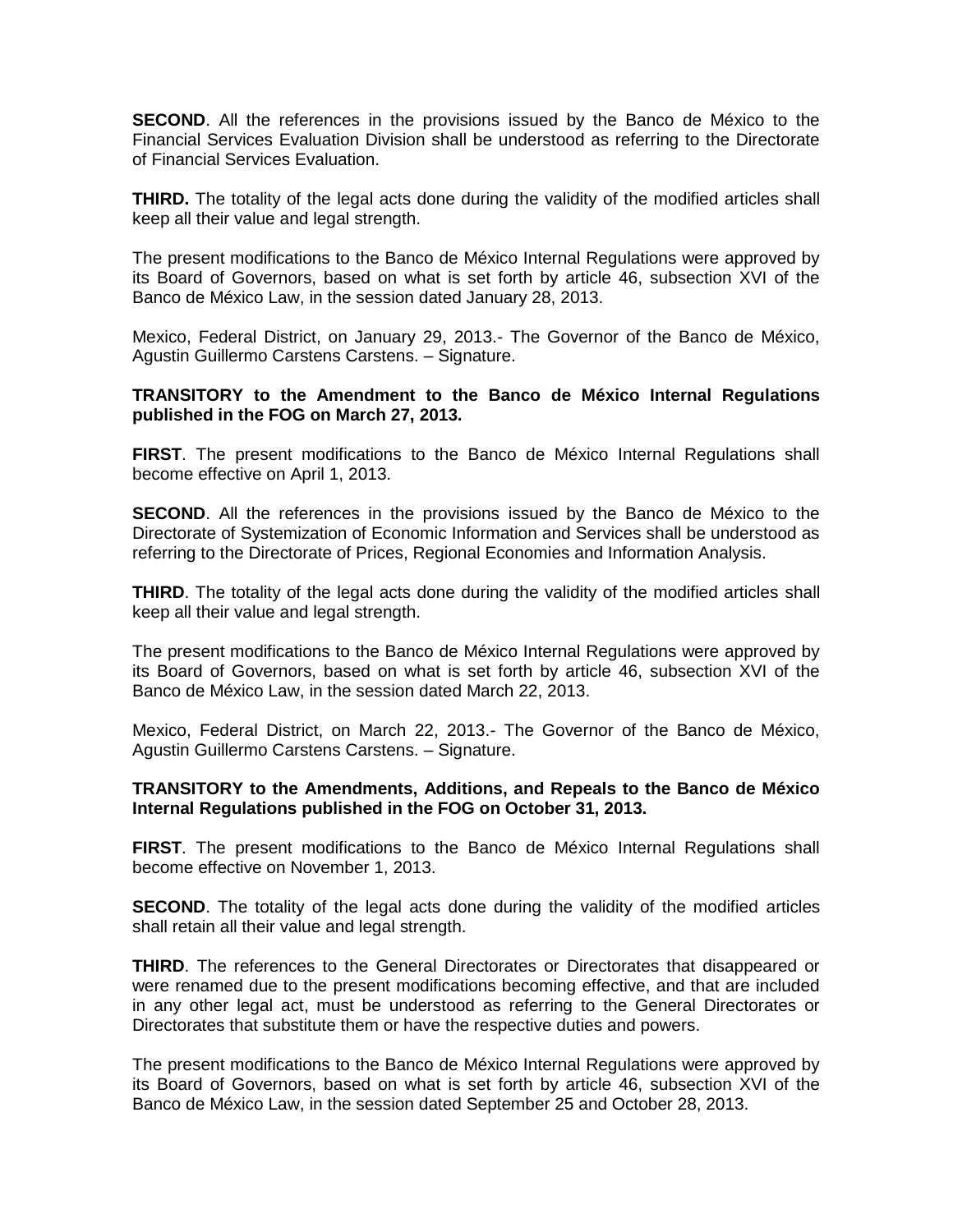**SECOND**. All the references in the provisions issued by the Banco de México to the Financial Services Evaluation Division shall be understood as referring to the Directorate of Financial Services Evaluation.

**THIRD.** The totality of the legal acts done during the validity of the modified articles shall keep all their value and legal strength.

The present modifications to the Banco de México Internal Regulations were approved by its Board of Governors, based on what is set forth by article 46, subsection XVI of the Banco de México Law, in the session dated January 28, 2013.

Mexico, Federal District, on January 29, 2013.- The Governor of the Banco de México, Agustin Guillermo Carstens Carstens. – Signature.

**TRANSITORY to the Amendment to the Banco de México Internal Regulations published in the FOG on March 27, 2013.**

**FIRST**. The present modifications to the Banco de México Internal Regulations shall become effective on April 1, 2013.

**SECOND**. All the references in the provisions issued by the Banco de México to the Directorate of Systemization of Economic Information and Services shall be understood as referring to the Directorate of Prices, Regional Economies and Information Analysis.

**THIRD**. The totality of the legal acts done during the validity of the modified articles shall keep all their value and legal strength.

The present modifications to the Banco de México Internal Regulations were approved by its Board of Governors, based on what is set forth by article 46, subsection XVI of the Banco de México Law, in the session dated March 22, 2013.

Mexico, Federal District, on March 22, 2013.- The Governor of the Banco de México, Agustin Guillermo Carstens Carstens. – Signature.

**TRANSITORY to the Amendments, Additions, and Repeals to the Banco de México Internal Regulations published in the FOG on October 31, 2013.**

**FIRST**. The present modifications to the Banco de México Internal Regulations shall become effective on November 1, 2013.

**SECOND**. The totality of the legal acts done during the validity of the modified articles shall retain all their value and legal strength.

**THIRD**. The references to the General Directorates or Directorates that disappeared or were renamed due to the present modifications becoming effective, and that are included in any other legal act, must be understood as referring to the General Directorates or Directorates that substitute them or have the respective duties and powers.

The present modifications to the Banco de México Internal Regulations were approved by its Board of Governors, based on what is set forth by article 46, subsection XVI of the Banco de México Law, in the session dated September 25 and October 28, 2013.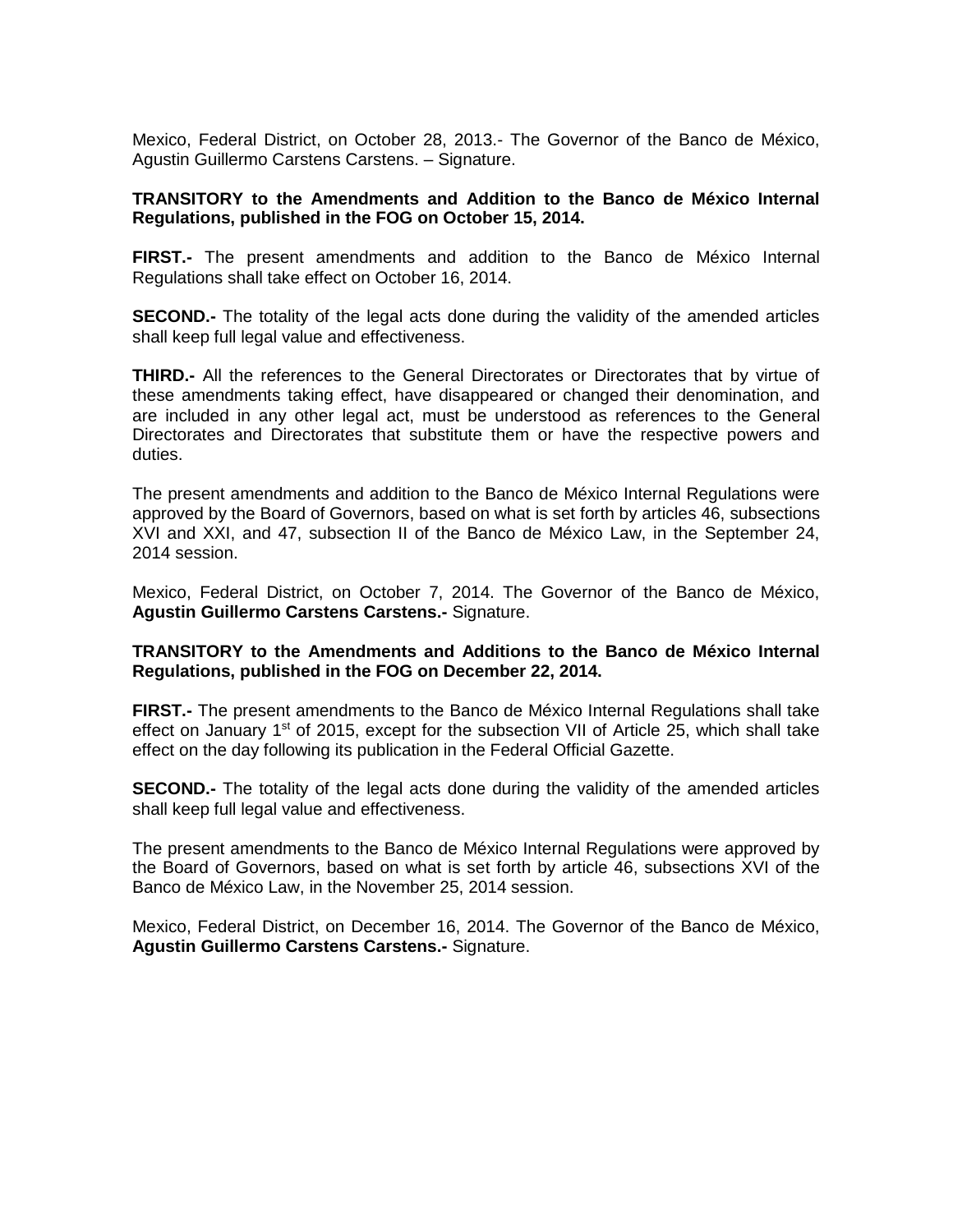Mexico, Federal District, on October 28, 2013.- The Governor of the Banco de México, Agustin Guillermo Carstens Carstens. – Signature.

**TRANSITORY to the Amendments and Addition to the Banco de México Internal Regulations, published in the FOG on October 15, 2014.**

**FIRST.-** The present amendments and addition to the Banco de México Internal Regulations shall take effect on October 16, 2014.

**SECOND.-** The totality of the legal acts done during the validity of the amended articles shall keep full legal value and effectiveness.

**THIRD.-** All the references to the General Directorates or Directorates that by virtue of these amendments taking effect, have disappeared or changed their denomination, and are included in any other legal act, must be understood as references to the General Directorates and Directorates that substitute them or have the respective powers and duties.

The present amendments and addition to the Banco de México Internal Regulations were approved by the Board of Governors, based on what is set forth by articles 46, subsections XVI and XXI, and 47, subsection II of the Banco de México Law, in the September 24, 2014 session.

Mexico, Federal District, on October 7, 2014. The Governor of the Banco de México, **Agustin Guillermo Carstens Carstens.-** Signature.

**TRANSITORY to the Amendments and Additions to the Banco de México Internal Regulations, published in the FOG on December 22, 2014.**

**FIRST.-** The present amendments to the Banco de México Internal Regulations shall take effect on January 1st of 2015, except for the subsection VII of Article 25, which shall take effect on the day following its publication in the Federal Official Gazette.

**SECOND.-** The totality of the legal acts done during the validity of the amended articles shall keep full legal value and effectiveness.

The present amendments to the Banco de México Internal Regulations were approved by the Board of Governors, based on what is set forth by article 46, subsections XVI of the Banco de México Law, in the November 25, 2014 session.

Mexico, Federal District, on December 16, 2014. The Governor of the Banco de México, **Agustin Guillermo Carstens Carstens.-** Signature.